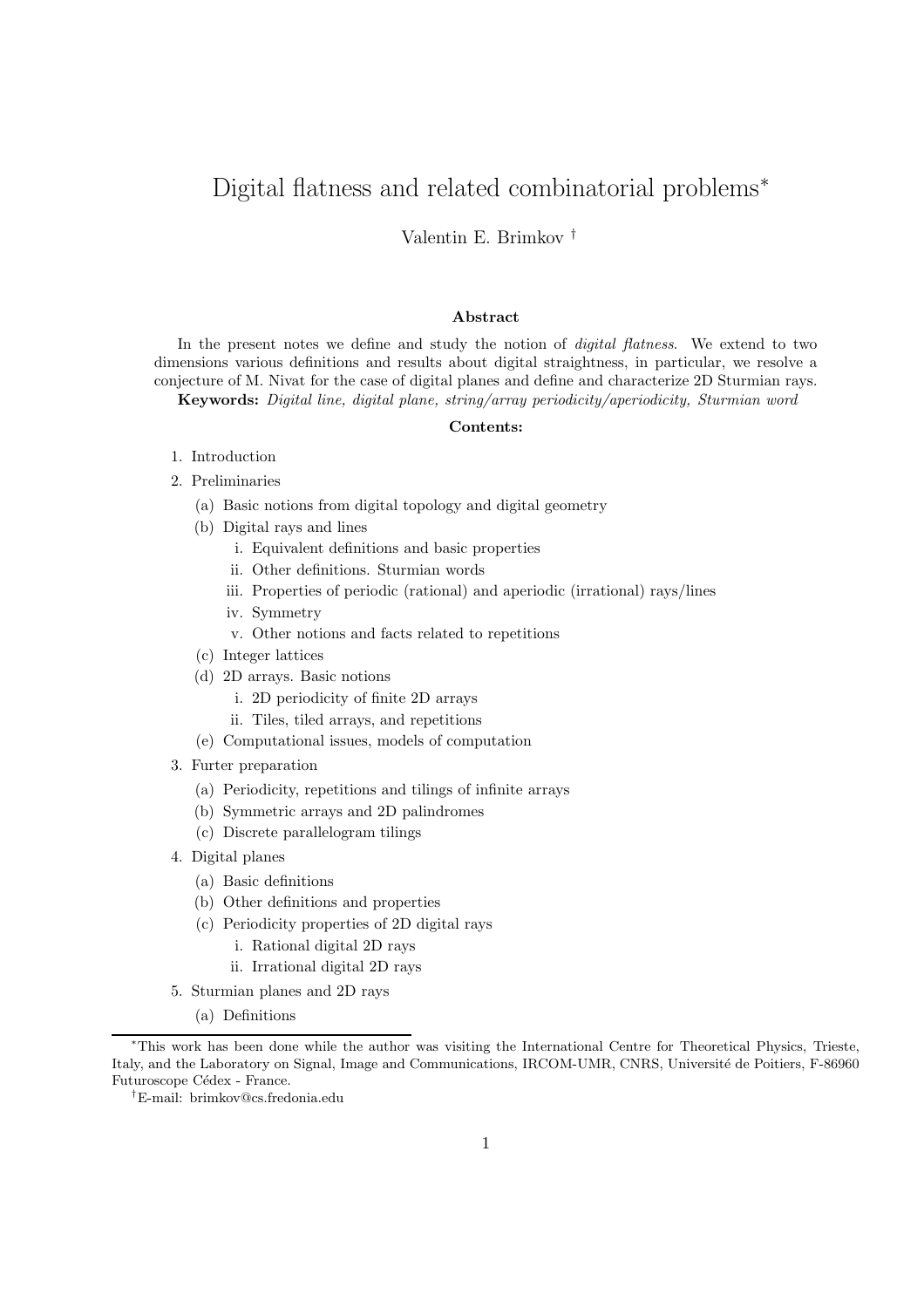# Digital flatness and related combinatorial problems*

Valentin E. Brimkov †

**Abstract**

In the present notes we define and study the notion of *digital flatness*. We extend to two dimensions various definitions and results about digital straightness, in particular, we resolve a conjecture of M. Nivat for the case of digital planes and define and characterize 2D Sturmian rays.

**Keywords:** *Digital line, digital plane, string/array periodicity/aperiodicity, Sturmian word*

**Contents:**

1. Introduction
2. Preliminaries
   - (a) Basic notions from digital topology and digital geometry
   - (b) Digital rays and lines
     - i. Equivalent definitions and basic properties
     - ii. Other definitions. Sturmian words
     - iii. Properties of periodic (rational) and aperiodic (irrational) rays/lines
     - iv. Symmetry
     - v. Other notions and facts related to repetitions
   - (c) Integer lattices
   - (d) 2D arrays. Basic notions
     - i. 2D periodicity of finite 2D arrays
     - ii. Tiles, tiled arrays, and repetitions
   - (e) Computational issues, models of computation
3. Furter preparation
   - (a) Periodicity, repetitions and tilings of infinite arrays
   - (b) Symmetric arrays and 2D palindromes
   - (c) Discrete parallelogram tilings
4. Digital planes
   - (a) Basic definitions
   - (b) Other definitions and properties
   - (c) Periodicity properties of 2D digital rays
     - i. Rational digital 2D rays
     - ii. Irrational digital 2D rays
5. Sturmian planes and 2D rays
   - (a) Definitions

---

*This work has been done while the author was visiting the International Centre for Theoretical Physics, Trieste, Italy, and the Laboratory on Signal, Image and Communications, IRCOM-UMR, CNRS, Université de Poitiers, F-86960 Futuroscope Cédex - France.

†E-mail: brimkov@cs.fredonia.edu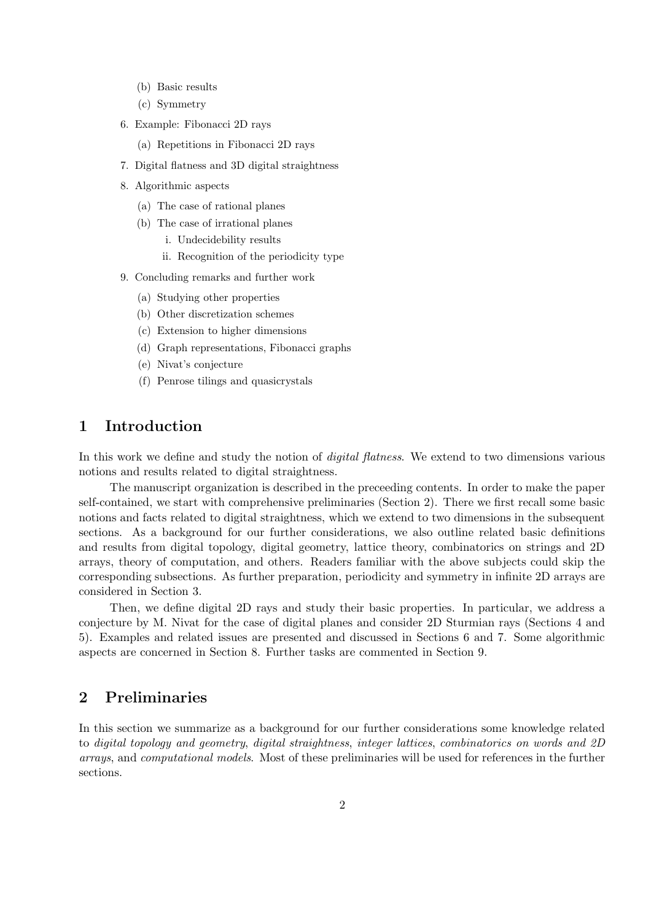(b) Basic results
   (c) Symmetry

6. Example: Fibonacci 2D rays
   (a) Repetitions in Fibonacci 2D rays

7. Digital flatness and 3D digital straightness

8. Algorithmic aspects
   (a) The case of rational planes
   (b) The case of irrational planes
      i. Undecidebility results
      ii. Recognition of the periodicity type

9. Concluding remarks and further work
   (a) Studying other properties
   (b) Other discretization schemes
   (c) Extension to higher dimensions
   (d) Graph representations, Fibonacci graphs
   (e) Nivat's conjecture
   (f) Penrose tilings and quasicrystals

# 1 Introduction

In this work we define and study the notion of *digital flatness*. We extend to two dimensions various notions and results related to digital straightness.

The manuscript organization is described in the preceeding contents. In order to make the paper self-contained, we start with comprehensive preliminaries (Section 2). There we first recall some basic notions and facts related to digital straightness, which we extend to two dimensions in the subsequent sections. As a background for our further considerations, we also outline related basic definitions and results from digital topology, digital geometry, lattice theory, combinatorics on strings and 2D arrays, theory of computation, and others. Readers familiar with the above subjects could skip the corresponding subsections. As further preparation, periodicity and symmetry in infinite 2D arrays are considered in Section 3.

Then, we define digital 2D rays and study their basic properties. In particular, we address a conjecture by M. Nivat for the case of digital planes and consider 2D Sturmian rays (Sections 4 and 5). Examples and related issues are presented and discussed in Sections 6 and 7. Some algorithmic aspects are concerned in Section 8. Further tasks are commented in Section 9.

# 2 Preliminaries

In this section we summarize as a background for our further considerations some knowledge related to *digital topology and geometry*, *digital straightness*, *integer lattices*, *combinatorics on words and 2D arrays*, and *computational models*. Most of these preliminaries will be used for references in the further sections.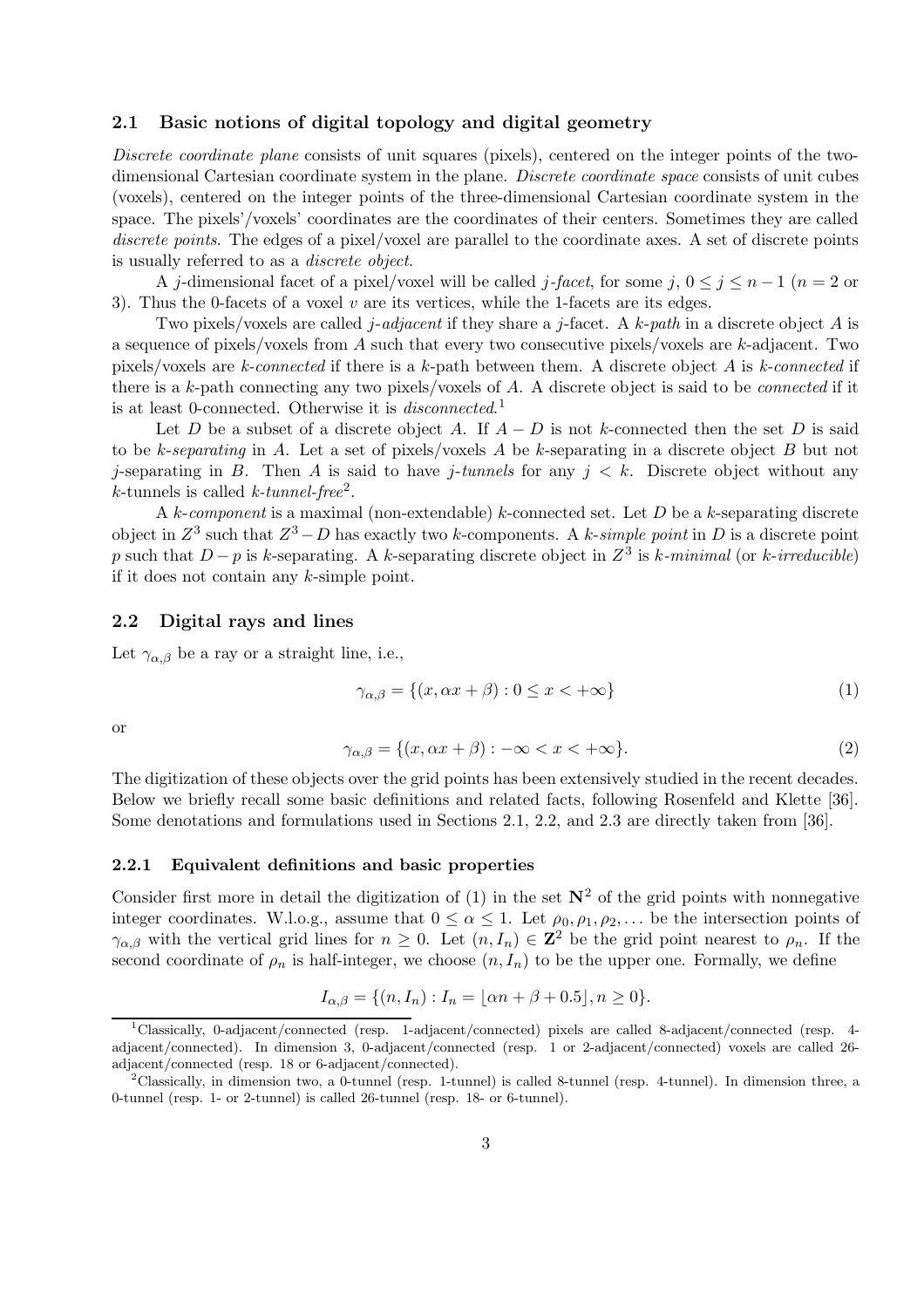### 2.1 Basic notions of digital topology and digital geometry

*Discrete coordinate plane* consists of unit squares (pixels), centered on the integer points of the two-dimensional Cartesian coordinate system in the plane. *Discrete coordinate space* consists of unit cubes (voxels), centered on the integer points of the three-dimensional Cartesian coordinate system in the space. The pixels'/voxels' coordinates are the coordinates of their centers. Sometimes they are called *discrete points*. The edges of a pixel/voxel are parallel to the coordinate axes. A set of discrete points is usually referred to as a *discrete object*.

A $j$-dimensional facet of a pixel/voxel will be called *$j$-facet*, for some $j$, $0 \leq j \leq n-1$ ($n = 2$ or 3). Thus the 0-facets of a voxel $v$ are its vertices, while the 1-facets are its edges.

Two pixels/voxels are called *$j$-adjacent* if they share a $j$-facet. A *$k$-path* in a discrete object $A$ is a sequence of pixels/voxels from $A$ such that every two consecutive pixels/voxels are $k$-adjacent. Two pixels/voxels are *$k$-connected* if there is a $k$-path between them. A discrete object $A$ is *$k$-connected* if there is a $k$-path connecting any two pixels/voxels of $A$. A discrete object is said to be *connected* if it is at least 0-connected. Otherwise it is *disconnected*.[1]

Let $D$ be a subset of a discrete object $A$. If $A - D$ is not $k$-connected then the set $D$ is said to be *$k$-separating* in $A$. Let a set of pixels/voxels $A$ be $k$-separating in a discrete object $B$ but not $j$-separating in $B$. Then $A$ is said to have *$j$-tunnels* for any $j < k$. Discrete object without any $k$-tunnels is called *$k$-tunnel-free*[2].

A *$k$-component* is a maximal (non-extendable) $k$-connected set. Let $D$ be a $k$-separating discrete object in $Z^3$ such that $Z^3 - D$ has exactly two $k$-components. A *$k$-simple point* in $D$ is a discrete point $p$ such that $D - p$ is $k$-separating. A $k$-separating discrete object in $Z^3$ is *$k$-minimal* (or *$k$-irreducible*) if it does not contain any $k$-simple point.

### 2.2 Digital rays and lines

Let $\gamma_{\alpha,\beta}$ be a ray or a straight line, i.e.,

$$\gamma_{\alpha,\beta} = \{(x, \alpha x + \beta) : 0 \leq x < +\infty\} \tag{1}$$

or

$$\gamma_{\alpha,\beta} = \{(x, \alpha x + \beta) : -\infty < x < +\infty\}. \tag{2}$$

The digitization of these objects over the grid points has been extensively studied in the recent decades. Below we briefly recall some basic definitions and related facts, following Rosenfeld and Klette [36]. Some denotations and formulations used in Sections 2.1, 2.2, and 2.3 are directly taken from [36].

#### 2.2.1 Equivalent definitions and basic properties

Consider first more in detail the digitization of (1) in the set $\mathbf{N}^2$ of the grid points with nonnegative integer coordinates. W.l.o.g., assume that $0 \leq \alpha \leq 1$. Let $\rho_0, \rho_1, \rho_2, \ldots$ be the intersection points of $\gamma_{\alpha,\beta}$ with the vertical grid lines for $n \geq 0$. Let $(n, I_n) \in \mathbf{Z}^2$ be the grid point nearest to $\rho_n$. If the second coordinate of $\rho_n$ is half-integer, we choose $(n, I_n)$ to be the upper one. Formally, we define

$$I_{\alpha,\beta} = \{(n, I_n) : I_n = \lfloor \alpha n + \beta + 0.5 \rfloor, n \geq 0\}.$$

[1] Classically, 0-adjacent/connected (resp. 1-adjacent/connected) pixels are called 8-adjacent/connected (resp. 4-adjacent/connected). In dimension 3, 0-adjacent/connected (resp. 1 or 2-adjacent/connected) voxels are called 26-adjacent/connected (resp. 18 or 6-adjacent/connected).

[2] Classically, in dimension two, a 0-tunnel (resp. 1-tunnel) is called 8-tunnel (resp. 4-tunnel). In dimension three, a 0-tunnel (resp. 1- or 2-tunnel) is called 26-tunnel (resp. 18- or 6-tunnel).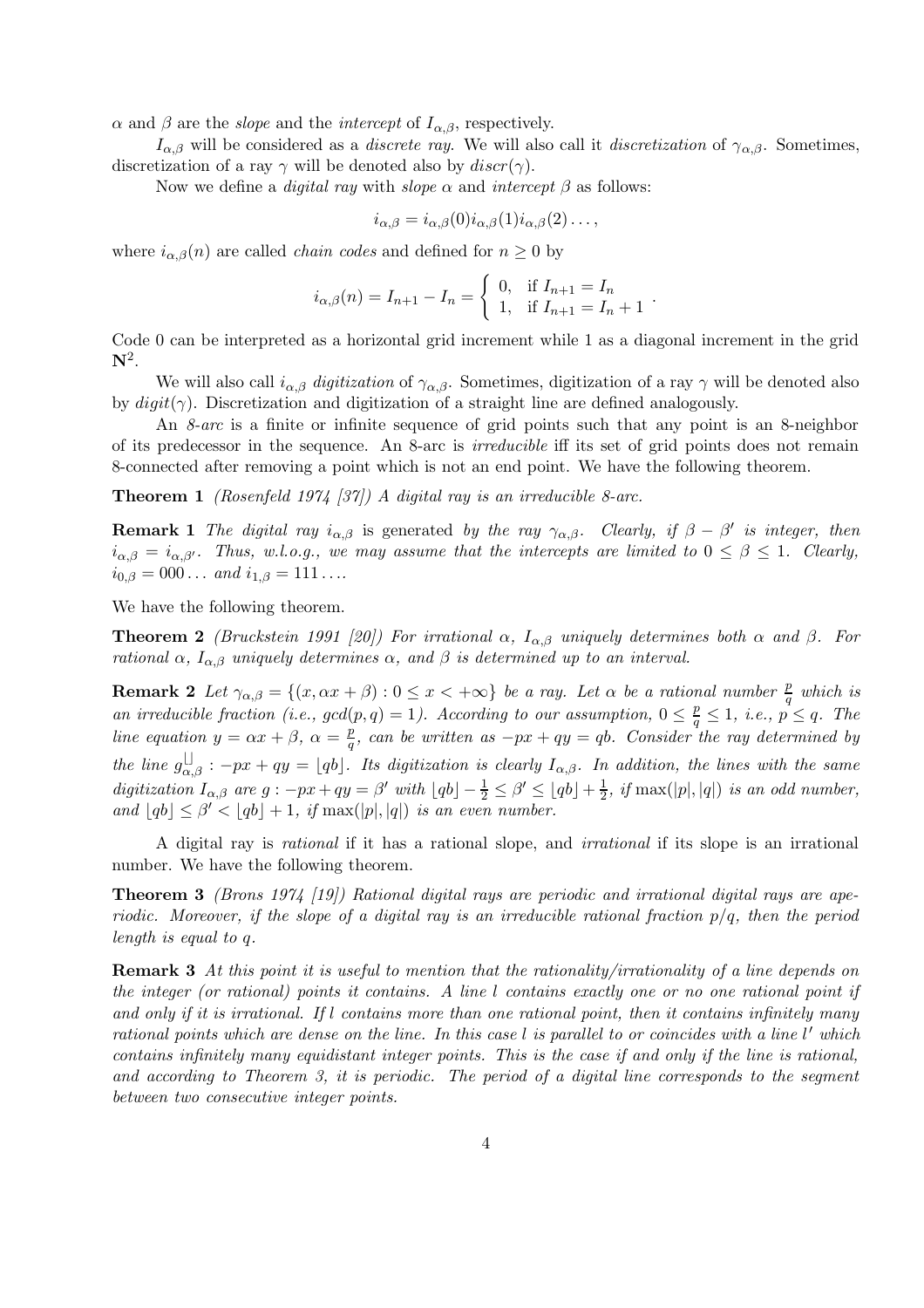$\alpha$ and $\beta$ are the *slope* and the *intercept* of $I_{\alpha,\beta}$, respectively.

$I_{\alpha,\beta}$ will be considered as a *discrete ray*. We will also call it *discretization* of $\gamma_{\alpha,\beta}$. Sometimes, discretization of a ray $\gamma$ will be denoted also by $discr(\gamma)$.

Now we define a *digital ray* with *slope* $\alpha$ and *intercept* $\beta$ as follows:

$$i_{\alpha,\beta} = i_{\alpha,\beta}(0)i_{\alpha,\beta}(1)i_{\alpha,\beta}(2)\ldots,$$

where $i_{\alpha,\beta}(n)$ are called *chain codes* and defined for $n \geq 0$ by

$$i_{\alpha,\beta}(n) = I_{n+1} - I_n = \begin{cases} 0, & \text{if } I_{n+1} = I_n \\ 1, & \text{if } I_{n+1} = I_n + 1 \end{cases}.$$

Code 0 can be interpreted as a horizontal grid increment while 1 as a diagonal increment in the grid $\mathbf{N}^2$.

We will also call $i_{\alpha,\beta}$ *digitization* of $\gamma_{\alpha,\beta}$. Sometimes, digitization of a ray $\gamma$ will be denoted also by $digit(\gamma)$. Discretization and digitization of a straight line are defined analogously.

An *8-arc* is a finite or infinite sequence of grid points such that any point is an 8-neighbor of its predecessor in the sequence. An 8-arc is *irreducible* iff its set of grid points does not remain 8-connected after removing a point which is not an end point. We have the following theorem.

**Theorem 1** *(Rosenfeld 1974 [37]) A digital ray is an irreducible 8-arc.*

**Remark 1** *The digital ray $i_{\alpha,\beta}$ is generated by the ray $\gamma_{\alpha,\beta}$. Clearly, if $\beta - \beta'$ is integer, then $i_{\alpha,\beta} = i_{\alpha,\beta'}$. Thus, w.l.o.g., we may assume that the intercepts are limited to $0 \leq \beta \leq 1$. Clearly, $i_{0,\beta} = 000\ldots$ and $i_{1,\beta} = 111\ldots$.*

We have the following theorem.

**Theorem 2** *(Bruckstein 1991 [20]) For irrational $\alpha$, $I_{\alpha,\beta}$ uniquely determines both $\alpha$ and $\beta$. For rational $\alpha$, $I_{\alpha,\beta}$ uniquely determines $\alpha$, and $\beta$ is determined up to an interval.*

**Remark 2** *Let $\gamma_{\alpha,\beta} = \{(x, \alpha x + \beta) : 0 \leq x < +\infty\}$ be a ray. Let $\alpha$ be a rational number $\frac{p}{q}$ which is an irreducible fraction (i.e., $gcd(p,q) = 1$). According to our assumption, $0 \leq \frac{p}{q} \leq 1$, i.e., $p \leq q$. The line equation $y = \alpha x + \beta$, $\alpha = \frac{p}{q}$, can be written as $-px + qy = qb$. Consider the ray determined by the line $g^{\lfloor\rfloor}_{\alpha,\beta} : -px + qy = \lfloor qb \rfloor$. Its digitization is clearly $I_{\alpha,\beta}$. In addition, the lines with the same digitization $I_{\alpha,\beta}$ are $g : -px + qy = \beta'$ with $\lfloor qb \rfloor - \frac{1}{2} \leq \beta' \leq \lfloor qb \rfloor + \frac{1}{2}$, if $\max(|p|, |q|)$ is an odd number, and $\lfloor qb \rfloor \leq \beta' < \lfloor qb \rfloor + 1$, if $\max(|p|, |q|)$ is an even number.*

A digital ray is *rational* if it has a rational slope, and *irrational* if its slope is an irrational number. We have the following theorem.

**Theorem 3** *(Brons 1974 [19]) Rational digital rays are periodic and irrational digital rays are aperiodic. Moreover, if the slope of a digital ray is an irreducible rational fraction $p/q$, then the period length is equal to $q$.*

**Remark 3** *At this point it is useful to mention that the rationality/irrationality of a line depends on the integer (or rational) points it contains. A line $l$ contains exactly one or no one rational point if and only if it is irrational. If $l$ contains more than one rational point, then it contains infinitely many rational points which are dense on the line. In this case $l$ is parallel to or coincides with a line $l'$ which contains infinitely many equidistant integer points. This is the case if and only if the line is rational, and according to Theorem 3, it is periodic. The period of a digital line corresponds to the segment between two consecutive integer points.*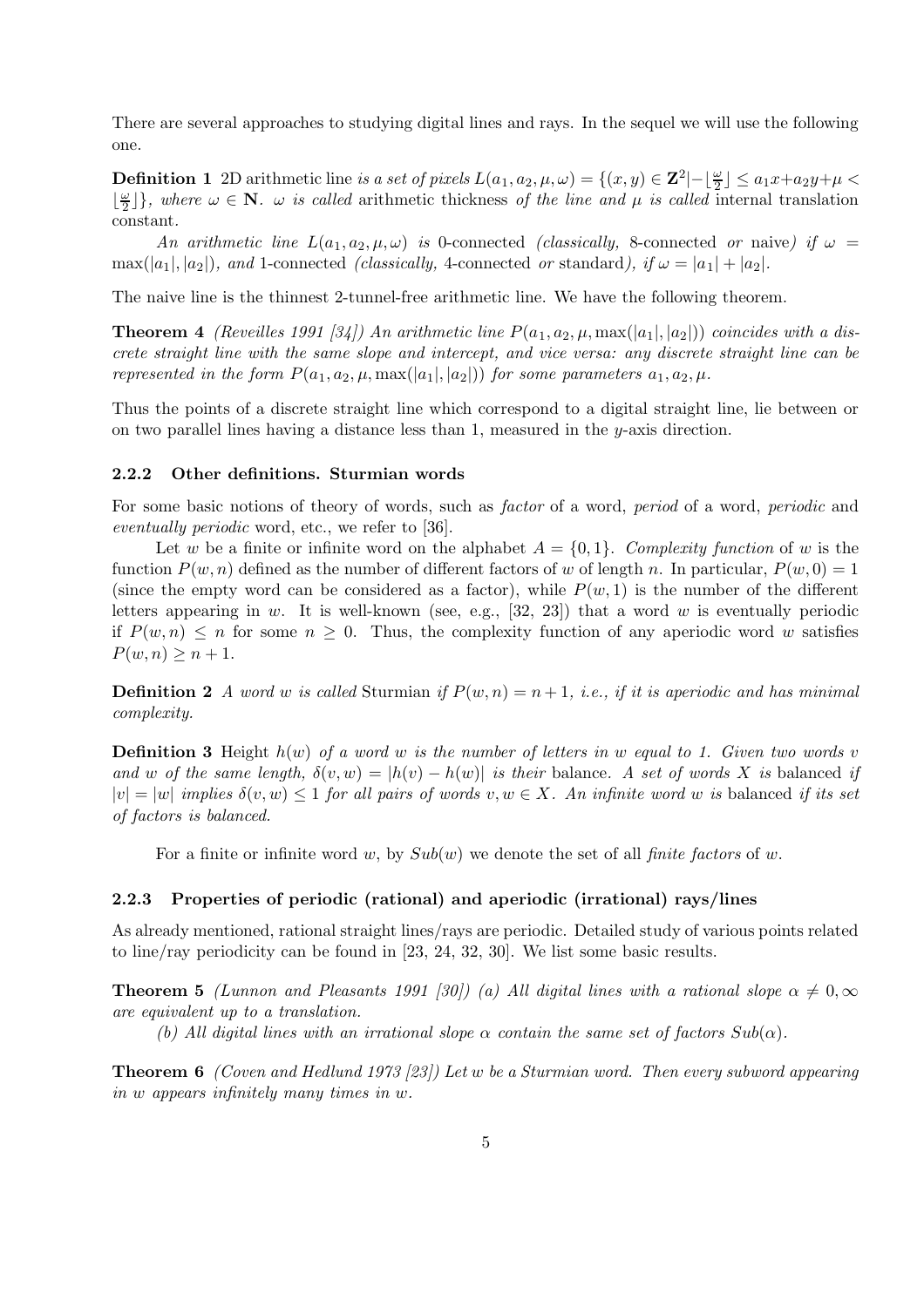There are several approaches to studying digital lines and rays. In the sequel we will use the following one.

**Definition 1** 2D arithmetic line *is a set of pixels* $L(a_1, a_2, \mu, \omega) = \{(x, y) \in \mathbf{Z}^2 | -\lfloor \frac{\omega}{2} \rfloor \le a_1 x + a_2 y + \mu < \lfloor \frac{\omega}{2} \rfloor\}$*, where* $\omega \in \mathbf{N}$*.* $\omega$ *is called* arithmetic thickness *of the line and* $\mu$ *is called* internal translation constant*.*

*An arithmetic line* $L(a_1, a_2, \mu, \omega)$ *is* 0-connected *(classically,* 8-connected *or* naive*) if* $\omega = \max(|a_1|, |a_2|)$*, and* 1-connected *(classically,* 4-connected *or* standard*), if* $\omega = |a_1| + |a_2|$*.*

The naive line is the thinnest 2-tunnel-free arithmetic line. We have the following theorem.

**Theorem 4** *(Reveilles 1991 [34]) An arithmetic line* $P(a_1, a_2, \mu, \max(|a_1|, |a_2|))$ *coincides with a discrete straight line with the same slope and intercept, and vice versa: any discrete straight line can be represented in the form* $P(a_1, a_2, \mu, \max(|a_1|, |a_2|))$ *for some parameters* $a_1, a_2, \mu$*.*

Thus the points of a discrete straight line which correspond to a digital straight line, lie between or on two parallel lines having a distance less than 1, measured in the $y$-axis direction.

### 2.2.2 Other definitions. Sturmian words

For some basic notions of theory of words, such as *factor* of a word, *period* of a word, *periodic* and *eventually periodic* word, etc., we refer to [36].

Let $w$ be a finite or infinite word on the alphabet $A = \{0, 1\}$. *Complexity function* of $w$ is the function $P(w, n)$ defined as the number of different factors of $w$ of length $n$. In particular, $P(w, 0) = 1$ (since the empty word can be considered as a factor), while $P(w, 1)$ is the number of the different letters appearing in $w$. It is well-known (see, e.g., [32, 23]) that a word $w$ is eventually periodic if $P(w, n) \le n$ for some $n \ge 0$. Thus, the complexity function of any aperiodic word $w$ satisfies $P(w, n) \ge n + 1$.

**Definition 2** *A word* $w$ *is called* Sturmian *if* $P(w, n) = n + 1$*, i.e., if it is aperiodic and has minimal complexity.*

**Definition 3** Height $h(w)$ *of a word* $w$ *is the number of letters in* $w$ *equal to 1. Given two words* $v$ *and* $w$ *of the same length,* $\delta(v, w) = |h(v) - h(w)|$ *is their* balance*. A set of words* $X$ *is* balanced *if* $|v| = |w|$ *implies* $\delta(v, w) \le 1$ *for all pairs of words* $v, w \in X$*. An infinite word* $w$ *is* balanced *if its set of factors is balanced.*

For a finite or infinite word $w$, by $Sub(w)$ we denote the set of all *finite factors* of $w$.

### 2.2.3 Properties of periodic (rational) and aperiodic (irrational) rays/lines

As already mentioned, rational straight lines/rays are periodic. Detailed study of various points related to line/ray periodicity can be found in [23, 24, 32, 30]. We list some basic results.

**Theorem 5** *(Lunnon and Pleasants 1991 [30]) (a) All digital lines with a rational slope* $\alpha \ne 0, \infty$ *are equivalent up to a translation.*

*(b) All digital lines with an irrational slope* $\alpha$ *contain the same set of factors* $Sub(\alpha)$*.*

**Theorem 6** *(Coven and Hedlund 1973 [23]) Let* $w$ *be a Sturmian word. Then every subword appearing in* $w$ *appears infinitely many times in* $w$*.*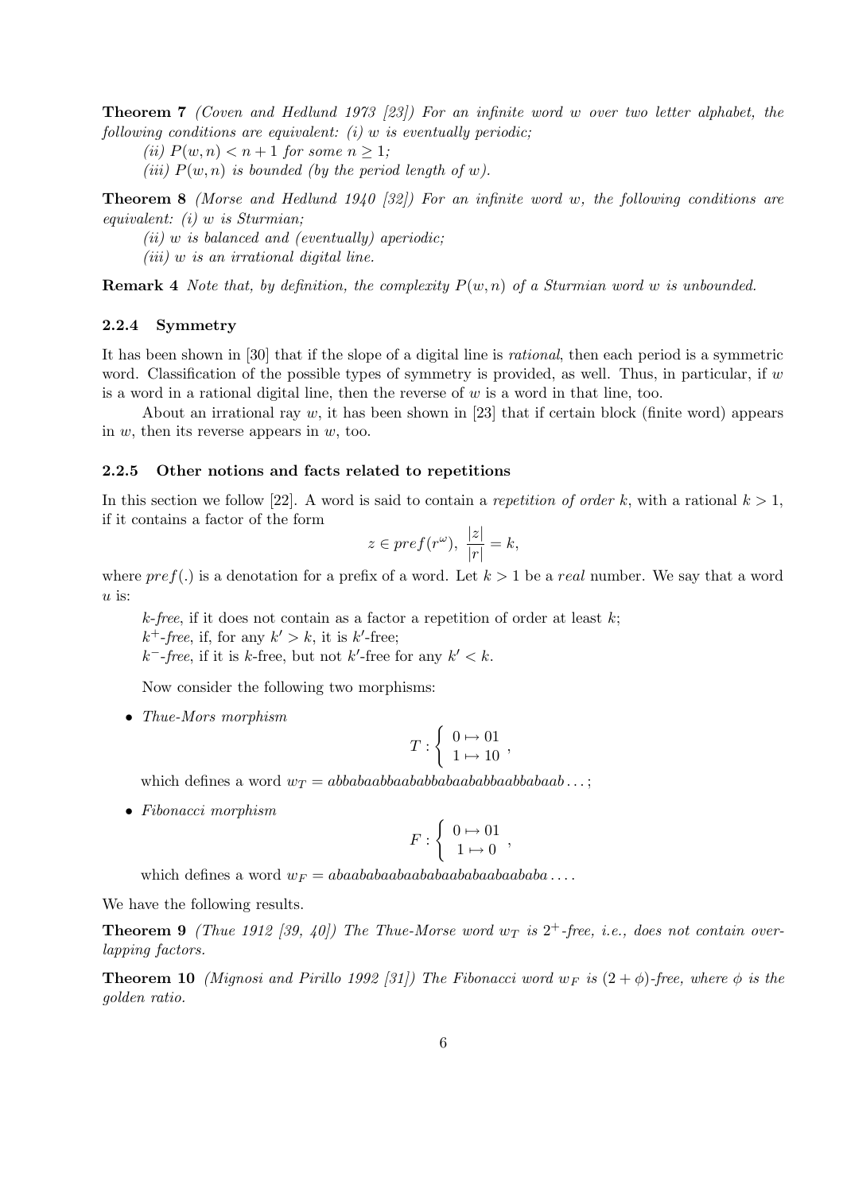**Theorem 7** *(Coven and Hedlund 1973 [23]) For an infinite word $w$ over two letter alphabet, the following conditions are equivalent: (i) $w$ is eventually periodic;*

*(ii) $P(w, n) < n + 1$ for some $n \geq 1$;*

*(iii) $P(w, n)$ is bounded (by the period length of $w$).*

**Theorem 8** *(Morse and Hedlund 1940 [32]) For an infinite word $w$, the following conditions are equivalent: (i) $w$ is Sturmian;*

*(ii) $w$ is balanced and (eventually) aperiodic;*

*(iii) $w$ is an irrational digital line.*

**Remark 4** *Note that, by definition, the complexity $P(w, n)$ of a Sturmian word $w$ is unbounded.*

### 2.2.4 Symmetry

It has been shown in [30] that if the slope of a digital line is *rational*, then each period is a symmetric word. Classification of the possible types of symmetry is provided, as well. Thus, in particular, if $w$ is a word in a rational digital line, then the reverse of $w$ is a word in that line, too.

About an irrational ray $w$, it has been shown in [23] that if certain block (finite word) appears in $w$, then its reverse appears in $w$, too.

### 2.2.5 Other notions and facts related to repetitions

In this section we follow [22]. A word is said to contain a *repetition of order* $k$, with a rational $k > 1$, if it contains a factor of the form

$$z \in pref(r^\omega), \ \frac{|z|}{|r|} = k,$$

where $pref(.)$ is a denotation for a prefix of a word. Let $k > 1$ be a *real* number. We say that a word $u$ is:

$k$*-free*, if it does not contain as a factor a repetition of order at least $k$;

$k^+$*-free*, if, for any $k' > k$, it is $k'$-free;

$k^-$*-free*, if it is $k$-free, but not $k'$-free for any $k' < k$.

Now consider the following two morphisms:

- *Thue-Mors morphism*

$$T : \begin{cases} 0 \mapsto 01 \\ 1 \mapsto 10 \end{cases},$$

which defines a word $w_T = abbabaabbaababbabaababbaabbabaab\ldots$;

- *Fibonacci morphism*

$$F : \begin{cases} 0 \mapsto 01 \\ 1 \mapsto 0 \end{cases},$$

which defines a word $w_F = abaababaabaababaababaabaababa\ldots$.

We have the following results.

**Theorem 9** *(Thue 1912 [39, 40]) The Thue-Morse word $w_T$ is $2^+$-free, i.e., does not contain overlapping factors.*

**Theorem 10** *(Mignosi and Pirillo 1992 [31]) The Fibonacci word $w_F$ is $(2 + \phi)$-free, where $\phi$ is the golden ratio.*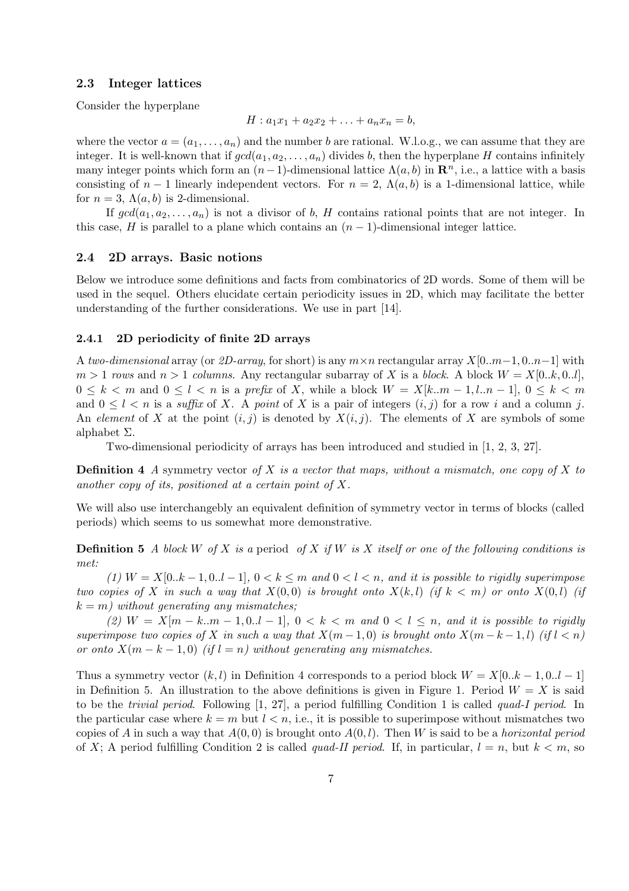### 2.3 Integer lattices

Consider the hyperplane

$$H : a_1x_1 + a_2x_2 + \ldots + a_nx_n = b,$$

where the vector $a = (a_1, \ldots, a_n)$ and the number $b$ are rational. W.l.o.g., we can assume that they are integer. It is well-known that if $gcd(a_1, a_2, \ldots, a_n)$ divides $b$, then the hyperplane $H$ contains infinitely many integer points which form an $(n-1)$-dimensional lattice $\Lambda(a, b)$ in $\mathbf{R}^n$, i.e., a lattice with a basis consisting of $n-1$ linearly independent vectors. For $n = 2$, $\Lambda(a, b)$ is a 1-dimensional lattice, while for $n = 3$, $\Lambda(a, b)$ is 2-dimensional.

If $gcd(a_1, a_2, \ldots, a_n)$ is not a divisor of $b$, $H$ contains rational points that are not integer. In this case, $H$ is parallel to a plane which contains an $(n-1)$-dimensional integer lattice.

### 2.4 2D arrays. Basic notions

Below we introduce some definitions and facts from combinatorics of 2D words. Some of them will be used in the sequel. Others elucidate certain periodicity issues in 2D, which may facilitate the better understanding of the further considerations. We use in part [14].

#### 2.4.1 2D periodicity of finite 2D arrays

A *two-dimensional* array (or *2D-array*, for short) is any $m \times n$ rectangular array $X[0..m-1, 0..n-1]$ with $m > 1$ *rows* and $n > 1$ *columns*. Any rectangular subarray of $X$ is a *block*. A block $W = X[0..k, 0..l]$, $0 \le k < m$ and $0 \le l < n$ is a *prefix* of $X$, while a block $W = X[k..m-1, l..n-1]$, $0 \le k < m$ and $0 \le l < n$ is a *suffix* of $X$. A *point* of $X$ is a pair of integers $(i, j)$ for a row $i$ and a column $j$. An *element* of $X$ at the point $(i, j)$ is denoted by $X(i, j)$. The elements of $X$ are symbols of some alphabet $\Sigma$.

Two-dimensional periodicity of arrays has been introduced and studied in [1, 2, 3, 27].

**Definition 4** *A* symmetry vector *of $X$ is a vector that maps, without a mismatch, one copy of $X$ to another copy of its, positioned at a certain point of $X$.*

We will also use interchangebly an equivalent definition of symmetry vector in terms of blocks (called periods) which seems to us somewhat more demonstrative.

**Definition 5** *A block $W$ of $X$ is a* period *of $X$ if $W$ is $X$ itself or one of the following conditions is met:*

*(1) $W = X[0..k-1, 0..l-1]$, $0 < k \le m$ and $0 < l < n$, and it is possible to rigidly superimpose two copies of $X$ in such a way that $X(0, 0)$ is brought onto $X(k, l)$ (if $k < m$) or onto $X(0, l)$ (if $k = m$) without generating any mismatches;*

*(2) $W = X[m-k..m-1, 0..l-1]$, $0 < k < m$ and $0 < l \le n$, and it is possible to rigidly superimpose two copies of $X$ in such a way that $X(m-1, 0)$ is brought onto $X(m-k-1, l)$ (if $l < n$) or onto $X(m-k-1, 0)$ (if $l = n$) without generating any mismatches.*

Thus a symmetry vector $(k, l)$ in Definition 4 corresponds to a period block $W = X[0..k-1, 0..l-1]$ in Definition 5. An illustration to the above definitions is given in Figure 1. Period $W = X$ is said to be the *trivial period*. Following [1, 27], a period fulfilling Condition 1 is called *quad-I period*. In the particular case where $k = m$ but $l < n$, i.e., it is possible to superimpose without mismatches two copies of $A$ in such a way that $A(0, 0)$ is brought onto $A(0, l)$. Then $W$ is said to be a *horizontal period* of $X$; A period fulfilling Condition 2 is called *quad-II period*. If, in particular, $l = n$, but $k < m$, so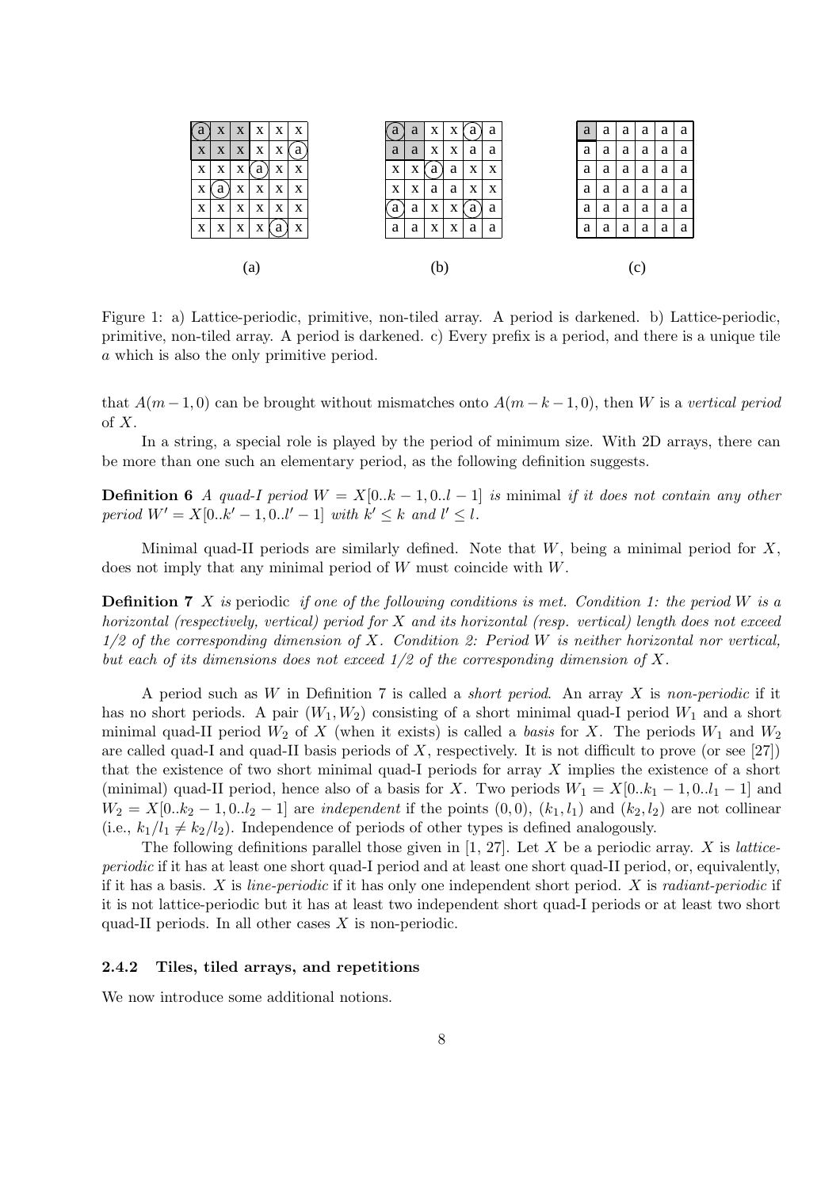| a | x | x | x | x | x |
|---|---|---|---|---|---|
| x | x | x | x | x | a |
| x | x | x | a | x | x |
| x | a | x | x | x | x |
| x | x | x | x | x | x |
| x | x | x | x | a | x |

(a)

| a | a | x | x | a | a |
|---|---|---|---|---|---|
| a | a | x | x | a | a |
| x | x | a | a | x | x |
| x | x | a | a | x | x |
| a | a | x | x | a | a |
| a | a | x | x | a | a |

(b)

| a | a | a | a | a | a |
|---|---|---|---|---|---|
| a | a | a | a | a | a |
| a | a | a | a | a | a |
| a | a | a | a | a | a |
| a | a | a | a | a | a |
| a | a | a | a | a | a |

(c)

Figure 1: a) Lattice-periodic, primitive, non-tiled array. A period is darkened. b) Lattice-periodic, primitive, non-tiled array. A period is darkened. c) Every prefix is a period, and there is a unique tile $a$ which is also the only primitive period.

that $A(m-1,0)$ can be brought without mismatches onto $A(m-k-1,0)$, then $W$ is a *vertical period* of $X$.

In a string, a special role is played by the period of minimum size. With 2D arrays, there can be more than one such an elementary period, as the following definition suggests.

**Definition 6** *A quad-I period $W = X[0..k-1, 0..l-1]$ is* minimal *if it does not contain any other period $W' = X[0..k'-1, 0..l'-1]$ with $k' \leq k$ and $l' \leq l$.*

Minimal quad-II periods are similarly defined. Note that $W$, being a minimal period for $X$, does not imply that any minimal period of $W$ must coincide with $W$.

**Definition 7** *$X$ is* periodic *if one of the following conditions is met. Condition 1: the period $W$ is a horizontal (respectively, vertical) period for $X$ and its horizontal (resp. vertical) length does not exceed 1/2 of the corresponding dimension of $X$. Condition 2: Period $W$ is neither horizontal nor vertical, but each of its dimensions does not exceed 1/2 of the corresponding dimension of $X$.*

A period such as $W$ in Definition 7 is called a *short period*. An array $X$ is *non-periodic* if it has no short periods. A pair $(W_1, W_2)$ consisting of a short minimal quad-I period $W_1$ and a short minimal quad-II period $W_2$ of $X$ (when it exists) is called a *basis* for $X$. The periods $W_1$ and $W_2$ are called quad-I and quad-II basis periods of $X$, respectively. It is not difficult to prove (or see [27]) that the existence of two short minimal quad-I periods for array $X$ implies the existence of a short (minimal) quad-II period, hence also of a basis for $X$. Two periods $W_1 = X[0..k_1-1, 0..l_1-1]$ and $W_2 = X[0..k_2-1, 0..l_2-1]$ are *independent* if the points $(0,0)$, $(k_1, l_1)$ and $(k_2, l_2)$ are not collinear (i.e., $k_1/l_1 \neq k_2/l_2$). Independence of periods of other types is defined analogously.

The following definitions parallel those given in [1, 27]. Let $X$ be a periodic array. $X$ is *lattice-periodic* if it has at least one short quad-I period and at least one short quad-II period, or, equivalently, if it has a basis. $X$ is *line-periodic* if it has only one independent short period. $X$ is *radiant-periodic* if it is not lattice-periodic but it has at least two independent short quad-I periods or at least two short quad-II periods. In all other cases $X$ is non-periodic.

### 2.4.2 Tiles, tiled arrays, and repetitions

We now introduce some additional notions.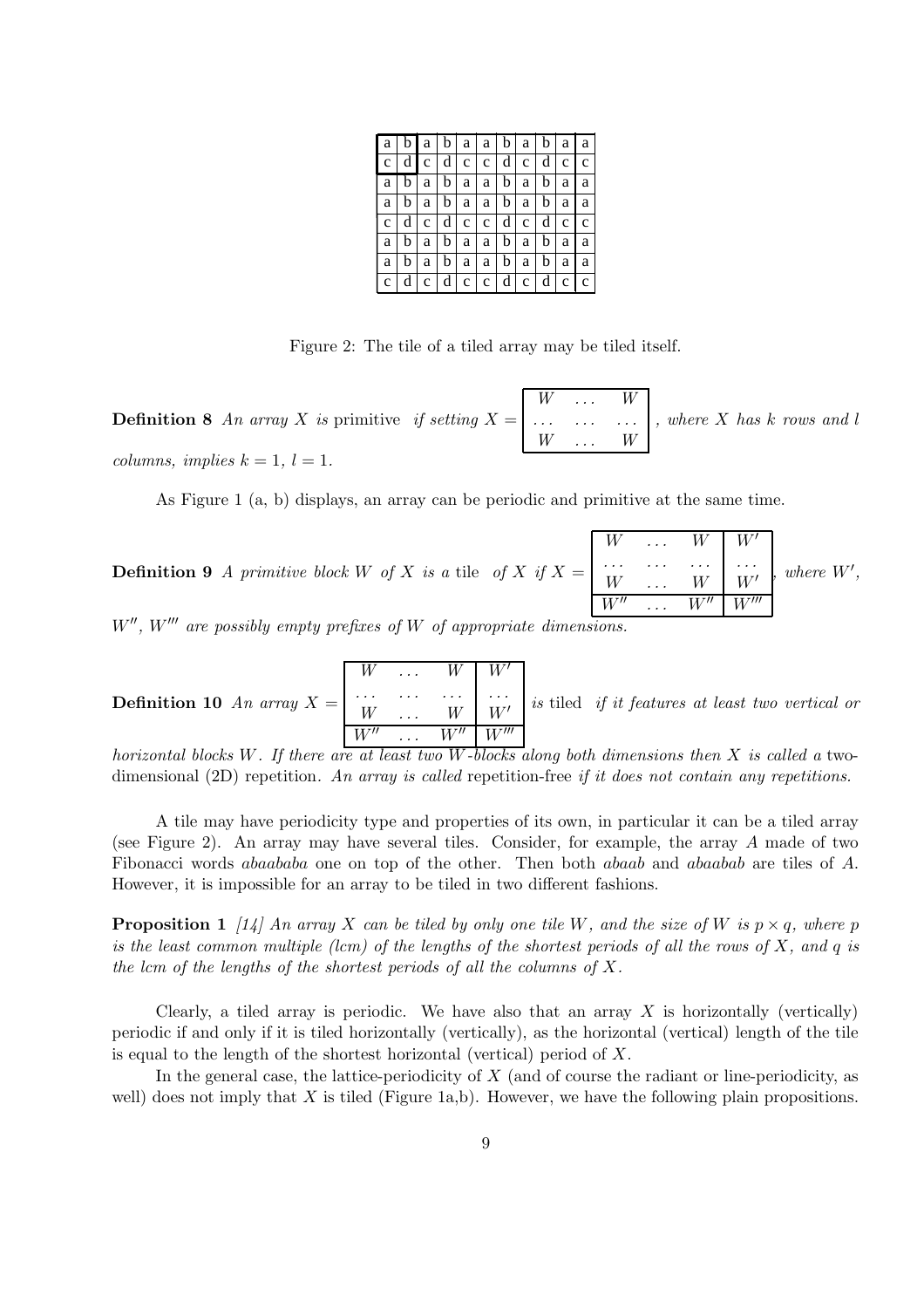| a | b | a | b | a | a | b | a | b | a | a |
|---|---|---|---|---|---|---|---|---|---|---|
| c | d | c | d | c | c | d | c | d | c | c |
| a | b | a | b | a | a | b | a | b | a | a |
| a | b | a | b | a | a | b | a | b | a | a |
| c | d | c | d | c | c | d | c | d | c | c |
| a | b | a | b | a | a | b | a | b | a | a |
| a | b | a | b | a | a | b | a | b | a | a |
| c | d | c | d | c | c | d | c | d | c | c |

Figure 2: The tile of a tiled array may be tiled itself.

**Definition 8** *An array $X$ is* primitive *if setting* $X = \begin{array}{|ccc|} W & \dots & W \\ \dots & \dots & \dots \\ W & \dots & W \end{array}$, *where $X$ has $k$ rows and $l$ columns, implies $k = 1$, $l = 1$.*

As Figure 1 (a, b) displays, an array can be periodic and primitive at the same time.

**Definition 9** *A primitive block $W$ of $X$ is a* tile *of $X$ if* $X = \begin{array}{|ccc|c|} W & \dots & W & W' \\ \dots & \dots & \dots & \dots \\ W & \dots & W & W' \\ \hline W'' & \dots & W'' & W''' \end{array}$, *where $W'$, $W''$, $W'''$ are possibly empty prefixes of $W$ of appropriate dimensions.*

**Definition 10** *An array* $X = \begin{array}{|ccc|c|} W & \dots & W & W' \\ \dots & \dots & \dots & \dots \\ W & \dots & W & W' \\ \hline W'' & \dots & W'' & W''' \end{array}$ *is* tiled *if it features at least two vertical or horizontal blocks $W$. If there are at least two $W$-blocks along both dimensions then $X$ is called a* two-dimensional (2D) repetition. *An array is called* repetition-free *if it does not contain any repetitions.*

A tile may have periodicity type and properties of its own, in particular it can be a tiled array (see Figure 2). An array may have several tiles. Consider, for example, the array $A$ made of two Fibonacci words *abaababa* one on top of the other. Then both *abaab* and *abaabab* are tiles of $A$. However, it is impossible for an array to be tiled in two different fashions.

**Proposition 1** *[14] An array $X$ can be tiled by only one tile $W$, and the size of $W$ is $p \times q$, where $p$ is the least common multiple (lcm) of the lengths of the shortest periods of all the rows of $X$, and $q$ is the lcm of the lengths of the shortest periods of all the columns of $X$.*

Clearly, a tiled array is periodic. We have also that an array $X$ is horizontally (vertically) periodic if and only if it is tiled horizontally (vertically), as the horizontal (vertical) length of the tile is equal to the length of the shortest horizontal (vertical) period of $X$.

In the general case, the lattice-periodicity of $X$ (and of course the radiant or line-periodicity, as well) does not imply that $X$ is tiled (Figure 1a,b). However, we have the following plain propositions.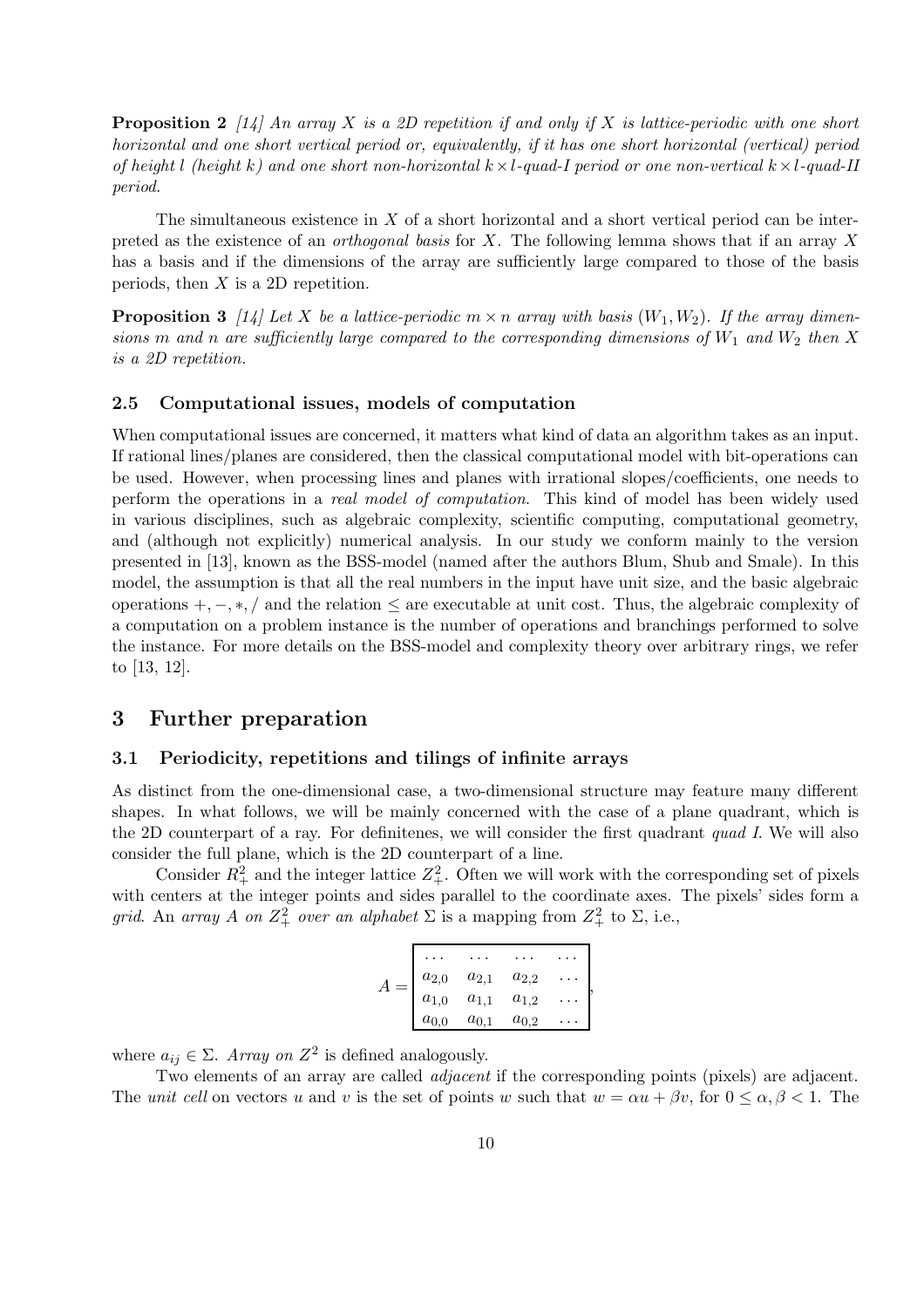**Proposition 2** *[14] An array $X$ is a 2D repetition if and only if $X$ is lattice-periodic with one short horizontal and one short vertical period or, equivalently, if it has one short horizontal (vertical) period of height $l$ (height $k$) and one short non-horizontal $k \times l$-quad-I period or one non-vertical $k \times l$-quad-II period.*

The simultaneous existence in $X$ of a short horizontal and a short vertical period can be interpreted as the existence of an *orthogonal basis* for $X$. The following lemma shows that if an array $X$ has a basis and if the dimensions of the array are sufficiently large compared to those of the basis periods, then $X$ is a 2D repetition.

**Proposition 3** *[14] Let $X$ be a lattice-periodic $m \times n$ array with basis $(W_1, W_2)$. If the array dimensions $m$ and $n$ are sufficiently large compared to the corresponding dimensions of $W_1$ and $W_2$ then $X$ is a 2D repetition.*

### 2.5 Computational issues, models of computation

When computational issues are concerned, it matters what kind of data an algorithm takes as an input. If rational lines/planes are considered, then the classical computational model with bit-operations can be used. However, when processing lines and planes with irrational slopes/coefficients, one needs to perform the operations in a *real model of computation*. This kind of model has been widely used in various disciplines, such as algebraic complexity, scientific computing, computational geometry, and (although not explicitly) numerical analysis. In our study we conform mainly to the version presented in [13], known as the BSS-model (named after the authors Blum, Shub and Smale). In this model, the assumption is that all the real numbers in the input have unit size, and the basic algebraic operations $+, -, *, /$ and the relation $\leq$ are executable at unit cost. Thus, the algebraic complexity of a computation on a problem instance is the number of operations and branchings performed to solve the instance. For more details on the BSS-model and complexity theory over arbitrary rings, we refer to [13, 12].

## 3 Further preparation

### 3.1 Periodicity, repetitions and tilings of infinite arrays

As distinct from the one-dimensional case, a two-dimensional structure may feature many different shapes. In what follows, we will be mainly concerned with the case of a plane quadrant, which is the 2D counterpart of a ray. For definitenes, we will consider the first quadrant *quad I*. We will also consider the full plane, which is the 2D counterpart of a line.

Consider $R^2_+$ and the integer lattice $Z^2_+$. Often we will work with the corresponding set of pixels with centers at the integer points and sides parallel to the coordinate axes. The pixels' sides form a *grid*. An *array $A$ on $Z^2_+$ over an alphabet $\Sigma$* is a mapping from $Z^2_+$ to $\Sigma$, i.e.,

$$A = \begin{array}{|cccc|} \hline \dots & \dots & \dots & \dots \\ a_{2,0} & a_{2,1} & a_{2,2} & \dots \\ a_{1,0} & a_{1,1} & a_{1,2} & \dots \\ a_{0,0} & a_{0,1} & a_{0,2} & \dots \\ \hline \end{array},$$

where $a_{ij} \in \Sigma$. *Array on $Z^2$* is defined analogously.

Two elements of an array are called *adjacent* if the corresponding points (pixels) are adjacent. The *unit cell* on vectors $u$ and $v$ is the set of points $w$ such that $w = \alpha u + \beta v$, for $0 \leq \alpha, \beta < 1$. The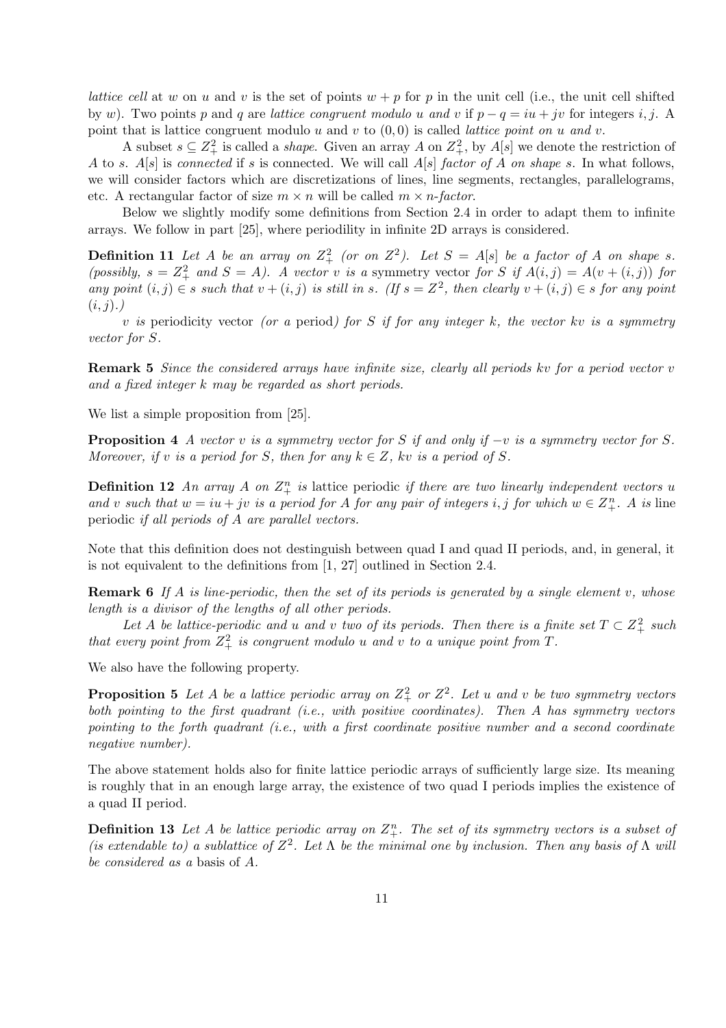*lattice cell* at $w$ on $u$ and $v$ is the set of points $w + p$ for $p$ in the unit cell (i.e., the unit cell shifted by $w$). Two points $p$ and $q$ are *lattice congruent modulo $u$ and $v$* if $p - q = iu + jv$ for integers $i, j$. A point that is lattice congruent modulo $u$ and $v$ to $(0, 0)$ is called *lattice point on $u$ and $v$*.

A subset $s \subseteq Z_+^2$ is called a *shape*. Given an array $A$ on $Z_+^2$, by $A[s]$ we denote the restriction of $A$ to $s$. $A[s]$ is *connected* if $s$ is connected. We will call $A[s]$ *factor of $A$ on shape $s$*. In what follows, we will consider factors which are discretizations of lines, line segments, rectangles, parallelograms, etc. A rectangular factor of size $m \times n$ will be called *$m \times n$-factor*.

Below we slightly modify some definitions from Section 2.4 in order to adapt them to infinite arrays. We follow in part [25], where periodility in infinite 2D arrays is considered.

**Definition 11** *Let $A$ be an array on $Z_+^2$ (or on $Z^2$). Let $S = A[s]$ be a factor of $A$ on shape $s$. (possibly, $s = Z_+^2$ and $S = A$). A vector $v$ is a* symmetry vector *for $S$ if $A(i, j) = A(v + (i, j))$ for any point $(i, j) \in s$ such that $v + (i, j)$ is still in $s$. (If $s = Z^2$, then clearly $v + (i, j) \in s$ for any point $(i, j)$.)*

*$v$ is* periodicity vector *(or a* period*) for $S$ if for any integer $k$, the vector $kv$ is a symmetry vector for $S$.*

**Remark 5** *Since the considered arrays have infinite size, clearly all periods $kv$ for a period vector $v$ and a fixed integer $k$ may be regarded as short periods.*

We list a simple proposition from [25].

**Proposition 4** *A vector $v$ is a symmetry vector for $S$ if and only if $-v$ is a symmetry vector for $S$. Moreover, if $v$ is a period for $S$, then for any $k \in Z$, $kv$ is a period of $S$.*

**Definition 12** *An array $A$ on $Z_+^n$ is* lattice periodic *if there are two linearly independent vectors $u$ and $v$ such that $w = iu + jv$ is a period for $A$ for any pair of integers $i, j$ for which $w \in Z_+^n$. $A$ is* line periodic *if all periods of $A$ are parallel vectors.*

Note that this definition does not destinguish between quad I and quad II periods, and, in general, it is not equivalent to the definitions from [1, 27] outlined in Section 2.4.

**Remark 6** *If $A$ is line-periodic, then the set of its periods is generated by a single element $v$, whose length is a divisor of the lengths of all other periods.*

*Let $A$ be lattice-periodic and $u$ and $v$ two of its periods. Then there is a finite set $T \subset Z_+^2$ such that every point from $Z_+^2$ is congruent modulo $u$ and $v$ to a unique point from $T$.*

We also have the following property.

**Proposition 5** *Let $A$ be a lattice periodic array on $Z_+^2$ or $Z^2$. Let $u$ and $v$ be two symmetry vectors both pointing to the first quadrant (i.e., with positive coordinates). Then $A$ has symmetry vectors pointing to the forth quadrant (i.e., with a first coordinate positive number and a second coordinate negative number).*

The above statement holds also for finite lattice periodic arrays of sufficiently large size. Its meaning is roughly that in an enough large array, the existence of two quad I periods implies the existence of a quad II period.

**Definition 13** *Let $A$ be lattice periodic array on $Z_+^n$. The set of its symmetry vectors is a subset of (is extendable to) a sublattice of $Z^2$. Let $\Lambda$ be the minimal one by inclusion. Then any basis of $\Lambda$ will be considered as a* basis *of $A$.*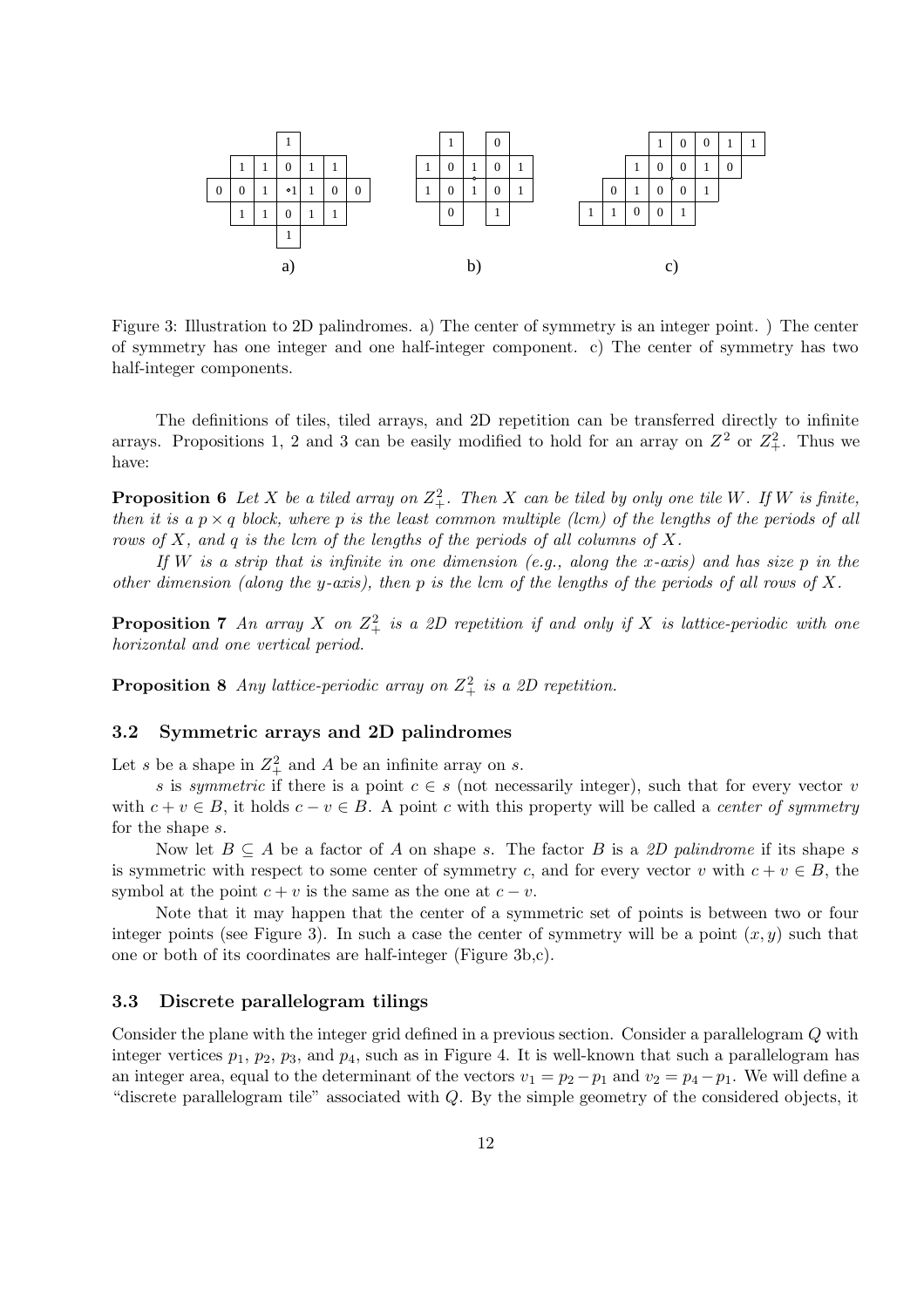Figure 3: Illustration to 2D palindromes. a) The center of symmetry is an integer point. ) The center of symmetry has one integer and one half-integer component. c) The center of symmetry has two half-integer components.

The definitions of tiles, tiled arrays, and 2D repetition can be transferred directly to infinite arrays. Propositions 1, 2 and 3 can be easily modified to hold for an array on $Z^2$ or $Z_+^2$. Thus we have:

**Proposition 6** *Let $X$ be a tiled array on $Z_+^2$. Then $X$ can be tiled by only one tile $W$. If $W$ is finite, then it is a $p \times q$ block, where $p$ is the least common multiple (lcm) of the lengths of the periods of all rows of $X$, and $q$ is the lcm of the lengths of the periods of all columns of $X$.*

*If $W$ is a strip that is infinite in one dimension (e.g., along the x-axis) and has size $p$ in the other dimension (along the y-axis), then $p$ is the lcm of the lengths of the periods of all rows of $X$.*

**Proposition 7** *An array $X$ on $Z_+^2$ is a 2D repetition if and only if $X$ is lattice-periodic with one horizontal and one vertical period.*

**Proposition 8** *Any lattice-periodic array on $Z_+^2$ is a 2D repetition.*

### 3.2 Symmetric arrays and 2D palindromes

Let $s$ be a shape in $Z_+^2$ and $A$ be an infinite array on $s$.

$s$ is *symmetric* if there is a point $c \in s$ (not necessarily integer), such that for every vector $v$ with $c + v \in B$, it holds $c - v \in B$. A point $c$ with this property will be called a *center of symmetry* for the shape $s$.

Now let $B \subseteq A$ be a factor of $A$ on shape $s$. The factor $B$ is a *2D palindrome* if its shape $s$ is symmetric with respect to some center of symmetry $c$, and for every vector $v$ with $c + v \in B$, the symbol at the point $c + v$ is the same as the one at $c - v$.

Note that it may happen that the center of a symmetric set of points is between two or four integer points (see Figure 3). In such a case the center of symmetry will be a point $(x, y)$ such that one or both of its coordinates are half-integer (Figure 3b,c).

### 3.3 Discrete parallelogram tilings

Consider the plane with the integer grid defined in a previous section. Consider a parallelogram $Q$ with integer vertices $p_1$, $p_2$, $p_3$, and $p_4$, such as in Figure 4. It is well-known that such a parallelogram has an integer area, equal to the determinant of the vectors $v_1 = p_2 - p_1$ and $v_2 = p_4 - p_1$. We will define a "discrete parallelogram tile" associated with $Q$. By the simple geometry of the considered objects, it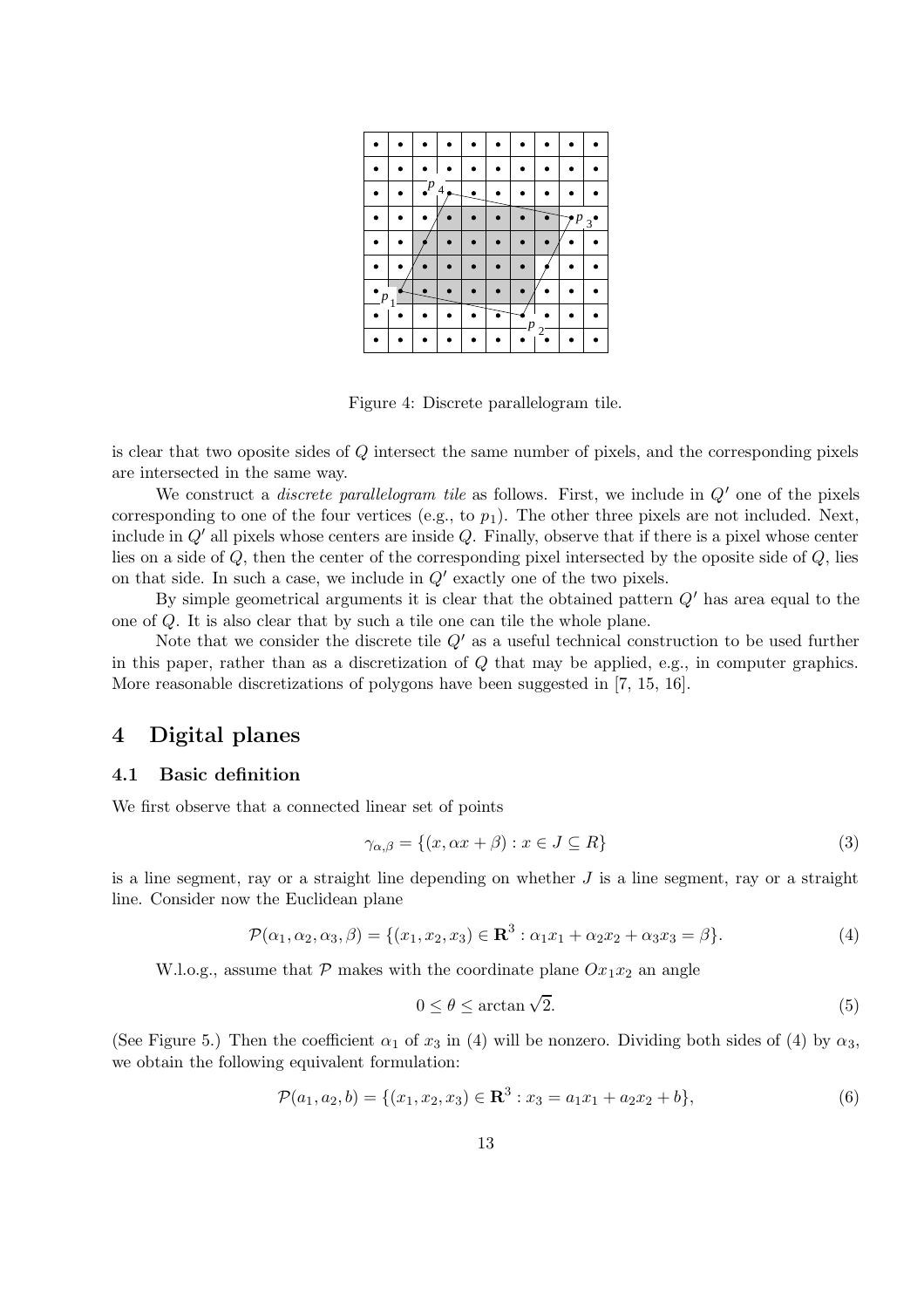Figure 4: Discrete parallelogram tile.

is clear that two oposite sides of $Q$ intersect the same number of pixels, and the corresponding pixels are intersected in the same way.

We construct a *discrete parallelogram tile* as follows. First, we include in $Q'$ one of the pixels corresponding to one of the four vertices (e.g., to $p_1$). The other three pixels are not included. Next, include in $Q'$ all pixels whose centers are inside $Q$. Finally, observe that if there is a pixel whose center lies on a side of $Q$, then the center of the corresponding pixel intersected by the oposite side of $Q$, lies on that side. In such a case, we include in $Q'$ exactly one of the two pixels.

By simple geometrical arguments it is clear that the obtained pattern $Q'$ has area equal to the one of $Q$. It is also clear that by such a tile one can tile the whole plane.

Note that we consider the discrete tile $Q'$ as a useful technical construction to be used further in this paper, rather than as a discretization of $Q$ that may be applied, e.g., in computer graphics. More reasonable discretizations of polygons have been suggested in [7, 15, 16].

# 4 Digital planes

## 4.1 Basic definition

We first observe that a connected linear set of points

$$\gamma_{\alpha,\beta} = \{(x, \alpha x + \beta) : x \in J \subseteq R\} \tag{3}$$

is a line segment, ray or a straight line depending on whether $J$ is a line segment, ray or a straight line. Consider now the Euclidean plane

$$\mathcal{P}(\alpha_1, \alpha_2, \alpha_3, \beta) = \{(x_1, x_2, x_3) \in \mathbf{R}^3 : \alpha_1 x_1 + \alpha_2 x_2 + \alpha_3 x_3 = \beta\}. \tag{4}$$

W.l.o.g., assume that $\mathcal{P}$ makes with the coordinate plane $Ox_1x_2$ an angle

$$0 \leq \theta \leq \arctan \sqrt{2}. \tag{5}$$

(See Figure 5.) Then the coefficient $\alpha_1$ of $x_3$ in (4) will be nonzero. Dividing both sides of (4) by $\alpha_3$, we obtain the following equivalent formulation:

$$\mathcal{P}(a_1, a_2, b) = \{(x_1, x_2, x_3) \in \mathbf{R}^3 : x_3 = a_1 x_1 + a_2 x_2 + b\}, \tag{6}$$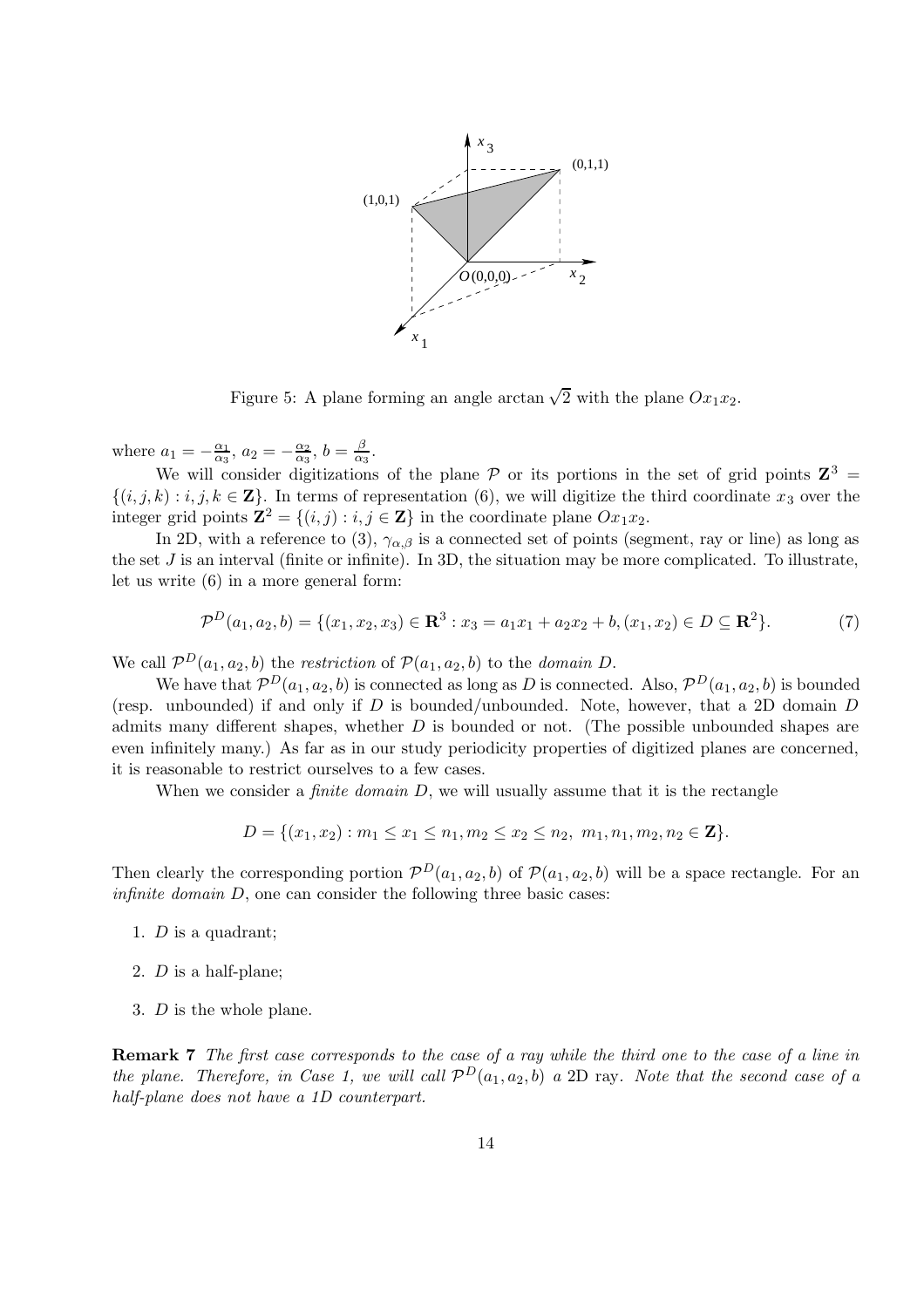Figure 5: A plane forming an angle $\arctan\sqrt{2}$ with the plane $Ox_1x_2$.

where $a_1 = -\frac{\alpha_1}{\alpha_3}$, $a_2 = -\frac{\alpha_2}{\alpha_3}$, $b = \frac{\beta}{\alpha_3}$.

We will consider digitizations of the plane $\mathcal{P}$ or its portions in the set of grid points $\mathbf{Z}^3 = \{(i,j,k) : i,j,k \in \mathbf{Z}\}$. In terms of representation (6), we will digitize the third coordinate $x_3$ over the integer grid points $\mathbf{Z}^2 = \{(i,j) : i,j \in \mathbf{Z}\}$ in the coordinate plane $Ox_1x_2$.

In 2D, with a reference to (3), $\gamma_{\alpha,\beta}$ is a connected set of points (segment, ray or line) as long as the set $J$ is an interval (finite or infinite). In 3D, the situation may be more complicated. To illustrate, let us write (6) in a more general form:

$$\mathcal{P}^D(a_1,a_2,b) = \{(x_1,x_2,x_3) \in \mathbf{R}^3 : x_3 = a_1x_1 + a_2x_2 + b, (x_1,x_2) \in D \subseteq \mathbf{R}^2\}. \tag{7}$$

We call $\mathcal{P}^D(a_1,a_2,b)$ the *restriction* of $\mathcal{P}(a_1,a_2,b)$ to the *domain* $D$.

We have that $\mathcal{P}^D(a_1,a_2,b)$ is connected as long as $D$ is connected. Also, $\mathcal{P}^D(a_1,a_2,b)$ is bounded (resp. unbounded) if and only if $D$ is bounded/unbounded. Note, however, that a 2D domain $D$ admits many different shapes, whether $D$ is bounded or not. (The possible unbounded shapes are even infinitely many.) As far as in our study periodicity properties of digitized planes are concerned, it is reasonable to restrict ourselves to a few cases.

When we consider a *finite domain* $D$, we will usually assume that it is the rectangle

$$D = \{(x_1,x_2) : m_1 \le x_1 \le n_1, m_2 \le x_2 \le n_2,\ m_1,n_1,m_2,n_2 \in \mathbf{Z}\}.$$

Then clearly the corresponding portion $\mathcal{P}^D(a_1,a_2,b)$ of $\mathcal{P}(a_1,a_2,b)$ will be a space rectangle. For an *infinite domain* $D$, one can consider the following three basic cases:

1. $D$ is a quadrant;
2. $D$ is a half-plane;
3. $D$ is the whole plane.

**Remark 7** *The first case corresponds to the case of a ray while the third one to the case of a line in the plane. Therefore, in Case 1, we will call $\mathcal{P}^D(a_1,a_2,b)$ a* 2D ray*. Note that the second case of a half-plane does not have a 1D counterpart.*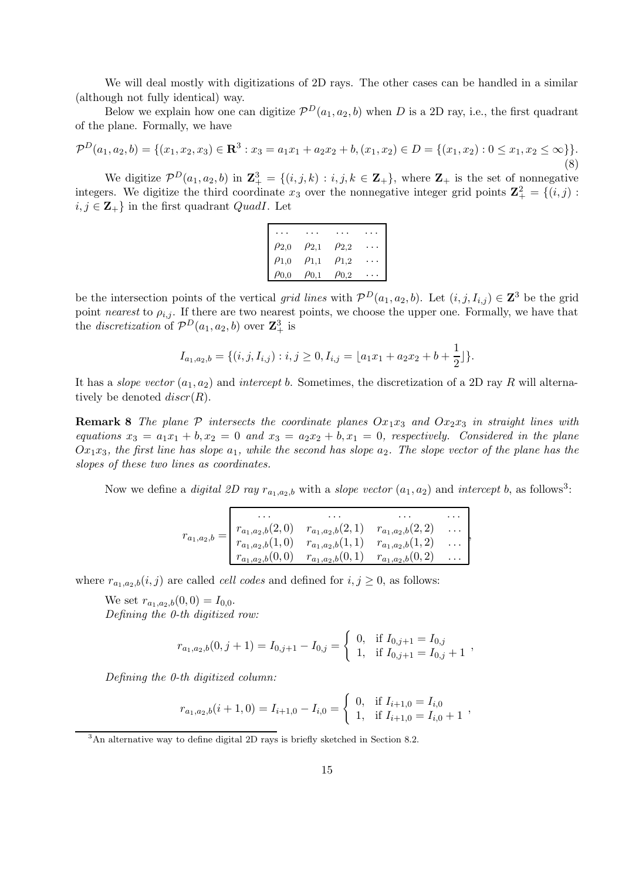We will deal mostly with digitizations of 2D rays. The other cases can be handled in a similar (although not fully identical) way.

Below we explain how one can digitize $\mathcal{P}^D(a_1, a_2, b)$ when $D$ is a 2D ray, i.e., the first quadrant of the plane. Formally, we have

$$\mathcal{P}^D(a_1, a_2, b) = \{(x_1, x_2, x_3) \in \mathbf{R}^3 : x_3 = a_1 x_1 + a_2 x_2 + b, (x_1, x_2) \in D = \{(x_1, x_2) : 0 \leq x_1, x_2 \leq \infty\}\}. \tag{8}$$

We digitize $\mathcal{P}^D(a_1, a_2, b)$ in $\mathbf{Z}_+^3 = \{(i, j, k) : i, j, k \in \mathbf{Z}_+\}$, where $\mathbf{Z}_+$ is the set of nonnegative integers. We digitize the third coordinate $x_3$ over the nonnegative integer grid points $\mathbf{Z}_+^2 = \{(i, j) : i, j \in \mathbf{Z}_+\}$ in the first quadrant $QuadI$. Let

$$\begin{array}{|cccc|}
\hline
\dots & \dots & \dots & \dots \\
\rho_{2,0} & \rho_{2,1} & \rho_{2,2} & \dots \\
\rho_{1,0} & \rho_{1,1} & \rho_{1,2} & \dots \\
\rho_{0,0} & \rho_{0,1} & \rho_{0,2} & \dots \\
\hline
\end{array}$$

be the intersection points of the vertical *grid lines* with $\mathcal{P}^D(a_1, a_2, b)$. Let $(i, j, I_{i,j}) \in \mathbf{Z}^3$ be the grid point *nearest* to $\rho_{i,j}$. If there are two nearest points, we choose the upper one. Formally, we have that the *discretization* of $\mathcal{P}^D(a_1, a_2, b)$ over $\mathbf{Z}_+^3$ is

$$I_{a_1,a_2,b} = \{(i, j, I_{i,j}) : i, j \geq 0, I_{i,j} = \lfloor a_1 x_1 + a_2 x_2 + b + \frac{1}{2} \rfloor\}.$$

It has a *slope vector* $(a_1, a_2)$ and *intercept* $b$. Sometimes, the discretization of a 2D ray $R$ will alternatively be denoted $discr(R)$.

**Remark 8** *The plane $\mathcal{P}$ intersects the coordinate planes $Ox_1x_3$ and $Ox_2x_3$ in straight lines with equations $x_3 = a_1 x_1 + b, x_2 = 0$ and $x_3 = a_2 x_2 + b, x_1 = 0$, respectively. Considered in the plane $Ox_1x_3$, the first line has slope $a_1$, while the second has slope $a_2$. The slope vector of the plane has the slopes of these two lines as coordinates.*

Now we define a *digital 2D ray* $r_{a_1,a_2,b}$ with a *slope vector* $(a_1, a_2)$ and *intercept* $b$, as follows[3]:

$$r_{a_1,a_2,b} = \begin{array}{|cccc|}
\hline
\dots & \dots & \dots & \dots \\
r_{a_1,a_2,b}(2,0) & r_{a_1,a_2,b}(2,1) & r_{a_1,a_2,b}(2,2) & \dots \\
r_{a_1,a_2,b}(1,0) & r_{a_1,a_2,b}(1,1) & r_{a_1,a_2,b}(1,2) & \dots \\
r_{a_1,a_2,b}(0,0) & r_{a_1,a_2,b}(0,1) & r_{a_1,a_2,b}(0,2) & \dots \\
\hline
\end{array},$$

where $r_{a_1,a_2,b}(i, j)$ are called *cell codes* and defined for $i, j \geq 0$, as follows:

We set $r_{a_1,a_2,b}(0, 0) = I_{0,0}$.

*Defining the 0-th digitized row:*

$$r_{a_1,a_2,b}(0, j+1) = I_{0,j+1} - I_{0,j} = \begin{cases} 0, & \text{if } I_{0,j+1} = I_{0,j} \\ 1, & \text{if } I_{0,j+1} = I_{0,j} + 1 \end{cases},$$

*Defining the 0-th digitized column:*

$$r_{a_1,a_2,b}(i+1, 0) = I_{i+1,0} - I_{i,0} = \begin{cases} 0, & \text{if } I_{i+1,0} = I_{i,0} \\ 1, & \text{if } I_{i+1,0} = I_{i,0} + 1 \end{cases},$$

[3] An alternative way to define digital 2D rays is briefly sketched in Section 8.2.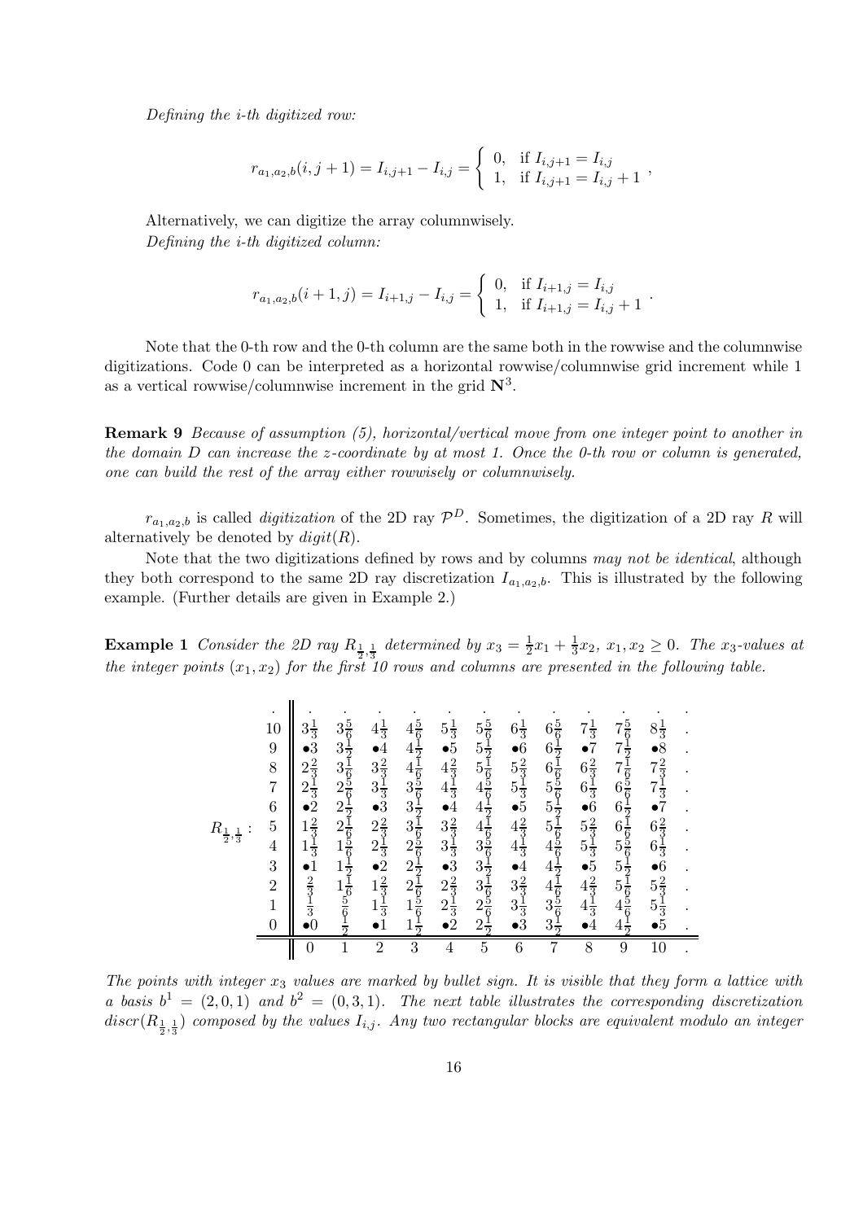*Defining the i-th digitized row:*

$$r_{a_1,a_2,b}(i,j+1) = I_{i,j+1} - I_{i,j} = \begin{cases} 0, & \text{if } I_{i,j+1} = I_{i,j} \\ 1, & \text{if } I_{i,j+1} = I_{i,j} + 1 \end{cases},$$

Alternatively, we can digitize the array columnwisely.
*Defining the i-th digitized column:*

$$r_{a_1,a_2,b}(i+1,j) = I_{i+1,j} - I_{i,j} = \begin{cases} 0, & \text{if } I_{i+1,j} = I_{i,j} \\ 1, & \text{if } I_{i+1,j} = I_{i,j} + 1 \end{cases}.$$

Note that the 0-th row and the 0-th column are the same both in the rowwise and the columnwise digitizations. Code 0 can be interpreted as a horizontal rowwise/columnwise grid increment while 1 as a vertical rowwise/columnwise increment in the grid $\mathbf{N}^3$.

**Remark 9** *Because of assumption (5), horizontal/vertical move from one integer point to another in the domain D can increase the z-coordinate by at most 1. Once the 0-th row or column is generated, one can build the rest of the array either rowwisely or columnwisely.*

$r_{a_1,a_2,b}$ is called *digitization* of the 2D ray $\mathcal{P}^D$. Sometimes, the digitization of a 2D ray $R$ will alternatively be denoted by $digit(R)$.

Note that the two digitizations defined by rows and by columns *may not be identical*, although they both correspond to the same 2D ray discretization $I_{a_1,a_2,b}$. This is illustrated by the following example. (Further details are given in Example 2.)

**Example 1** *Consider the 2D ray $R_{\frac{1}{2},\frac{1}{3}}$ determined by $x_3 = \frac{1}{2}x_1 + \frac{1}{3}x_2$, $x_1, x_2 \geq 0$. The $x_3$-values at the integer points $(x_1, x_2)$ for the first 10 rows and columns are presented in the following table.*

$R_{\frac{1}{2},\frac{1}{3}}$ :

| | | | | | | | | | | | | |
|---|---|---|---|---|---|---|---|---|---|---|---|---|
| . | . | . | . | . | . | . | . | . | . | . | . | . |
| 10 | $3\frac{1}{3}$ | $3\frac{5}{6}$ | $4\frac{1}{3}$ | $4\frac{5}{6}$ | $5\frac{1}{3}$ | $5\frac{5}{6}$ | $6\frac{1}{3}$ | $6\frac{5}{6}$ | $7\frac{1}{3}$ | $7\frac{5}{6}$ | $8\frac{1}{3}$ | . |
| 9 | $\bullet 3$ | $3\frac{1}{2}$ | $\bullet 4$ | $4\frac{1}{2}$ | $\bullet 5$ | $5\frac{1}{2}$ | $\bullet 6$ | $6\frac{1}{2}$ | $\bullet 7$ | $7\frac{1}{2}$ | $\bullet 8$ | . |
| 8 | $2\frac{2}{3}$ | $3\frac{1}{6}$ | $3\frac{2}{3}$ | $4\frac{1}{6}$ | $4\frac{2}{3}$ | $5\frac{1}{6}$ | $5\frac{2}{3}$ | $6\frac{1}{6}$ | $6\frac{2}{3}$ | $7\frac{1}{6}$ | $7\frac{2}{3}$ | . |
| 7 | $2\frac{1}{3}$ | $2\frac{5}{6}$ | $3\frac{1}{3}$ | $3\frac{5}{6}$ | $4\frac{1}{3}$ | $4\frac{5}{6}$ | $5\frac{1}{3}$ | $5\frac{5}{6}$ | $6\frac{1}{3}$ | $6\frac{5}{6}$ | $7\frac{1}{3}$ | . |
| 6 | $\bullet 2$ | $2\frac{1}{2}$ | $\bullet 3$ | $3\frac{1}{2}$ | $\bullet 4$ | $4\frac{1}{2}$ | $\bullet 5$ | $5\frac{1}{2}$ | $\bullet 6$ | $6\frac{1}{2}$ | $\bullet 7$ | . |
| 5 | $1\frac{2}{3}$ | $2\frac{1}{6}$ | $2\frac{2}{3}$ | $3\frac{1}{6}$ | $3\frac{2}{3}$ | $4\frac{1}{6}$ | $4\frac{2}{3}$ | $5\frac{1}{6}$ | $5\frac{2}{3}$ | $6\frac{1}{6}$ | $6\frac{2}{3}$ | . |
| 4 | $1\frac{1}{3}$ | $1\frac{5}{6}$ | $2\frac{1}{3}$ | $2\frac{5}{6}$ | $3\frac{1}{3}$ | $3\frac{5}{6}$ | $4\frac{1}{3}$ | $4\frac{5}{6}$ | $5\frac{1}{3}$ | $5\frac{5}{6}$ | $6\frac{1}{3}$ | . |
| 3 | $\bullet 1$ | $1\frac{1}{2}$ | $\bullet 2$ | $2\frac{1}{2}$ | $\bullet 3$ | $3\frac{1}{2}$ | $\bullet 4$ | $4\frac{1}{2}$ | $\bullet 5$ | $5\frac{1}{2}$ | $\bullet 6$ | . |
| 2 | $\frac{2}{3}$ | $1\frac{1}{6}$ | $1\frac{2}{3}$ | $2\frac{1}{6}$ | $2\frac{2}{3}$ | $3\frac{1}{6}$ | $3\frac{2}{3}$ | $4\frac{1}{6}$ | $4\frac{2}{3}$ | $5\frac{1}{6}$ | $5\frac{2}{3}$ | . |
| 1 | $\frac{1}{3}$ | $\frac{5}{6}$ | $1\frac{1}{3}$ | $1\frac{5}{6}$ | $2\frac{1}{3}$ | $2\frac{5}{6}$ | $3\frac{1}{3}$ | $3\frac{5}{6}$ | $4\frac{1}{3}$ | $4\frac{5}{6}$ | $5\frac{1}{3}$ | . |
| 0 | $\bullet 0$ | $\frac{1}{2}$ | $\bullet 1$ | $1\frac{1}{2}$ | $\bullet 2$ | $2\frac{1}{2}$ | $\bullet 3$ | $3\frac{1}{2}$ | $\bullet 4$ | $4\frac{1}{2}$ | $\bullet 5$ | . |
| | 0 | 1 | 2 | 3 | 4 | 5 | 6 | 7 | 8 | 9 | 10 | . |

*The points with integer $x_3$ values are marked by bullet sign. It is visible that they form a lattice with a basis $b^1 = (2,0,1)$ and $b^2 = (0,3,1)$. The next table illustrates the corresponding discretization $discr(R_{\frac{1}{2},\frac{1}{3}})$ composed by the values $I_{i,j}$. Any two rectangular blocks are equivalent modulo an integer*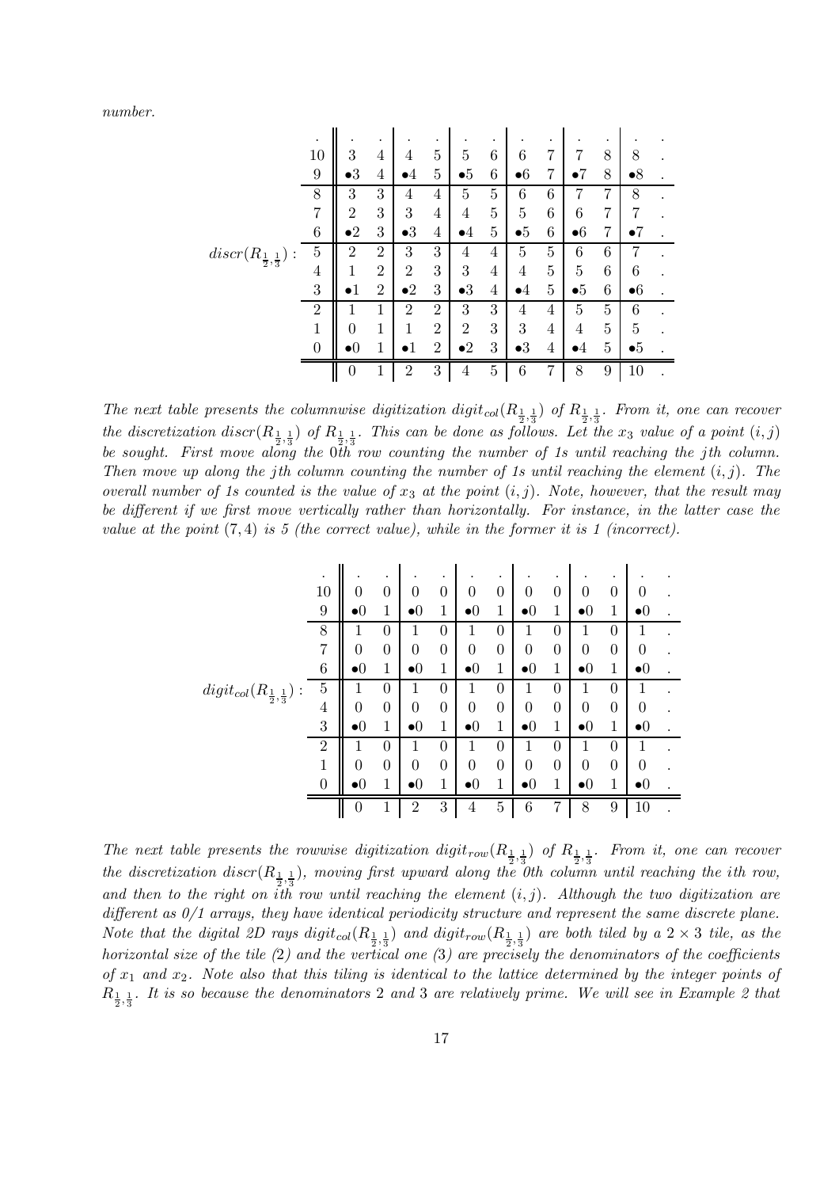number.

| $discr(R_{\frac{1}{2},\frac{1}{3}})$: | | | | | | | | | | | | | |
|---|---|---|---|---|---|---|---|---|---|---|---|---|---|
| . | . | . | . | . | . | . | . | . | . | . | . | . | |
| 10 | 3 | 4 | 4 | 5 | 5 | 6 | 6 | 7 | 7 | 8 | 8 | . | |
| 9 | •3 | 4 | •4 | 5 | •5 | 6 | •6 | 7 | •7 | 8 | •8 | . | |
| 8 | 3 | 3 | 4 | 4 | 5 | 5 | 6 | 6 | 7 | 7 | 8 | . | |
| 7 | 2 | 3 | 3 | 4 | 4 | 5 | 5 | 6 | 6 | 7 | 7 | . | |
| 6 | •2 | 3 | •3 | 4 | •4 | 5 | •5 | 6 | •6 | 7 | •7 | . | |
| 5 | 2 | 2 | 3 | 3 | 4 | 4 | 5 | 5 | 6 | 6 | 7 | . | |
| 4 | 1 | 2 | 2 | 3 | 3 | 4 | 4 | 5 | 5 | 6 | 6 | . | |
| 3 | •1 | 2 | •2 | 3 | •3 | 4 | •4 | 5 | •5 | 6 | •6 | . | |
| 2 | 1 | 1 | 2 | 2 | 3 | 3 | 4 | 4 | 5 | 5 | 6 | . | |
| 1 | 0 | 1 | 1 | 2 | 2 | 3 | 3 | 4 | 4 | 5 | 5 | . | |
| 0 | •0 | 1 | •1 | 2 | •2 | 3 | •3 | 4 | •4 | 5 | •5 | . | |
| | 0 | 1 | 2 | 3 | 4 | 5 | 6 | 7 | 8 | 9 | 10 | . | |

*The next table presents the columnwise digitization $digit_{col}(R_{\frac{1}{2},\frac{1}{3}})$ of $R_{\frac{1}{2},\frac{1}{3}}$. From it, one can recover the discretization $discr(R_{\frac{1}{2},\frac{1}{3}})$ of $R_{\frac{1}{2},\frac{1}{3}}$. This can be done as follows. Let the $x_3$ value of a point $(i,j)$ be sought. First move along the 0th row counting the number of 1s until reaching the $j$th column. Then move up along the $j$th column counting the number of 1s until reaching the element $(i,j)$. The overall number of 1s counted is the value of $x_3$ at the point $(i,j)$. Note, however, that the result may be different if we first move vertically rather than horizontally. For instance, in the latter case the value at the point $(7,4)$ is 5 (the correct value), while in the former it is 1 (incorrect).*

| $digit_{col}(R_{\frac{1}{2},\frac{1}{3}})$: | | | | | | | | | | | | | |
|---|---|---|---|---|---|---|---|---|---|---|---|---|---|
| . | . | . | . | . | . | . | . | . | . | . | . | . | |
| 10 | 0 | 0 | 0 | 0 | 0 | 0 | 0 | 0 | 0 | 0 | 0 | . | |
| 9 | •0 | 1 | •0 | 1 | •0 | 1 | •0 | 1 | •0 | 1 | •0 | . | |
| 8 | 1 | 0 | 1 | 0 | 1 | 0 | 1 | 0 | 1 | 0 | 1 | . | |
| 7 | 0 | 0 | 0 | 0 | 0 | 0 | 0 | 0 | 0 | 0 | 0 | . | |
| 6 | •0 | 1 | •0 | 1 | •0 | 1 | •0 | 1 | •0 | 1 | •0 | . | |
| 5 | 1 | 0 | 1 | 0 | 1 | 0 | 1 | 0 | 1 | 0 | 1 | . | |
| 4 | 0 | 0 | 0 | 0 | 0 | 0 | 0 | 0 | 0 | 0 | 0 | . | |
| 3 | •0 | 1 | •0 | 1 | •0 | 1 | •0 | 1 | •0 | 1 | •0 | . | |
| 2 | 1 | 0 | 1 | 0 | 1 | 0 | 1 | 0 | 1 | 0 | 1 | . | |
| 1 | 0 | 0 | 0 | 0 | 0 | 0 | 0 | 0 | 0 | 0 | 0 | . | |
| 0 | •0 | 1 | •0 | 1 | •0 | 1 | •0 | 1 | •0 | 1 | •0 | . | |
| | 0 | 1 | 2 | 3 | 4 | 5 | 6 | 7 | 8 | 9 | 10 | . | |

*The next table presents the rowwise digitization $digit_{row}(R_{\frac{1}{2},\frac{1}{3}})$ of $R_{\frac{1}{2},\frac{1}{3}}$. From it, one can recover the discretization $discr(R_{\frac{1}{2},\frac{1}{3}})$, moving first upward along the 0th column until reaching the $i$th row, and then to the right on $i$th row until reaching the element $(i,j)$. Although the two digitization are different as 0/1 arrays, they have identical periodicity structure and represent the same discrete plane. Note that the digital 2D rays $digit_{col}(R_{\frac{1}{2},\frac{1}{3}})$ and $digit_{row}(R_{\frac{1}{2},\frac{1}{3}})$ are both tiled by a $2\times 3$ tile, as the horizontal size of the tile (2) and the vertical one (3) are precisely the denominators of the coefficients of $x_1$ and $x_2$. Note also that this tiling is identical to the lattice determined by the integer points of $R_{\frac{1}{2},\frac{1}{3}}$. It is so because the denominators 2 and 3 are relatively prime. We will see in Example 2 that*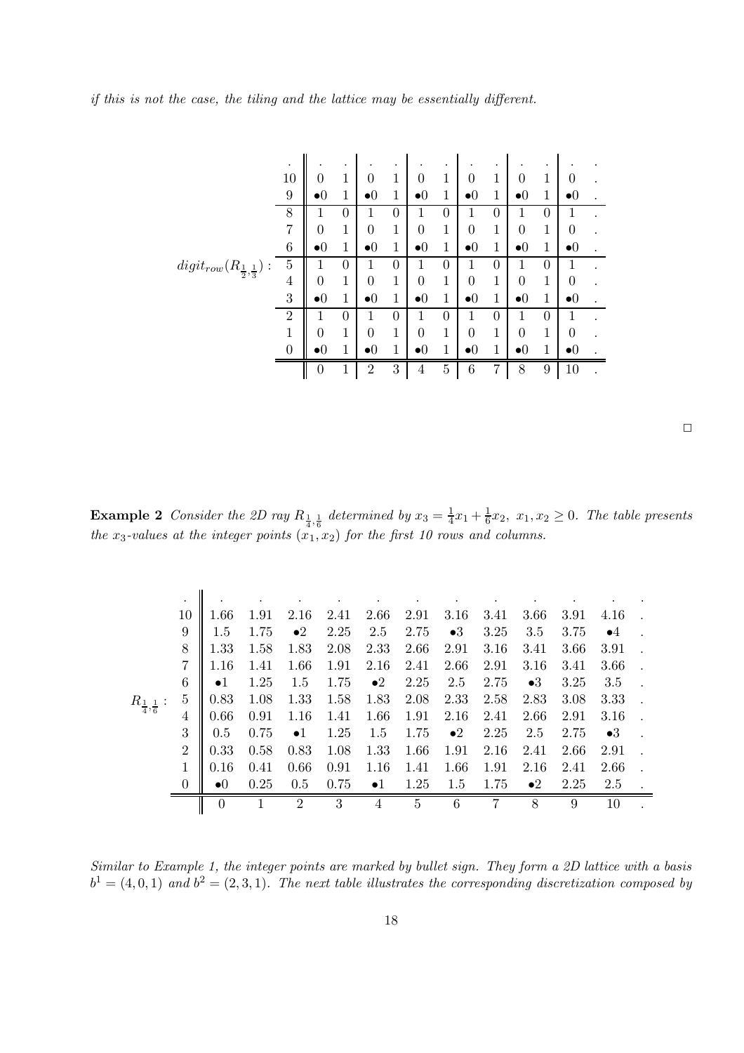*if this is not the case, the tiling and the lattice may be essentially different.*

| $digit_{row}(R_{\frac{1}{2},\frac{1}{3}})$: | | | | | | | | | | | | |
|---|---|---|---|---|---|---|---|---|---|---|---|---|
| . | . | . | . | . | . | . | . | . | . | . | . | . |
| 10 | 0 | 1 | 0 | 1 | 0 | 1 | 0 | 1 | 0 | 1 | 0 | . |
| 9 | •0 | 1 | •0 | 1 | •0 | 1 | •0 | 1 | •0 | 1 | •0 | . |
| 8 | 1 | 0 | 1 | 0 | 1 | 0 | 1 | 0 | 1 | 0 | 1 | . |
| 7 | 0 | 1 | 0 | 1 | 0 | 1 | 0 | 1 | 0 | 1 | 0 | . |
| 6 | •0 | 1 | •0 | 1 | •0 | 1 | •0 | 1 | •0 | 1 | •0 | . |
| 5 | 1 | 0 | 1 | 0 | 1 | 0 | 1 | 0 | 1 | 0 | 1 | . |
| 4 | 0 | 1 | 0 | 1 | 0 | 1 | 0 | 1 | 0 | 1 | 0 | . |
| 3 | •0 | 1 | •0 | 1 | •0 | 1 | •0 | 1 | •0 | 1 | •0 | . |
| 2 | 1 | 0 | 1 | 0 | 1 | 0 | 1 | 0 | 1 | 0 | 1 | . |
| 1 | 0 | 1 | 0 | 1 | 0 | 1 | 0 | 1 | 0 | 1 | 0 | . |
| 0 | •0 | 1 | •0 | 1 | •0 | 1 | •0 | 1 | •0 | 1 | •0 | . |
| | 0 | 1 | 2 | 3 | 4 | 5 | 6 | 7 | 8 | 9 | 10 | . |

□

**Example 2** *Consider the 2D ray $R_{\frac{1}{4},\frac{1}{6}}$ determined by $x_3 = \frac{1}{4}x_1 + \frac{1}{6}x_2,\ x_1, x_2 \geq 0$. The table presents the $x_3$-values at the integer points $(x_1, x_2)$ for the first 10 rows and columns.*

| $R_{\frac{1}{4},\frac{1}{6}}$: | | | | | | | | | | | | |
|---|---|---|---|---|---|---|---|---|---|---|---|---|
| . | . | . | . | . | . | . | . | . | . | . | . | . |
| 10 | 1.66 | 1.91 | 2.16 | 2.41 | 2.66 | 2.91 | 3.16 | 3.41 | 3.66 | 3.91 | 4.16 | . |
| 9 | 1.5 | 1.75 | •2 | 2.25 | 2.5 | 2.75 | •3 | 3.25 | 3.5 | 3.75 | •4 | . |
| 8 | 1.33 | 1.58 | 1.83 | 2.08 | 2.33 | 2.66 | 2.91 | 3.16 | 3.41 | 3.66 | 3.91 | . |
| 7 | 1.16 | 1.41 | 1.66 | 1.91 | 2.16 | 2.41 | 2.66 | 2.91 | 3.16 | 3.41 | 3.66 | . |
| 6 | •1 | 1.25 | 1.5 | 1.75 | •2 | 2.25 | 2.5 | 2.75 | •3 | 3.25 | 3.5 | . |
| 5 | 0.83 | 1.08 | 1.33 | 1.58 | 1.83 | 2.08 | 2.33 | 2.58 | 2.83 | 3.08 | 3.33 | . |
| 4 | 0.66 | 0.91 | 1.16 | 1.41 | 1.66 | 1.91 | 2.16 | 2.41 | 2.66 | 2.91 | 3.16 | . |
| 3 | 0.5 | 0.75 | •1 | 1.25 | 1.5 | 1.75 | •2 | 2.25 | 2.5 | 2.75 | •3 | . |
| 2 | 0.33 | 0.58 | 0.83 | 1.08 | 1.33 | 1.66 | 1.91 | 2.16 | 2.41 | 2.66 | 2.91 | . |
| 1 | 0.16 | 0.41 | 0.66 | 0.91 | 1.16 | 1.41 | 1.66 | 1.91 | 2.16 | 2.41 | 2.66 | . |
| 0 | •0 | 0.25 | 0.5 | 0.75 | •1 | 1.25 | 1.5 | 1.75 | •2 | 2.25 | 2.5 | . |
| | 0 | 1 | 2 | 3 | 4 | 5 | 6 | 7 | 8 | 9 | 10 | . |

*Similar to Example 1, the integer points are marked by bullet sign. They form a 2D lattice with a basis $b^1 = (4, 0, 1)$ and $b^2 = (2, 3, 1)$. The next table illustrates the corresponding discretization composed by*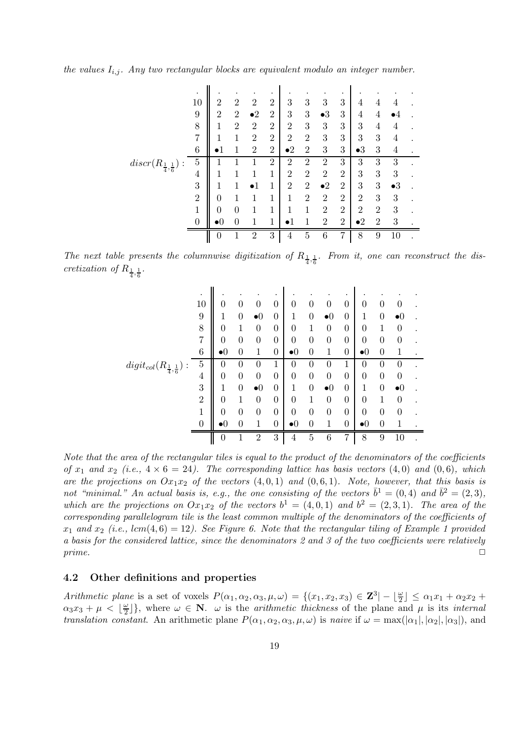*the values $I_{i,j}$. Any two rectangular blocks are equivalent modulo an integer number.*

$discr(R_{\frac{1}{4},\frac{1}{6}})$:

| | | | | | | | | | | | | |
|---|---|---|---|---|---|---|---|---|---|---|---|---|
| . | . | . | . | . | . | . | . | . | . | . | . | . |
| 10 | 2 | 2 | 2 | 2 | 3 | 3 | 3 | 3 | 4 | 4 | 4 | . |
| 9 | 2 | 2 | •2 | 2 | 3 | 3 | •3 | 3 | 4 | 4 | •4 | . |
| 8 | 1 | 2 | 2 | 2 | 2 | 3 | 3 | 3 | 3 | 4 | 4 | . |
| 7 | 1 | 1 | 2 | 2 | 2 | 2 | 3 | 3 | 3 | 3 | 4 | . |
| 6 | •1 | 1 | 2 | 2 | •2 | 2 | 3 | 3 | •3 | 3 | 4 | . |
| 5 | 1 | 1 | 1 | 2 | 2 | 2 | 2 | 3 | 3 | 3 | 3 | . |
| 4 | 1 | 1 | 1 | 1 | 2 | 2 | 2 | 2 | 3 | 3 | 3 | . |
| 3 | 1 | 1 | •1 | 1 | 2 | 2 | •2 | 2 | 3 | 3 | •3 | . |
| 2 | 0 | 1 | 1 | 1 | 1 | 2 | 2 | 2 | 2 | 3 | 3 | . |
| 1 | 0 | 0 | 1 | 1 | 1 | 1 | 2 | 2 | 2 | 2 | 3 | . |
| 0 | •0 | 0 | 1 | 1 | •1 | 1 | 2 | 2 | •2 | 2 | 3 | . |
| | 0 | 1 | 2 | 3 | 4 | 5 | 6 | 7 | 8 | 9 | 10 | . |

*The next table presents the columnwise digitization of $R_{\frac{1}{4},\frac{1}{6}}$. From it, one can reconstruct the discretization of $R_{\frac{1}{4},\frac{1}{6}}$.*

$digit_{col}(R_{\frac{1}{4},\frac{1}{6}})$:

| | | | | | | | | | | | | |
|---|---|---|---|---|---|---|---|---|---|---|---|---|
| . | . | . | . | . | . | . | . | . | . | . | . | . |
| 10 | 0 | 0 | 0 | 0 | 0 | 0 | 0 | 0 | 0 | 0 | 0 | . |
| 9 | 1 | 0 | •0 | 0 | 1 | 0 | •0 | 0 | 1 | 0 | •0 | . |
| 8 | 0 | 1 | 0 | 0 | 0 | 1 | 0 | 0 | 0 | 1 | 0 | . |
| 7 | 0 | 0 | 0 | 0 | 0 | 0 | 0 | 0 | 0 | 0 | 0 | . |
| 6 | •0 | 0 | 1 | 0 | •0 | 0 | 1 | 0 | •0 | 0 | 1 | . |
| 5 | 0 | 0 | 0 | 1 | 0 | 0 | 0 | 1 | 0 | 0 | 0 | . |
| 4 | 0 | 0 | 0 | 0 | 0 | 0 | 0 | 0 | 0 | 0 | 0 | . |
| 3 | 1 | 0 | •0 | 0 | 1 | 0 | •0 | 0 | 1 | 0 | •0 | . |
| 2 | 0 | 1 | 0 | 0 | 0 | 1 | 0 | 0 | 0 | 1 | 0 | . |
| 1 | 0 | 0 | 0 | 0 | 0 | 0 | 0 | 0 | 0 | 0 | 0 | . |
| 0 | •0 | 0 | 1 | 0 | •0 | 0 | 1 | 0 | •0 | 0 | 1 | . |
| | 0 | 1 | 2 | 3 | 4 | 5 | 6 | 7 | 8 | 9 | 10 | . |

*Note that the area of the rectangular tiles is equal to the product of the denominators of the coefficients of $x_1$ and $x_2$ (i.e., $4 \times 6 = 24$). The corresponding lattice has basis vectors $(4, 0)$ and $(0, 6)$, which are the projections on $Ox_1x_2$ of the vectors $(4, 0, 1)$ and $(0, 6, 1)$. Note, however, that this basis is not "minimal." An actual basis is, e.g., the one consisting of the vectors $\bar{b}^1 = (0, 4)$ and $\bar{b}^2 = (2, 3)$, which are the projections on $Ox_1x_2$ of the vectors $b^1 = (4, 0, 1)$ and $b^2 = (2, 3, 1)$. The area of the corresponding parallelogram tile is the least common multiple of the denominators of the coefficients of $x_1$ and $x_2$ (i.e., $lcm(4, 6) = 12$). See Figure 6. Note that the rectangular tiling of Example 1 provided a basis for the considered lattice, since the denominators 2 and 3 of the two coefficients were relatively prime.* □

### 4.2 Other definitions and properties

*Arithmetic plane* is a set of voxels $P(\alpha_1, \alpha_2, \alpha_3, \mu, \omega) = \{(x_1, x_2, x_3) \in \mathbf{Z}^3 | -\lfloor \frac{\omega}{2} \rfloor \leq \alpha_1 x_1 + \alpha_2 x_2 + \alpha_3 x_3 + \mu < \lfloor \frac{\omega}{2} \rfloor\}$, where $\omega \in \mathbf{N}$. $\omega$ is the *arithmetic thickness* of the plane and $\mu$ is its *internal translation constant*. An arithmetic plane $P(\alpha_1, \alpha_2, \alpha_3, \mu, \omega)$ is *naive* if $\omega = \max(|\alpha_1|, |\alpha_2|, |\alpha_3|)$, and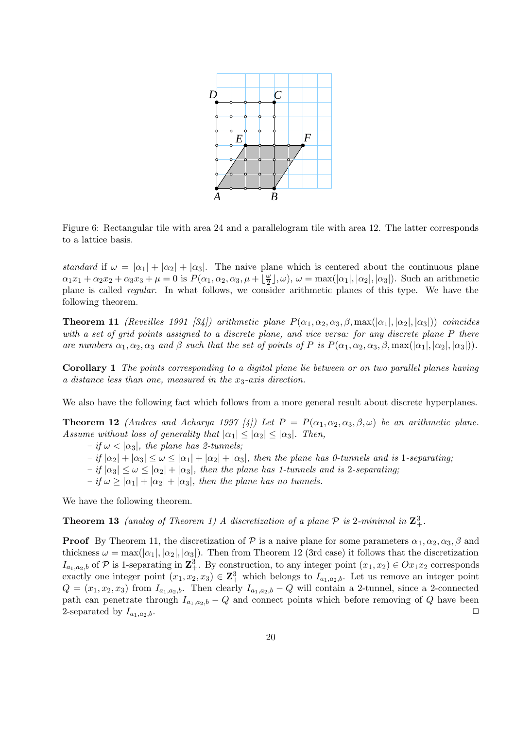Figure 6: Rectangular tile with area 24 and a parallelogram tile with area 12. The latter corresponds to a lattice basis.

*standard* if $\omega = |\alpha_1| + |\alpha_2| + |\alpha_3|$. The naive plane which is centered about the continuous plane $\alpha_1 x_1 + \alpha_2 x_2 + \alpha_3 x_3 + \mu = 0$ is $P(\alpha_1, \alpha_2, \alpha_3, \mu + \lfloor \frac{\omega}{2} \rfloor, \omega)$, $\omega = \max(|\alpha_1|, |\alpha_2|, |\alpha_3|)$. Such an arithmetic plane is called *regular*. In what follows, we consider arithmetic planes of this type. We have the following theorem.

**Theorem 11** *(Reveilles 1991 [34]) arithmetic plane $P(\alpha_1, \alpha_2, \alpha_3, \beta, \max(|\alpha_1|, |\alpha_2|, |\alpha_3|))$ coincides with a set of grid points assigned to a discrete plane, and vice versa: for any discrete plane $P$ there are numbers $\alpha_1, \alpha_2, \alpha_3$ and $\beta$ such that the set of points of $P$ is $P(\alpha_1, \alpha_2, \alpha_3, \beta, \max(|\alpha_1|, |\alpha_2|, |\alpha_3|))$.*

**Corollary 1** *The points corresponding to a digital plane lie between or on two parallel planes having a distance less than one, measured in the $x_3$-axis direction.*

We also have the following fact which follows from a more general result about discrete hyperplanes.

**Theorem 12** *(Andres and Acharya 1997 [4]) Let $P = P(\alpha_1, \alpha_2, \alpha_3, \beta, \omega)$ be an arithmetic plane. Assume without loss of generality that $|\alpha_1| \leq |\alpha_2| \leq |\alpha_3|$. Then,*

- *if $\omega < |\alpha_3|$, the plane has 2-tunnels;*
- *if $|\alpha_2| + |\alpha_3| \leq \omega \leq |\alpha_1| + |\alpha_2| + |\alpha_3|$, then the plane has 0-tunnels and is 1-separating;*
- *if $|\alpha_3| \leq \omega \leq |\alpha_2| + |\alpha_3|$, then the plane has 1-tunnels and is 2-separating;*
- *if $\omega \geq |\alpha_1| + |\alpha_2| + |\alpha_3|$, then the plane has no tunnels.*

We have the following theorem.

**Theorem 13** *(analog of Theorem 1) A discretization of a plane $\mathcal{P}$ is 2-minimal in $\mathbf{Z}^3_+$.*

**Proof** By Theorem 11, the discretization of $\mathcal{P}$ is a naive plane for some parameters $\alpha_1, \alpha_2, \alpha_3, \beta$ and thickness $\omega = \max(|\alpha_1|, |\alpha_2|, |\alpha_3|)$. Then from Theorem 12 (3rd case) it follows that the discretization $I_{a_1,a_2,b}$ of $\mathcal{P}$ is 1-separating in $\mathbf{Z}^3_+$. By construction, to any integer point $(x_1, x_2) \in Ox_1x_2$ corresponds exactly one integer point $(x_1, x_2, x_3) \in \mathbf{Z}^3_+$ which belongs to $I_{a_1,a_2,b}$. Let us remove an integer point $Q = (x_1, x_2, x_3)$ from $I_{a_1,a_2,b}$. Then clearly $I_{a_1,a_2,b} - Q$ will contain a 2-tunnel, since a 2-connected path can penetrate through $I_{a_1,a_2,b} - Q$ and connect points which before removing of $Q$ have been 2-separated by $I_{a_1,a_2,b}$. □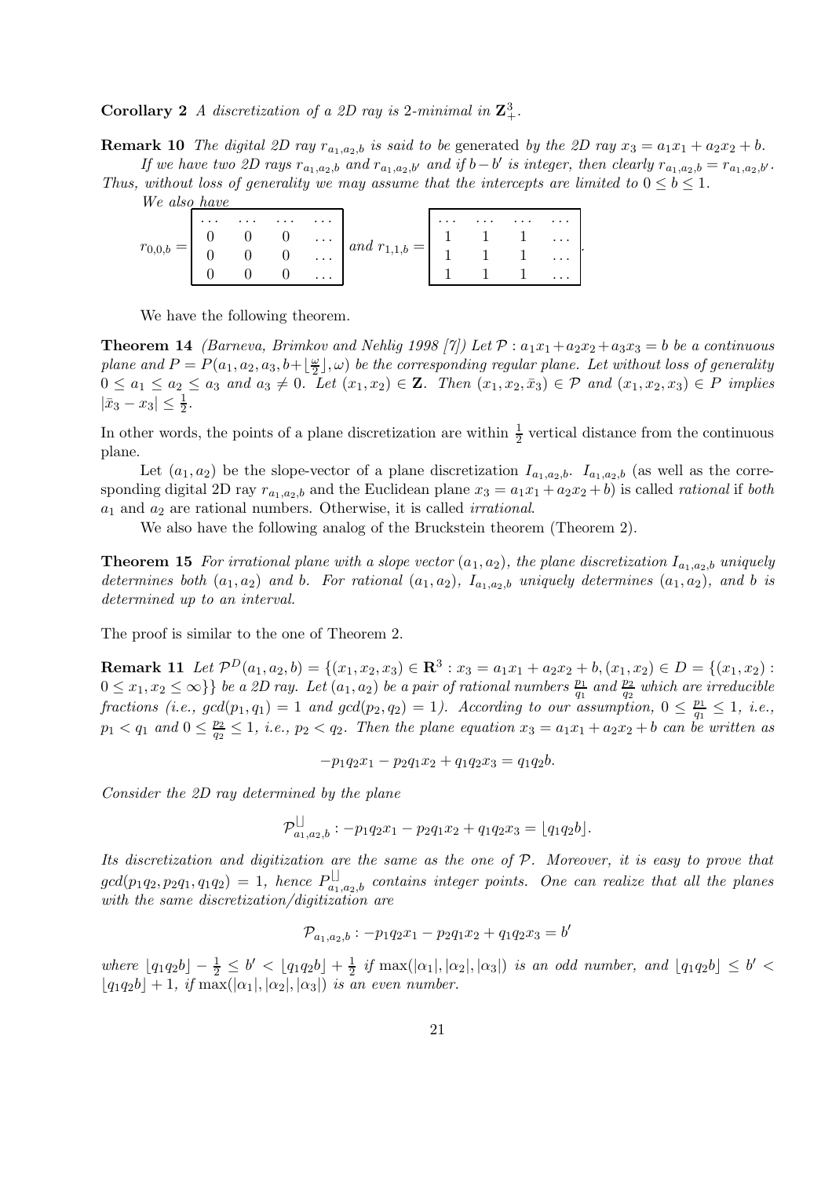**Corollary 2** *A discretization of a 2D ray is 2-minimal in $\mathbf{Z}^3_+$.*

**Remark 10** *The digital 2D ray $r_{a_1,a_2,b}$ is said to be* generated *by the 2D ray $x_3 = a_1x_1 + a_2x_2 + b$.*

*If we have two 2D rays $r_{a_1,a_2,b}$ and $r_{a_1,a_2,b'}$ and if $b - b'$ is integer, then clearly $r_{a_1,a_2,b} = r_{a_1,a_2,b'}$. Thus, without loss of generality we may assume that the intercepts are limited to $0 \le b \le 1$.*

*We also have*

$$r_{0,0,b} = \begin{array}{|cccc|} \hline \dots & \dots & \dots & \dots \\ 0 & 0 & 0 & \dots \\ 0 & 0 & 0 & \dots \\ 0 & 0 & 0 & \dots \\ \hline \end{array} \text{ and } r_{1,1,b} = \begin{array}{|cccc|} \hline \dots & \dots & \dots & \dots \\ 1 & 1 & 1 & \dots \\ 1 & 1 & 1 & \dots \\ 1 & 1 & 1 & \dots \\ \hline \end{array}.$$

We have the following theorem.

**Theorem 14** *(Barneva, Brimkov and Nehlig 1998 [7]) Let $\mathcal{P} : a_1x_1 + a_2x_2 + a_3x_3 = b$ be a continuous plane and $P = P(a_1, a_2, a_3, b + \lfloor \frac{\omega}{2} \rfloor, \omega)$ be the corresponding regular plane. Let without loss of generality $0 \le a_1 \le a_2 \le a_3$ and $a_3 \ne 0$. Let $(x_1, x_2) \in \mathbf{Z}$. Then $(x_1, x_2, \bar{x}_3) \in \mathcal{P}$ and $(x_1, x_2, x_3) \in P$ implies $|\bar{x}_3 - x_3| \le \frac{1}{2}$.*

In other words, the points of a plane discretization are within $\frac{1}{2}$ vertical distance from the continuous plane.

Let $(a_1, a_2)$ be the slope-vector of a plane discretization $I_{a_1,a_2,b}$. $I_{a_1,a_2,b}$ (as well as the corresponding digital 2D ray $r_{a_1,a_2,b}$ and the Euclidean plane $x_3 = a_1x_1 + a_2x_2 + b$) is called *rational* if *both* $a_1$ and $a_2$ are rational numbers. Otherwise, it is called *irrational*.

We also have the following analog of the Bruckstein theorem (Theorem 2).

**Theorem 15** *For irrational plane with a slope vector $(a_1, a_2)$, the plane discretization $I_{a_1,a_2,b}$ uniquely determines both $(a_1, a_2)$ and $b$. For rational $(a_1, a_2)$, $I_{a_1,a_2,b}$ uniquely determines $(a_1, a_2)$, and $b$ is determined up to an interval.*

The proof is similar to the one of Theorem 2.

**Remark 11** *Let $\mathcal{P}^D(a_1, a_2, b) = \{(x_1, x_2, x_3) \in \mathbf{R}^3 : x_3 = a_1x_1 + a_2x_2 + b, (x_1, x_2) \in D = \{(x_1, x_2) : 0 \le x_1, x_2 \le \infty\}\}$ be a 2D ray. Let $(a_1, a_2)$ be a pair of rational numbers $\frac{p_1}{q_1}$ and $\frac{p_2}{q_2}$ which are irreducible fractions (i.e., $gcd(p_1, q_1) = 1$ and $gcd(p_2, q_2) = 1$). According to our assumption, $0 \le \frac{p_1}{q_1} \le 1$, i.e., $p_1 < q_1$ and $0 \le \frac{p_2}{q_2} \le 1$, i.e., $p_2 < q_2$. Then the plane equation $x_3 = a_1x_1 + a_2x_2 + b$ can be written as*

$$-p_1q_2x_1 - p_2q_1x_2 + q_1q_2x_3 = q_1q_2b.$$

*Consider the 2D ray determined by the plane*

$$\mathcal{P}^{\lfloor\rfloor}_{a_1,a_2,b} : -p_1q_2x_1 - p_2q_1x_2 + q_1q_2x_3 = \lfloor q_1q_2b \rfloor.$$

*Its discretization and digitization are the same as the one of $\mathcal{P}$. Moreover, it is easy to prove that $gcd(p_1q_2, p_2q_1, q_1q_2) = 1$, hence $P^{\lfloor\rfloor}_{a_1,a_2,b}$ contains integer points. One can realize that all the planes with the same discretization/digitization are*

$$\mathcal{P}_{a_1,a_2,b} : -p_1q_2x_1 - p_2q_1x_2 + q_1q_2x_3 = b'$$

*where $\lfloor q_1q_2b \rfloor - \frac{1}{2} \le b' < \lfloor q_1q_2b \rfloor + \frac{1}{2}$ if $\max(|\alpha_1|, |\alpha_2|, |\alpha_3|)$ is an odd number, and $\lfloor q_1q_2b \rfloor \le b' < \lfloor q_1q_2b \rfloor + 1$, if $\max(|\alpha_1|, |\alpha_2|, |\alpha_3|)$ is an even number.*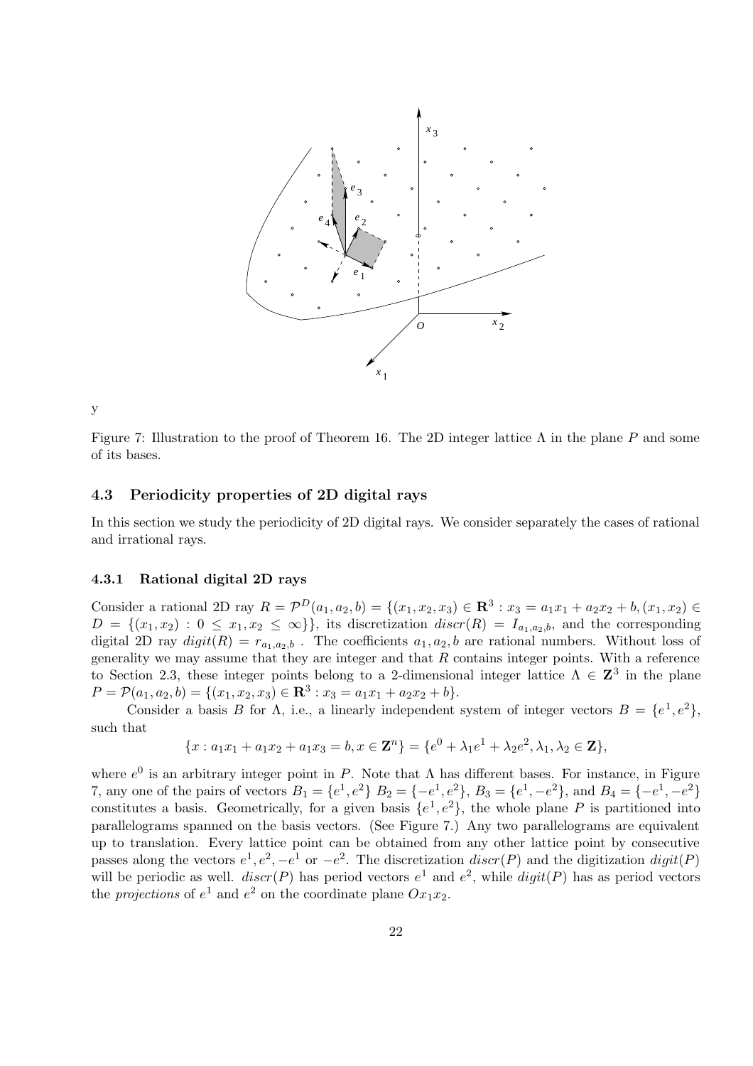y

Figure 7: Illustration to the proof of Theorem 16. The 2D integer lattice $\Lambda$ in the plane $P$ and some of its bases.

### 4.3 Periodicity properties of 2D digital rays

In this section we study the periodicity of 2D digital rays. We consider separately the cases of rational and irrational rays.

#### 4.3.1 Rational digital 2D rays

Consider a rational 2D ray $R = \mathcal{P}^D(a_1, a_2, b) = \{(x_1, x_2, x_3) \in \mathbf{R}^3 : x_3 = a_1x_1 + a_2x_2 + b, (x_1, x_2) \in D = \{(x_1, x_2) : 0 \leq x_1, x_2 \leq \infty\}\}$, its discretization $discr(R) = I_{a_1,a_2,b}$, and the corresponding digital 2D ray $digit(R) = r_{a_1,a_2,b}$ . The coefficients $a_1, a_2, b$ are rational numbers. Without loss of generality we may assume that they are integer and that $R$ contains integer points. With a reference to Section 2.3, these integer points belong to a 2-dimensional integer lattice $\Lambda \in \mathbf{Z}^3$ in the plane $P = \mathcal{P}(a_1, a_2, b) = \{(x_1, x_2, x_3) \in \mathbf{R}^3 : x_3 = a_1x_1 + a_2x_2 + b\}$.

Consider a basis $B$ for $\Lambda$, i.e., a linearly independent system of integer vectors $B = \{e^1, e^2\}$, such that

$$\{x : a_1x_1 + a_1x_2 + a_1x_3 = b, x \in \mathbf{Z}^n\} = \{e^0 + \lambda_1 e^1 + \lambda_2 e^2, \lambda_1, \lambda_2 \in \mathbf{Z}\},$$

where $e^0$ is an arbitrary integer point in $P$. Note that $\Lambda$ has different bases. For instance, in Figure 7, any one of the pairs of vectors $B_1 = \{e^1, e^2\}$ $B_2 = \{-e^1, e^2\}$, $B_3 = \{e^1, -e^2\}$, and $B_4 = \{-e^1, -e^2\}$ constitutes a basis. Geometrically, for a given basis $\{e^1, e^2\}$, the whole plane $P$ is partitioned into parallelograms spanned on the basis vectors. (See Figure 7.) Any two parallelograms are equivalent up to translation. Every lattice point can be obtained from any other lattice point by consecutive passes along the vectors $e^1, e^2, -e^1$ or $-e^2$. The discretization $discr(P)$ and the digitization $digit(P)$ will be periodic as well. $discr(P)$ has period vectors $e^1$ and $e^2$, while $digit(P)$ has as period vectors the *projections* of $e^1$ and $e^2$ on the coordinate plane $Ox_1x_2$.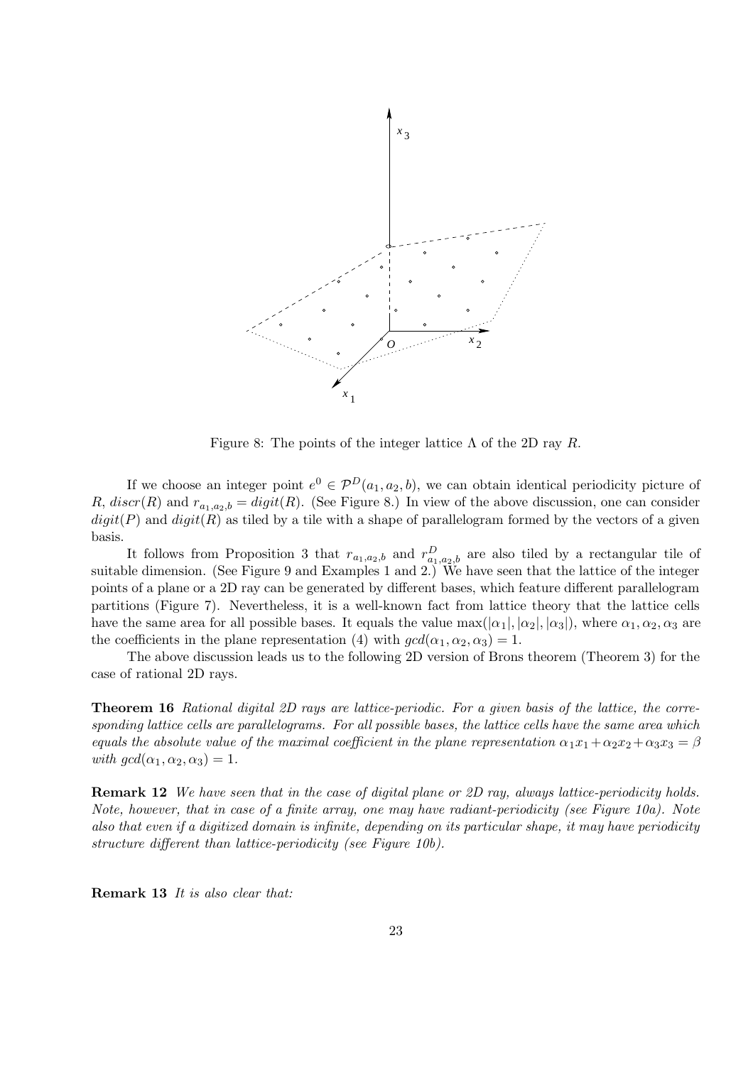Figure 8: The points of the integer lattice $\Lambda$ of the 2D ray $R$.

If we choose an integer point $e^0 \in \mathcal{P}^D(a_1, a_2, b)$, we can obtain identical periodicity picture of $R$, $discr(R)$ and $r_{a_1,a_2,b} = digit(R)$. (See Figure 8.) In view of the above discussion, one can consider $digit(P)$ and $digit(R)$ as tiled by a tile with a shape of parallelogram formed by the vectors of a given basis.

It follows from Proposition 3 that $r_{a_1,a_2,b}$ and $r^D_{a_1,a_2,b}$ are also tiled by a rectangular tile of suitable dimension. (See Figure 9 and Examples 1 and 2.) We have seen that the lattice of the integer points of a plane or a 2D ray can be generated by different bases, which feature different parallelogram partitions (Figure 7). Nevertheless, it is a well-known fact from lattice theory that the lattice cells have the same area for all possible bases. It equals the value $\max(|\alpha_1|, |\alpha_2|, |\alpha_3|)$, where $\alpha_1, \alpha_2, \alpha_3$ are the coefficients in the plane representation (4) with $gcd(\alpha_1, \alpha_2, \alpha_3) = 1$.

The above discussion leads us to the following 2D version of Brons theorem (Theorem 3) for the case of rational 2D rays.

**Theorem 16** *Rational digital 2D rays are lattice-periodic. For a given basis of the lattice, the corresponding lattice cells are parallelograms. For all possible bases, the lattice cells have the same area which equals the absolute value of the maximal coefficient in the plane representation $\alpha_1 x_1 + \alpha_2 x_2 + \alpha_3 x_3 = \beta$ with $gcd(\alpha_1, \alpha_2, \alpha_3) = 1$.*

**Remark 12** *We have seen that in the case of digital plane or 2D ray, always lattice-periodicity holds. Note, however, that in case of a finite array, one may have radiant-periodicity (see Figure 10a). Note also that even if a digitized domain is infinite, depending on its particular shape, it may have periodicity structure different than lattice-periodicity (see Figure 10b).*

**Remark 13** *It is also clear that:*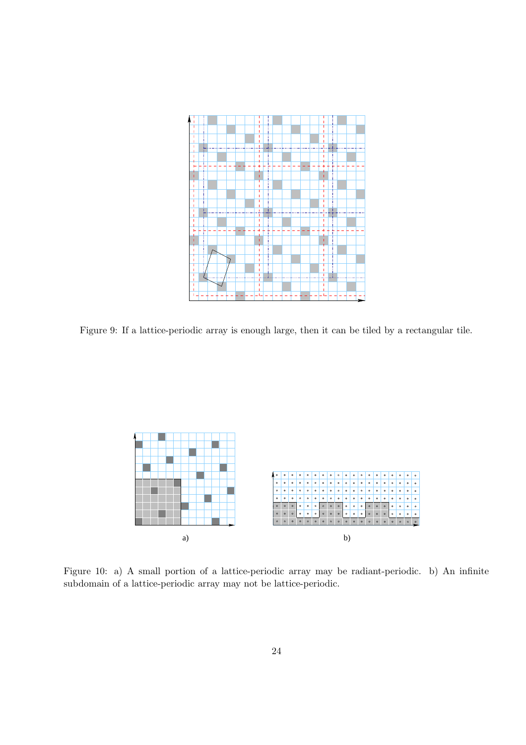Figure 9: If a lattice-periodic array is enough large, then it can be tiled by a rectangular tile.

a)

b)

Figure 10: a) A small portion of a lattice-periodic array may be radiant-periodic. b) An infinite subdomain of a lattice-periodic array may not be lattice-periodic.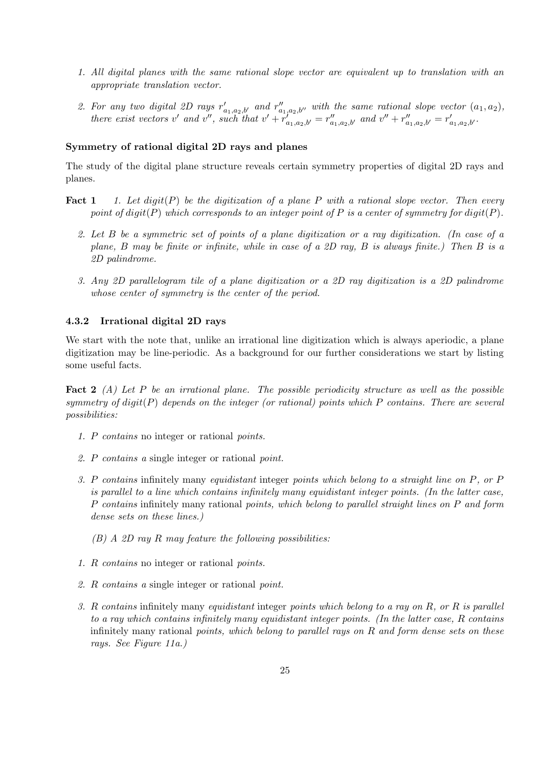1. *All digital planes with the same rational slope vector are equivalent up to translation with an appropriate translation vector.*

2. *For any two digital 2D rays $r'_{a_1,a_2,b'}$ and $r''_{a_1,a_2,b''}$ with the same rational slope vector $(a_1, a_2)$, there exist vectors $v'$ and $v''$, such that $v' + r'_{a_1,a_2,b'} = r''_{a_1,a_2,b'}$ and $v'' + r''_{a_1,a_2,b'} = r'_{a_1,a_2,b'}$.*

**Symmetry of rational digital 2D rays and planes**

The study of the digital plane structure reveals certain symmetry properties of digital 2D rays and planes.

**Fact 1** *1. Let $digit(P)$ be the digitization of a plane $P$ with a rational slope vector. Then every point of $digit(P)$ which corresponds to an integer point of $P$ is a center of symmetry for $digit(P)$.*

*2. Let $B$ be a symmetric set of points of a plane digitization or a ray digitization. (In case of a plane, $B$ may be finite or infinite, while in case of a 2D ray, $B$ is always finite.) Then $B$ is a 2D palindrome.*

*3. Any 2D parallelogram tile of a plane digitization or a 2D ray digitization is a 2D palindrome whose center of symmetry is the center of the period.*

### 4.3.2 Irrational digital 2D rays

We start with the note that, unlike an irrational line digitization which is always aperiodic, a plane digitization may be line-periodic. As a background for our further considerations we start by listing some useful facts.

**Fact 2** *(A) Let $P$ be an irrational plane. The possible periodicity structure as well as the possible symmetry of $digit(P)$ depends on the integer (or rational) points which $P$ contains. There are several possibilities:*

1. *$P$ contains* no integer or rational *points.*

2. *$P$ contains a* single integer or rational *point.*

3. *$P$ contains* infinitely many *equidistant* integer *points which belong to a straight line on $P$, or $P$ is parallel to a line which contains infinitely many equidistant integer points. (In the latter case, $P$ contains* infinitely many rational *points, which belong to parallel straight lines on $P$ and form dense sets on these lines.)*

   *(B) A 2D ray $R$ may feature the following possibilities:*

1. *$R$ contains* no integer or rational *points.*

2. *$R$ contains a* single integer or rational *point.*

3. *$R$ contains* infinitely many *equidistant* integer *points which belong to a ray on $R$, or $R$ is parallel to a ray which contains infinitely many equidistant integer points. (In the latter case, $R$ contains* infinitely many rational *points, which belong to parallel rays on $R$ and form dense sets on these rays. See Figure 11a.)*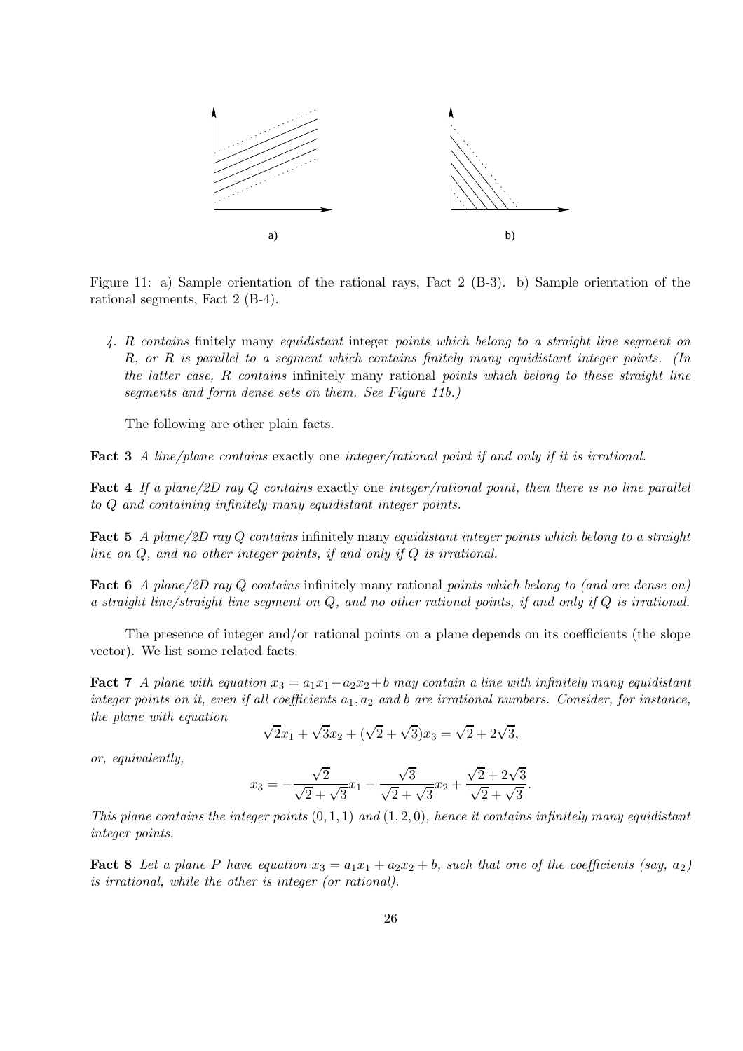Figure 11: a) Sample orientation of the rational rays, Fact 2 (B-3). b) Sample orientation of the rational segments, Fact 2 (B-4).

*4. R contains* finitely many *equidistant* integer *points which belong to a straight line segment on R, or R is parallel to a segment which contains finitely many equidistant integer points. (In the latter case, R contains* infinitely many rational *points which belong to these straight line segments and form dense sets on them. See Figure 11b.)*

The following are other plain facts.

**Fact 3** *A line/plane contains* exactly one *integer/rational point if and only if it is irrational.*

**Fact 4** *If a plane/2D ray Q contains* exactly one *integer/rational point, then there is no line parallel to Q and containing infinitely many equidistant integer points.*

**Fact 5** *A plane/2D ray Q contains* infinitely many *equidistant integer points which belong to a straight line on Q, and no other integer points, if and only if Q is irrational.*

**Fact 6** *A plane/2D ray Q contains* infinitely many rational *points which belong to (and are dense on) a straight line/straight line segment on Q, and no other rational points, if and only if Q is irrational.*

The presence of integer and/or rational points on a plane depends on its coefficients (the slope vector). We list some related facts.

**Fact 7** *A plane with equation $x_3 = a_1x_1 + a_2x_2 + b$ may contain a line with infinitely many equidistant integer points on it, even if all coefficients $a_1, a_2$ and $b$ are irrational numbers. Consider, for instance, the plane with equation*

$$\sqrt{2}x_1 + \sqrt{3}x_2 + (\sqrt{2} + \sqrt{3})x_3 = \sqrt{2} + 2\sqrt{3},$$

*or, equivalently,*

$$x_3 = -\frac{\sqrt{2}}{\sqrt{2} + \sqrt{3}}x_1 - \frac{\sqrt{3}}{\sqrt{2} + \sqrt{3}}x_2 + \frac{\sqrt{2} + 2\sqrt{3}}{\sqrt{2} + \sqrt{3}}.$$

*This plane contains the integer points $(0, 1, 1)$ and $(1, 2, 0)$, hence it contains infinitely many equidistant integer points.*

**Fact 8** *Let a plane P have equation $x_3 = a_1x_1 + a_2x_2 + b$, such that one of the coefficients (say, $a_2$) is irrational, while the other is integer (or rational).*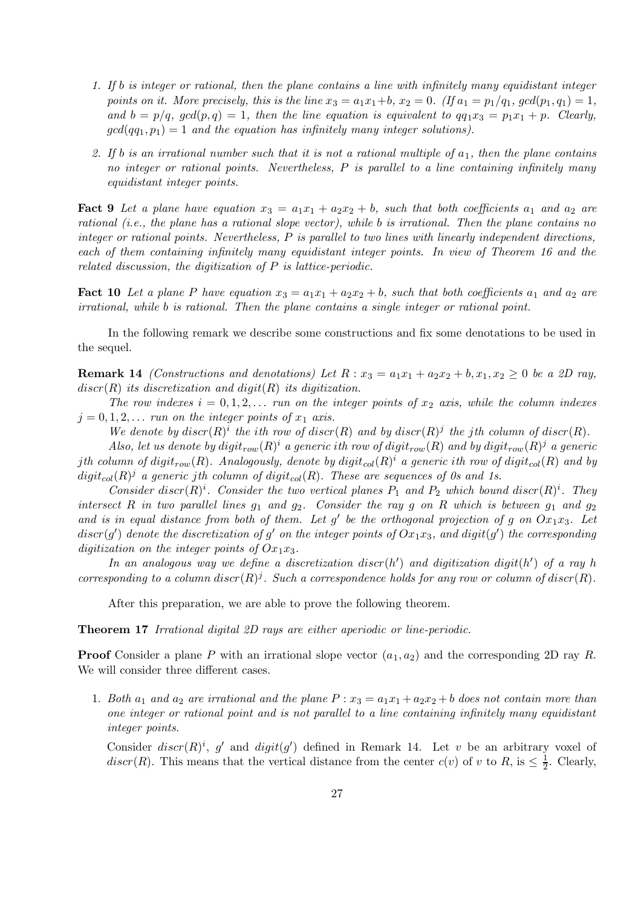1. *If $b$ is integer or rational, then the plane contains a line with infinitely many equidistant integer points on it. More precisely, this is the line $x_3 = a_1x_1 + b$, $x_2 = 0$. (If $a_1 = p_1/q_1$, $gcd(p_1, q_1) = 1$, and $b = p/q$, $gcd(p, q) = 1$, then the line equation is equivalent to $qq_1x_3 = p_1x_1 + p$. Clearly, $gcd(qq_1, p_1) = 1$ and the equation has infinitely many integer solutions).*

2. *If $b$ is an irrational number such that it is not a rational multiple of $a_1$, then the plane contains no integer or rational points. Nevertheless, $P$ is parallel to a line containing infinitely many equidistant integer points.*

**Fact 9** *Let a plane have equation $x_3 = a_1x_1 + a_2x_2 + b$, such that both coefficients $a_1$ and $a_2$ are rational (i.e., the plane has a rational slope vector), while $b$ is irrational. Then the plane contains no integer or rational points. Nevertheless, $P$ is parallel to two lines with linearly independent directions, each of them containing infinitely many equidistant integer points. In view of Theorem 16 and the related discussion, the digitization of $P$ is lattice-periodic.*

**Fact 10** *Let a plane $P$ have equation $x_3 = a_1x_1 + a_2x_2 + b$, such that both coefficients $a_1$ and $a_2$ are irrational, while $b$ is rational. Then the plane contains a single integer or rational point.*

In the following remark we describe some constructions and fix some denotations to be used in the sequel.

**Remark 14** *(Constructions and denotations) Let $R : x_3 = a_1x_1 + a_2x_2 + b, x_1, x_2 \geq 0$ be a 2D ray, $discr(R)$ its discretization and $digit(R)$ its digitization.*

*The row indexes $i = 0, 1, 2, \ldots$ run on the integer points of $x_2$ axis, while the column indexes $j = 0, 1, 2, \ldots$ run on the integer points of $x_1$ axis.*

*We denote by $discr(R)^i$ the $i$th row of $discr(R)$ and by $discr(R)^j$ the $j$th column of $discr(R)$.*

*Also, let us denote by $digit_{row}(R)^i$ a generic $i$th row of $digit_{row}(R)$ and by $digit_{row}(R)^j$ a generic $j$th column of $digit_{row}(R)$. Analogously, denote by $digit_{col}(R)^i$ a generic $i$th row of $digit_{col}(R)$ and by $digit_{col}(R)^j$ a generic $j$th column of $digit_{col}(R)$. These are sequences of 0s and 1s.*

*Consider $discr(R)^i$. Consider the two vertical planes $P_1$ and $P_2$ which bound $discr(R)^i$. They intersect $R$ in two parallel lines $g_1$ and $g_2$. Consider the ray $g$ on $R$ which is between $g_1$ and $g_2$ and is in equal distance from both of them. Let $g'$ be the orthogonal projection of $g$ on $Ox_1x_3$. Let $discr(g')$ denote the discretization of $g'$ on the integer points of $Ox_1x_3$, and $digit(g')$ the corresponding digitization on the integer points of $Ox_1x_3$.*

*In an analogous way we define a discretization $discr(h')$ and digitization $digit(h')$ of a ray $h$ corresponding to a column $discr(R)^j$. Such a correspondence holds for any row or column of $discr(R)$.*

After this preparation, we are able to prove the following theorem.

**Theorem 17** *Irrational digital 2D rays are either aperiodic or line-periodic.*

**Proof** Consider a plane $P$ with an irrational slope vector $(a_1, a_2)$ and the corresponding 2D ray $R$. We will consider three different cases.

1. *Both $a_1$ and $a_2$ are irrational and the plane $P : x_3 = a_1x_1 + a_2x_2 + b$ does not contain more than one integer or rational point and is not parallel to a line containing infinitely many equidistant integer points.*

   Consider $discr(R)^i$, $g'$ and $digit(g')$ defined in Remark 14. Let $v$ be an arbitrary voxel of $discr(R)$. This means that the vertical distance from the center $c(v)$ of $v$ to $R$, is $\leq \frac{1}{2}$. Clearly,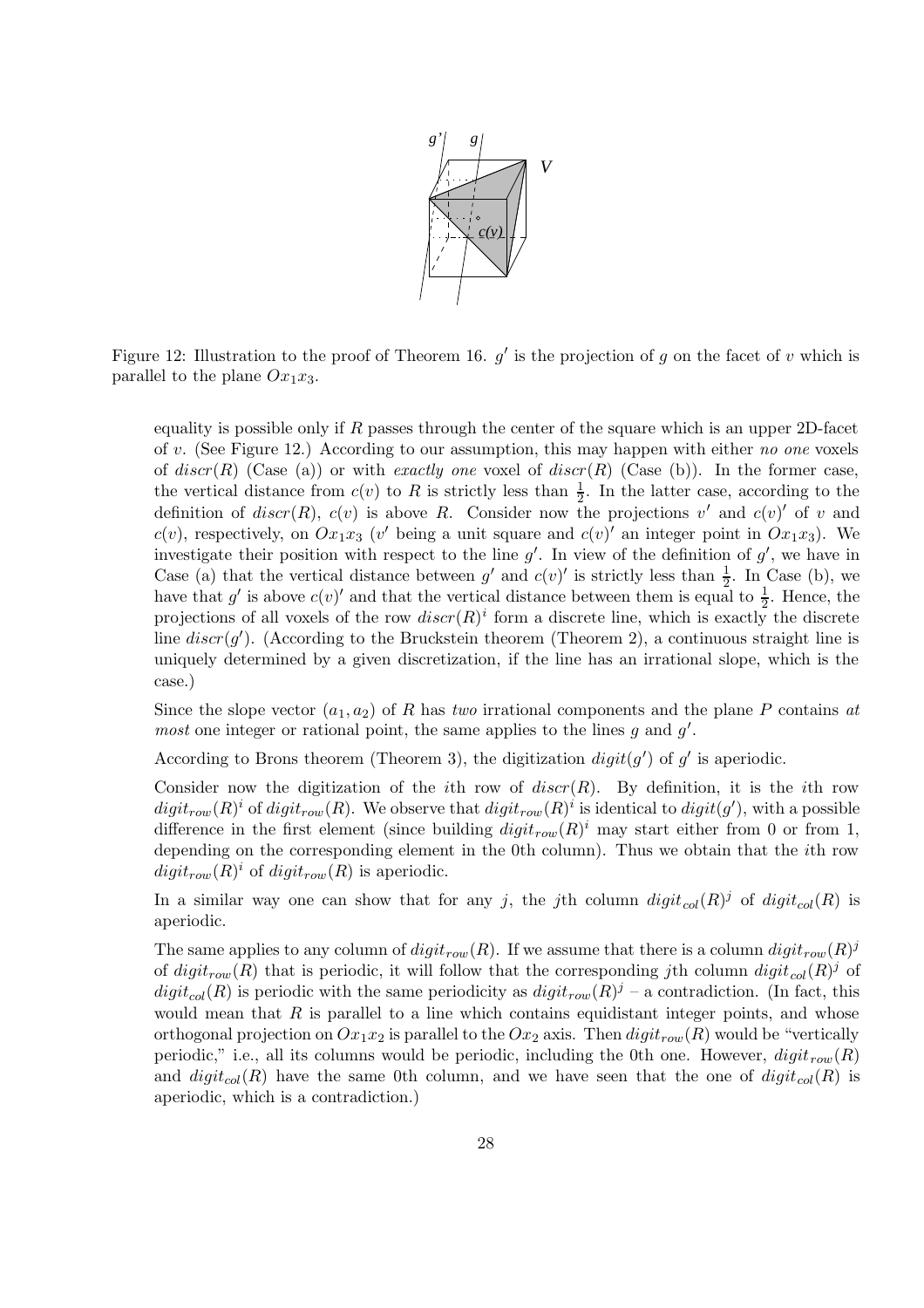Figure 12: Illustration to the proof of Theorem 16. $g'$ is the projection of $g$ on the facet of $v$ which is parallel to the plane $Ox_1x_3$.

equality is possible only if $R$ passes through the center of the square which is an upper 2D-facet of $v$. (See Figure 12.) According to our assumption, this may happen with either *no one* voxels of $discr(R)$ (Case (a)) or with *exactly one* voxel of $discr(R)$ (Case (b)). In the former case, the vertical distance from $c(v)$ to $R$ is strictly less than $\frac{1}{2}$. In the latter case, according to the definition of $discr(R)$, $c(v)$ is above $R$. Consider now the projections $v'$ and $c(v)'$ of $v$ and $c(v)$, respectively, on $Ox_1x_3$ ($v'$ being a unit square and $c(v)'$ an integer point in $Ox_1x_3$). We investigate their position with respect to the line $g'$. In view of the definition of $g'$, we have in Case (a) that the vertical distance between $g'$ and $c(v)'$ is strictly less than $\frac{1}{2}$. In Case (b), we have that $g'$ is above $c(v)'$ and that the vertical distance between them is equal to $\frac{1}{2}$. Hence, the projections of all voxels of the row $discr(R)^i$ form a discrete line, which is exactly the discrete line $discr(g')$. (According to the Bruckstein theorem (Theorem 2), a continuous straight line is uniquely determined by a given discretization, if the line has an irrational slope, which is the case.)

Since the slope vector $(a_1, a_2)$ of $R$ has *two* irrational components and the plane $P$ contains *at most* one integer or rational point, the same applies to the lines $g$ and $g'$.

According to Brons theorem (Theorem 3), the digitization $digit(g')$ of $g'$ is aperiodic.

Consider now the digitization of the $i$th row of $discr(R)$. By definition, it is the $i$th row $digit_{row}(R)^i$ of $digit_{row}(R)$. We observe that $digit_{row}(R)^i$ is identical to $digit(g')$, with a possible difference in the first element (since building $digit_{row}(R)^i$ may start either from 0 or from 1, depending on the corresponding element in the 0th column). Thus we obtain that the $i$th row $digit_{row}(R)^i$ of $digit_{row}(R)$ is aperiodic.

In a similar way one can show that for any $j$, the $j$th column $digit_{col}(R)^j$ of $digit_{col}(R)$ is aperiodic.

The same applies to any column of $digit_{row}(R)$. If we assume that there is a column $digit_{row}(R)^j$ of $digit_{row}(R)$ that is periodic, it will follow that the corresponding $j$th column $digit_{col}(R)^j$ of $digit_{col}(R)$ is periodic with the same periodicity as $digit_{row}(R)^j$ – a contradiction. (In fact, this would mean that $R$ is parallel to a line which contains equidistant integer points, and whose orthogonal projection on $Ox_1x_2$ is parallel to the $Ox_2$ axis. Then $digit_{row}(R)$ would be "vertically periodic," i.e., all its columns would be periodic, including the 0th one. However, $digit_{row}(R)$ and $digit_{col}(R)$ have the same 0th column, and we have seen that the one of $digit_{col}(R)$ is aperiodic, which is a contradiction.)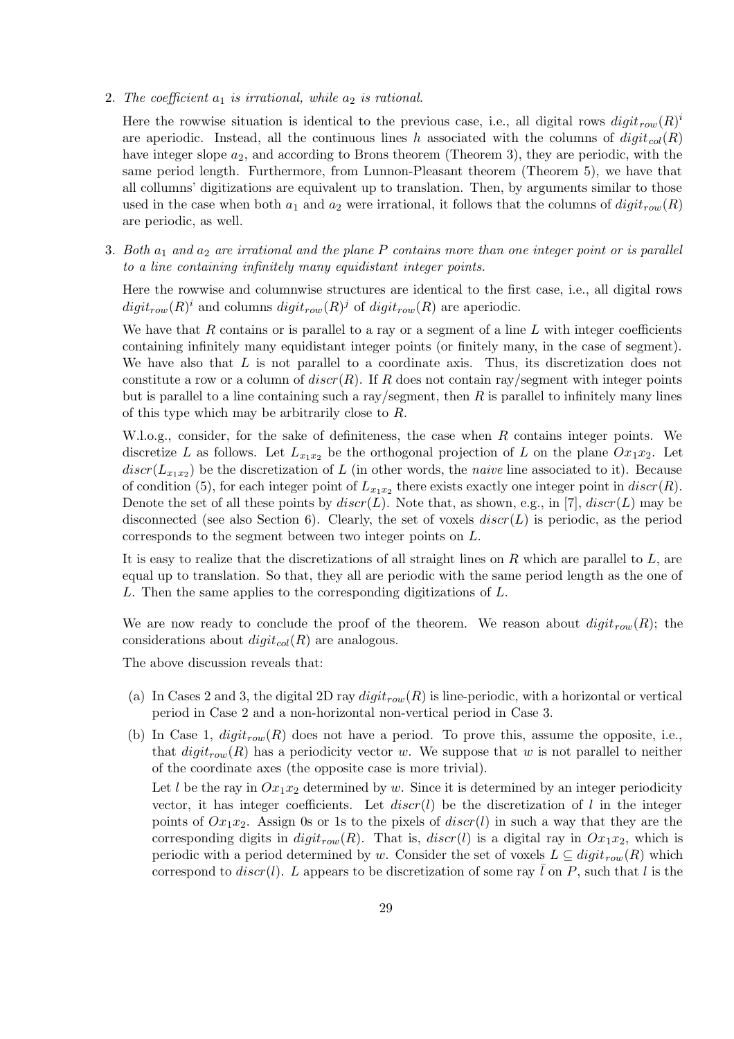2. *The coefficient $a_1$ is irrational, while $a_2$ is rational.*

   Here the rowwise situation is identical to the previous case, i.e., all digital rows $digit_{row}(R)^i$ are aperiodic. Instead, all the continuous lines $h$ associated with the columns of $digit_{col}(R)$ have integer slope $a_2$, and according to Brons theorem (Theorem 3), they are periodic, with the same period length. Furthermore, from Lunnon-Pleasant theorem (Theorem 5), we have that all collumns' digitizations are equivalent up to translation. Then, by arguments similar to those used in the case when both $a_1$ and $a_2$ were irrational, it follows that the columns of $digit_{row}(R)$ are periodic, as well.

3. *Both $a_1$ and $a_2$ are irrational and the plane $P$ contains more than one integer point or is parallel to a line containing infinitely many equidistant integer points.*

   Here the rowwise and columnwise structures are identical to the first case, i.e., all digital rows $digit_{row}(R)^i$ and columns $digit_{row}(R)^j$ of $digit_{row}(R)$ are aperiodic.

   We have that $R$ contains or is parallel to a ray or a segment of a line $L$ with integer coefficients containing infinitely many equidistant integer points (or finitely many, in the case of segment). We have also that $L$ is not parallel to a coordinate axis. Thus, its discretization does not constitute a row or a column of $discr(R)$. If $R$ does not contain ray/segment with integer points but is parallel to a line containing such a ray/segment, then $R$ is parallel to infinitely many lines of this type which may be arbitrarily close to $R$.

   W.l.o.g., consider, for the sake of definiteness, the case when $R$ contains integer points. We discretize $L$ as follows. Let $L_{x_1x_2}$ be the orthogonal projection of $L$ on the plane $Ox_1x_2$. Let $discr(L_{x_1x_2})$ be the discretization of $L$ (in other words, the *naive* line associated to it). Because of condition (5), for each integer point of $L_{x_1x_2}$ there exists exactly one integer point in $discr(R)$. Denote the set of all these points by $discr(L)$. Note that, as shown, e.g., in [7], $discr(L)$ may be disconnected (see also Section 6). Clearly, the set of voxels $discr(L)$ is periodic, as the period corresponds to the segment between two integer points on $L$.

   It is easy to realize that the discretizations of all straight lines on $R$ which are parallel to $L$, are equal up to translation. So that, they all are periodic with the same period length as the one of $L$. Then the same applies to the corresponding digitizations of $L$.

We are now ready to conclude the proof of the theorem. We reason about $digit_{row}(R)$; the considerations about $digit_{col}(R)$ are analogous.

The above discussion reveals that:

(a) In Cases 2 and 3, the digital 2D ray $digit_{row}(R)$ is line-periodic, with a horizontal or vertical period in Case 2 and a non-horizontal non-vertical period in Case 3.

(b) In Case 1, $digit_{row}(R)$ does not have a period. To prove this, assume the opposite, i.e., that $digit_{row}(R)$ has a periodicity vector $w$. We suppose that $w$ is not parallel to neither of the coordinate axes (the opposite case is more trivial).

   Let $l$ be the ray in $Ox_1x_2$ determined by $w$. Since it is determined by an integer periodicity vector, it has integer coefficients. Let $discr(l)$ be the discretization of $l$ in the integer points of $Ox_1x_2$. Assign 0s or 1s to the pixels of $discr(l)$ in such a way that they are the corresponding digits in $digit_{row}(R)$. That is, $discr(l)$ is a digital ray in $Ox_1x_2$, which is periodic with a period determined by $w$. Consider the set of voxels $L \subseteq digit_{row}(R)$ which correspond to $discr(l)$. $L$ appears to be discretization of some ray $\bar{l}$ on $P$, such that $l$ is the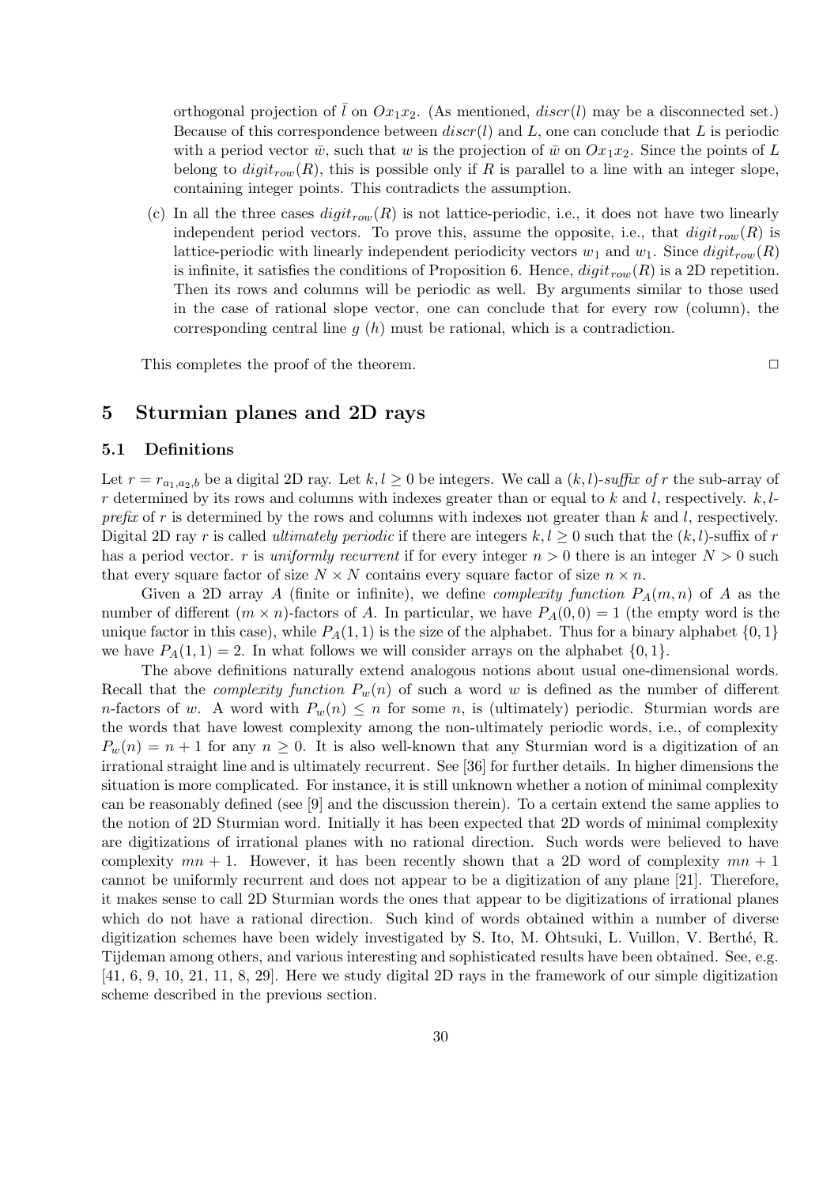orthogonal projection of $\bar{l}$ on $Ox_1x_2$. (As mentioned, $discr(l)$ may be a disconnected set.) Because of this correspondence between $discr(l)$ and $L$, one can conclude that $L$ is periodic with a period vector $\bar{w}$, such that $w$ is the projection of $\bar{w}$ on $Ox_1x_2$. Since the points of $L$ belong to $digit_{row}(R)$, this is possible only if $R$ is parallel to a line with an integer slope, containing integer points. This contradicts the assumption.

(c) In all the three cases $digit_{row}(R)$ is not lattice-periodic, i.e., it does not have two linearly independent period vectors. To prove this, assume the opposite, i.e., that $digit_{row}(R)$ is lattice-periodic with linearly independent periodicity vectors $w_1$ and $w_1$. Since $digit_{row}(R)$ is infinite, it satisfies the conditions of Proposition 6. Hence, $digit_{row}(R)$ is a 2D repetition. Then its rows and columns will be periodic as well. By arguments similar to those used in the case of rational slope vector, one can conclude that for every row (column), the corresponding central line $g$ ($h$) must be rational, which is a contradiction.

This completes the proof of the theorem. □

## 5 Sturmian planes and 2D rays

### 5.1 Definitions

Let $r = r_{a_1,a_2,b}$ be a digital 2D ray. Let $k, l \geq 0$ be integers. We call a *$(k,l)$-suffix of* $r$ the sub-array of $r$ determined by its rows and columns with indexes greater than or equal to $k$ and $l$, respectively. *$k,l$-prefix* of $r$ is determined by the rows and columns with indexes not greater than $k$ and $l$, respectively. Digital 2D ray $r$ is called *ultimately periodic* if there are integers $k, l \geq 0$ such that the $(k,l)$-suffix of $r$ has a period vector. $r$ is *uniformly recurrent* if for every integer $n > 0$ there is an integer $N > 0$ such that every square factor of size $N \times N$ contains every square factor of size $n \times n$.

Given a 2D array $A$ (finite or infinite), we define *complexity function* $P_A(m,n)$ of $A$ as the number of different $(m \times n)$-factors of $A$. In particular, we have $P_A(0,0) = 1$ (the empty word is the unique factor in this case), while $P_A(1,1)$ is the size of the alphabet. Thus for a binary alphabet $\{0,1\}$ we have $P_A(1,1) = 2$. In what follows we will consider arrays on the alphabet $\{0,1\}$.

The above definitions naturally extend analogous notions about usual one-dimensional words. Recall that the *complexity function* $P_w(n)$ of such a word $w$ is defined as the number of different $n$-factors of $w$. A word with $P_w(n) \leq n$ for some $n$, is (ultimately) periodic. Sturmian words are the words that have lowest complexity among the non-ultimately periodic words, i.e., of complexity $P_w(n) = n+1$ for any $n \geq 0$. It is also well-known that any Sturmian word is a digitization of an irrational straight line and is ultimately recurrent. See [36] for further details. In higher dimensions the situation is more complicated. For instance, it is still unknown whether a notion of minimal complexity can be reasonably defined (see [9] and the discussion therein). To a certain extend the same applies to the notion of 2D Sturmian word. Initially it has been expected that 2D words of minimal complexity are digitizations of irrational planes with no rational direction. Such words were believed to have complexity $mn+1$. However, it has been recently shown that a 2D word of complexity $mn+1$ cannot be uniformly recurrent and does not appear to be a digitization of any plane [21]. Therefore, it makes sense to call 2D Sturmian words the ones that appear to be digitizations of irrational planes which do not have a rational direction. Such kind of words obtained within a number of diverse digitization schemes have been widely investigated by S. Ito, M. Ohtsuki, L. Vuillon, V. Berthé, R. Tijdeman among others, and various interesting and sophisticated results have been obtained. See, e.g. [41, 6, 9, 10, 21, 11, 8, 29]. Here we study digital 2D rays in the framework of our simple digitization scheme described in the previous section.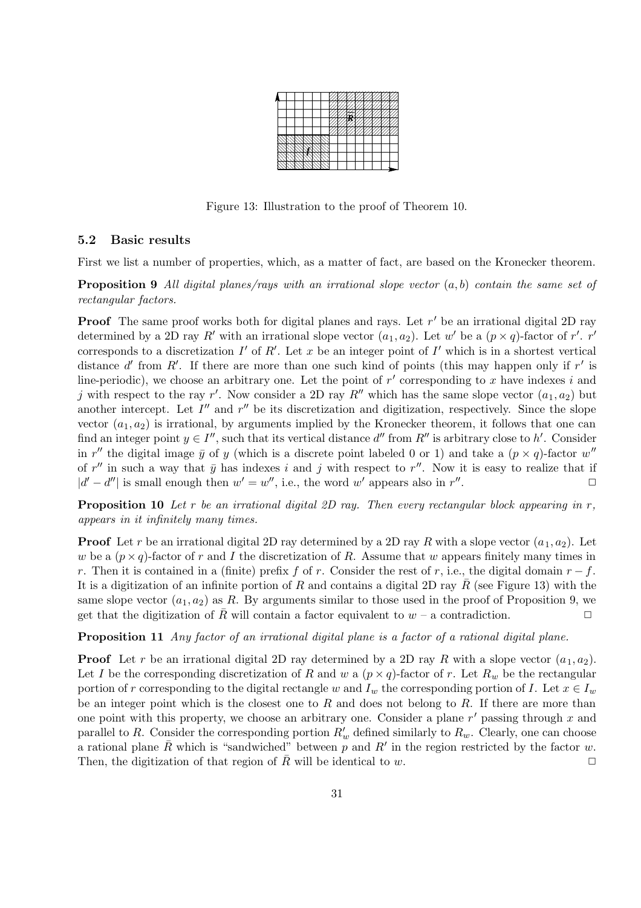Figure 13: Illustration to the proof of Theorem 10.

### 5.2 Basic results

First we list a number of properties, which, as a matter of fact, are based on the Kronecker theorem.

**Proposition 9** *All digital planes/rays with an irrational slope vector $(a, b)$ contain the same set of rectangular factors.*

**Proof** The same proof works both for digital planes and rays. Let $r'$ be an irrational digital 2D ray determined by a 2D ray $R'$ with an irrational slope vector $(a_1, a_2)$. Let $w'$ be a $(p \times q)$-factor of $r'$. $r'$ corresponds to a discretization $I'$ of $R'$. Let $x$ be an integer point of $I'$ which is in a shortest vertical distance $d'$ from $R'$. If there are more than one such kind of points (this may happen only if $r'$ is line-periodic), we choose an arbitrary one. Let the point of $r'$ corresponding to $x$ have indexes $i$ and $j$ with respect to the ray $r'$. Now consider a 2D ray $R''$ which has the same slope vector $(a_1, a_2)$ but another intercept. Let $I''$ and $r''$ be its discretization and digitization, respectively. Since the slope vector $(a_1, a_2)$ is irrational, by arguments implied by the Kronecker theorem, it follows that one can find an integer point $y \in I''$, such that its vertical distance $d''$ from $R''$ is arbitrary close to $h'$. Consider in $r''$ the digital image $\bar{y}$ of $y$ (which is a discrete point labeled 0 or 1) and take a $(p \times q)$-factor $w''$ of $r''$ in such a way that $\bar{y}$ has indexes $i$ and $j$ with respect to $r''$. Now it is easy to realize that if $|d' - d''|$ is small enough then $w' = w''$, i.e., the word $w'$ appears also in $r''$. □

**Proposition 10** *Let $r$ be an irrational digital 2D ray. Then every rectangular block appearing in $r$, appears in it infinitely many times.*

**Proof** Let $r$ be an irrational digital 2D ray determined by a 2D ray $R$ with a slope vector $(a_1, a_2)$. Let $w$ be a $(p \times q)$-factor of $r$ and $I$ the discretization of $R$. Assume that $w$ appears finitely many times in $r$. Then it is contained in a (finite) prefix $f$ of $r$. Consider the rest of $r$, i.e., the digital domain $r - f$. It is a digitization of an infinite portion of $R$ and contains a digital 2D ray $\bar{R}$ (see Figure 13) with the same slope vector $(a_1, a_2)$ as $R$. By arguments similar to those used in the proof of Proposition 9, we get that the digitization of $\bar{R}$ will contain a factor equivalent to $w$ – a contradiction. □

**Proposition 11** *Any factor of an irrational digital plane is a factor of a rational digital plane.*

**Proof** Let $r$ be an irrational digital 2D ray determined by a 2D ray $R$ with a slope vector $(a_1, a_2)$. Let $I$ be the corresponding discretization of $R$ and $w$ a $(p \times q)$-factor of $r$. Let $R_w$ be the rectangular portion of $r$ corresponding to the digital rectangle $w$ and $I_w$ the corresponding portion of $I$. Let $x \in I_w$ be an integer point which is the closest one to $R$ and does not belong to $R$. If there are more than one point with this property, we choose an arbitrary one. Consider a plane $r'$ passing through $x$ and parallel to $R$. Consider the corresponding portion $R'_w$ defined similarly to $R_w$. Clearly, one can choose a rational plane $\bar{R}$ which is "sandwiched" between $p$ and $R'$ in the region restricted by the factor $w$. Then, the digitization of that region of $\bar{R}$ will be identical to $w$. □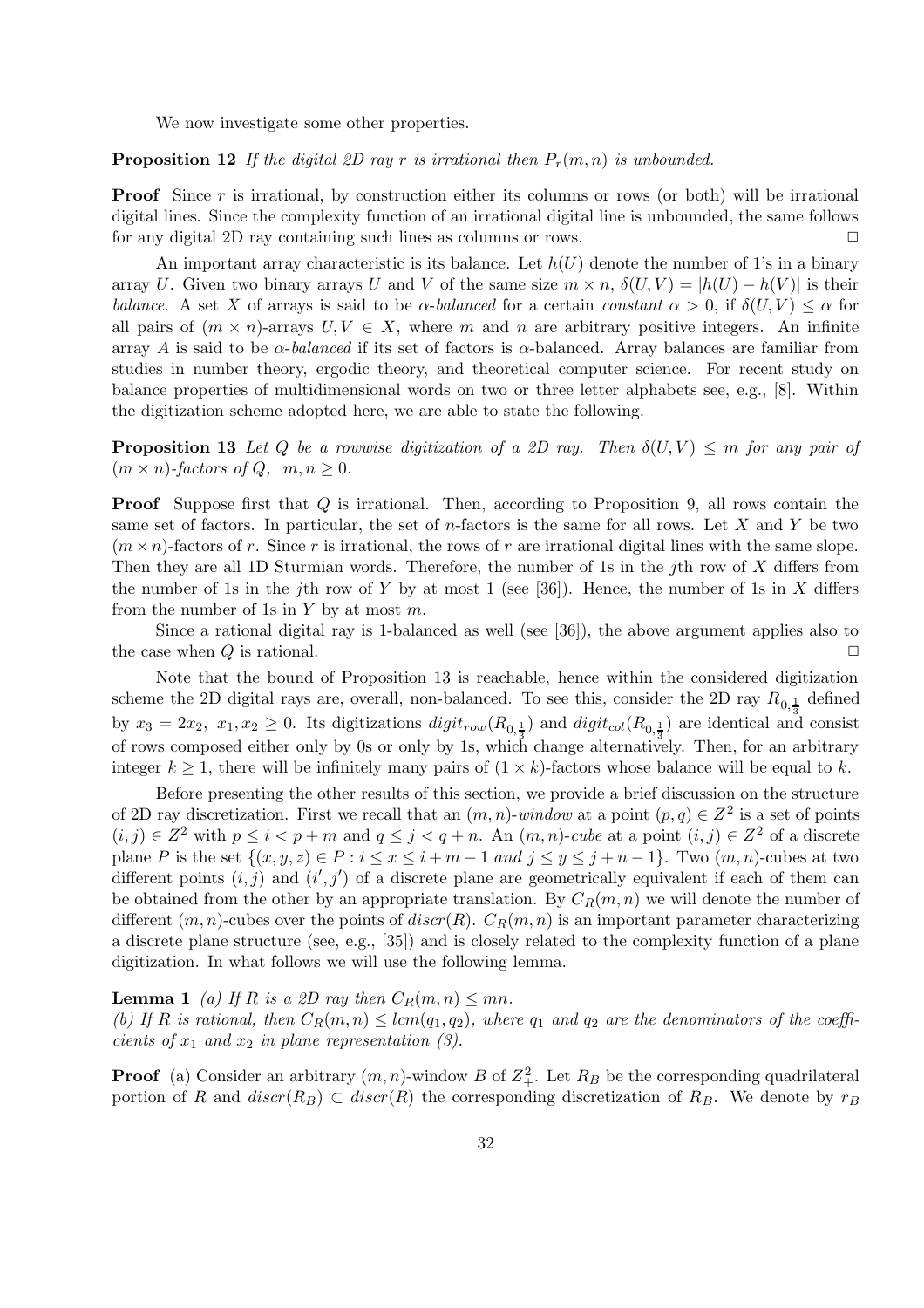We now investigate some other properties.

**Proposition 12** *If the digital 2D ray $r$ is irrational then $P_r(m,n)$ is unbounded.*

**Proof** Since $r$ is irrational, by construction either its columns or rows (or both) will be irrational digital lines. Since the complexity function of an irrational digital line is unbounded, the same follows for any digital 2D ray containing such lines as columns or rows. $\square$

An important array characteristic is its balance. Let $h(U)$ denote the number of 1's in a binary array $U$. Given two binary arrays $U$ and $V$ of the same size $m \times n$, $\delta(U,V) = |h(U) - h(V)|$ is their *balance*. A set $X$ of arrays is said to be *$\alpha$-balanced* for a certain *constant* $\alpha > 0$, if $\delta(U,V) \leq \alpha$ for all pairs of $(m \times n)$-arrays $U, V \in X$, where $m$ and $n$ are arbitrary positive integers. An infinite array $A$ is said to be *$\alpha$-balanced* if its set of factors is $\alpha$-balanced. Array balances are familiar from studies in number theory, ergodic theory, and theoretical computer science. For recent study on balance properties of multidimensional words on two or three letter alphabets see, e.g., [8]. Within the digitization scheme adopted here, we are able to state the following.

**Proposition 13** *Let $Q$ be a rowwise digitization of a 2D ray. Then $\delta(U,V) \leq m$ for any pair of $(m \times n)$-factors of $Q$, $m, n \geq 0$.*

**Proof** Suppose first that $Q$ is irrational. Then, according to Proposition 9, all rows contain the same set of factors. In particular, the set of $n$-factors is the same for all rows. Let $X$ and $Y$ be two $(m \times n)$-factors of $r$. Since $r$ is irrational, the rows of $r$ are irrational digital lines with the same slope. Then they are all 1D Sturmian words. Therefore, the number of 1s in the $j$th row of $X$ differs from the number of 1s in the $j$th row of $Y$ by at most 1 (see [36]). Hence, the number of 1s in $X$ differs from the number of 1s in $Y$ by at most $m$.

Since a rational digital ray is 1-balanced as well (see [36]), the above argument applies also to the case when $Q$ is rational. $\square$

Note that the bound of Proposition 13 is reachable, hence within the considered digitization scheme the 2D digital rays are, overall, non-balanced. To see this, consider the 2D ray $R_{0,\frac{1}{3}}$ defined by $x_3 = 2x_2$, $x_1, x_2 \geq 0$. Its digitizations $digit_{row}(R_{0,\frac{1}{3}})$ and $digit_{col}(R_{0,\frac{1}{3}})$ are identical and consist of rows composed either only by 0s or only by 1s, which change alternatively. Then, for an arbitrary integer $k \geq 1$, there will be infinitely many pairs of $(1 \times k)$-factors whose balance will be equal to $k$.

Before presenting the other results of this section, we provide a brief discussion on the structure of 2D ray discretization. First we recall that an $(m,n)$-*window* at a point $(p,q) \in Z^2$ is a set of points $(i,j) \in Z^2$ with $p \leq i < p+m$ and $q \leq j < q+n$. An $(m,n)$-*cube* at a point $(i,j) \in Z^2$ of a discrete plane $P$ is the set $\{(x,y,z) \in P : i \leq x \leq i+m-1 \text{ and } j \leq y \leq j+n-1\}$. Two $(m,n)$-cubes at two different points $(i,j)$ and $(i',j')$ of a discrete plane are geometrically equivalent if each of them can be obtained from the other by an appropriate translation. By $C_R(m,n)$ we will denote the number of different $(m,n)$-cubes over the points of $discr(R)$. $C_R(m,n)$ is an important parameter characterizing a discrete plane structure (see, e.g., [35]) and is closely related to the complexity function of a plane digitization. In what follows we will use the following lemma.

**Lemma 1** *(a) If $R$ is a 2D ray then $C_R(m,n) \leq mn$.*
*(b) If $R$ is rational, then $C_R(m,n) \leq lcm(q_1,q_2)$, where $q_1$ and $q_2$ are the denominators of the coefficients of $x_1$ and $x_2$ in plane representation (3).*

**Proof** (a) Consider an arbitrary $(m,n)$-window $B$ of $Z^2_+$. Let $R_B$ be the corresponding quadrilateral portion of $R$ and $discr(R_B) \subset discr(R)$ the corresponding discretization of $R_B$. We denote by $r_B$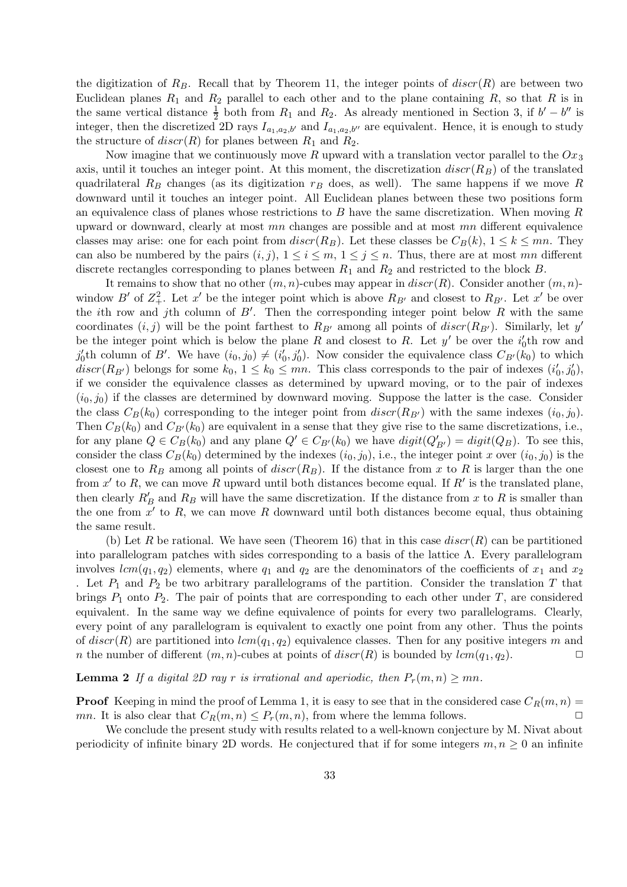the digitization of $R_B$. Recall that by Theorem 11, the integer points of $discr(R)$ are between two Euclidean planes $R_1$ and $R_2$ parallel to each other and to the plane containing $R$, so that $R$ is in the same vertical distance $\frac{1}{2}$ both from $R_1$ and $R_2$. As already mentioned in Section 3, if $b' - b''$ is integer, then the discretized 2D rays $I_{a_1,a_2,b'}$ and $I_{a_1,a_2,b''}$ are equivalent. Hence, it is enough to study the structure of $discr(R)$ for planes between $R_1$ and $R_2$.

Now imagine that we continuously move $R$ upward with a translation vector parallel to the $Ox_3$ axis, until it touches an integer point. At this moment, the discretization $discr(R_B)$ of the translated quadrilateral $R_B$ changes (as its digitization $r_B$ does, as well). The same happens if we move $R$ downward until it touches an integer point. All Euclidean planes between these two positions form an equivalence class of planes whose restrictions to $B$ have the same discretization. When moving $R$ upward or downward, clearly at most $mn$ changes are possible and at most $mn$ different equivalence classes may arise: one for each point from $discr(R_B)$. Let these classes be $C_B(k)$, $1 \leq k \leq mn$. They can also be numbered by the pairs $(i, j)$, $1 \leq i \leq m$, $1 \leq j \leq n$. Thus, there are at most $mn$ different discrete rectangles corresponding to planes between $R_1$ and $R_2$ and restricted to the block $B$.

It remains to show that no other $(m, n)$-cubes may appear in $discr(R)$. Consider another $(m, n)$-window $B'$ of $Z_+^2$. Let $x'$ be the integer point which is above $R_{B'}$ and closest to $R_{B'}$. Let $x'$ be over the $i$th row and $j$th column of $B'$. Then the corresponding integer point below $R$ with the same coordinates $(i, j)$ will be the point farthest to $R_{B'}$ among all points of $discr(R_{B'})$. Similarly, let $y'$ be the integer point which is below the plane $R$ and closest to $R$. Let $y'$ be over the $i'_0$th row and $j'_0$th column of $B'$. We have $(i_0, j_0) \neq (i'_0, j'_0)$. Now consider the equivalence class $C_{B'}(k_0)$ to which $discr(R_{B'})$ belongs for some $k_0$, $1 \leq k_0 \leq mn$. This class corresponds to the pair of indexes $(i'_0, j'_0)$, if we consider the equivalence classes as determined by upward moving, or to the pair of indexes $(i_0, j_0)$ if the classes are determined by downward moving. Suppose the latter is the case. Consider the class $C_B(k_0)$ corresponding to the integer point from $discr(R_{B'})$ with the same indexes $(i_0, j_0)$. Then $C_B(k_0)$ and $C_{B'}(k_0)$ are equivalent in a sense that they give rise to the same discretizations, i.e., for any plane $Q \in C_B(k_0)$ and any plane $Q' \in C_{B'}(k_0)$ we have $digit(Q'_{B'}) = digit(Q_B)$. To see this, consider the class $C_B(k_0)$ determined by the indexes $(i_0, j_0)$, i.e., the integer point $x$ over $(i_0, j_0)$ is the closest one to $R_B$ among all points of $discr(R_B)$. If the distance from $x$ to $R$ is larger than the one from $x'$ to $R$, we can move $R$ upward until both distances become equal. If $R'$ is the translated plane, then clearly $R'_B$ and $R_B$ will have the same discretization. If the distance from $x$ to $R$ is smaller than the one from $x'$ to $R$, we can move $R$ downward until both distances become equal, thus obtaining the same result.

(b) Let $R$ be rational. We have seen (Theorem 16) that in this case $discr(R)$ can be partitioned into parallelogram patches with sides corresponding to a basis of the lattice $\Lambda$. Every parallelogram involves $lcm(q_1, q_2)$ elements, where $q_1$ and $q_2$ are the denominators of the coefficients of $x_1$ and $x_2$. Let $P_1$ and $P_2$ be two arbitrary parallelograms of the partition. Consider the translation $T$ that brings $P_1$ onto $P_2$. The pair of points that are corresponding to each other under $T$, are considered equivalent. In the same way we define equivalence of points for every two parallelograms. Clearly, every point of any parallelogram is equivalent to exactly one point from any other. Thus the points of $discr(R)$ are partitioned into $lcm(q_1, q_2)$ equivalence classes. Then for any positive integers $m$ and $n$ the number of different $(m, n)$-cubes at points of $discr(R)$ is bounded by $lcm(q_1, q_2)$. □

**Lemma 2** *If a digital 2D ray $r$ is irrational and aperiodic, then $P_r(m, n) \geq mn$.*

**Proof** Keeping in mind the proof of Lemma 1, it is easy to see that in the considered case $C_R(m, n) = mn$. It is also clear that $C_R(m, n) \leq P_r(m, n)$, from where the lemma follows. □

We conclude the present study with results related to a well-known conjecture by M. Nivat about periodicity of infinite binary 2D words. He conjectured that if for some integers $m, n \geq 0$ an infinite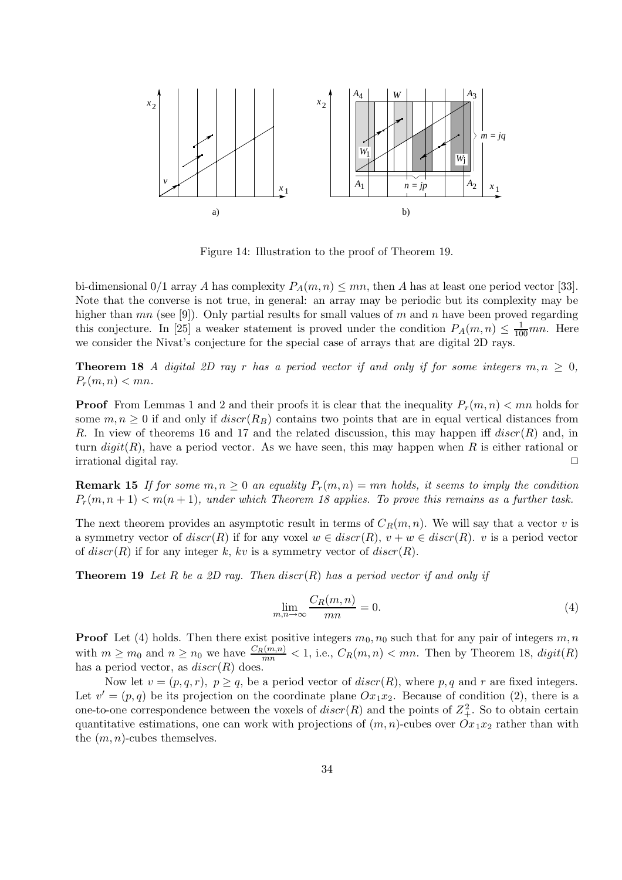Figure 14: Illustration to the proof of Theorem 19.

bi-dimensional 0/1 array $A$ has complexity $P_A(m,n) \leq mn$, then $A$ has at least one period vector [33]. Note that the converse is not true, in general: an array may be periodic but its complexity may be higher than $mn$ (see [9]). Only partial results for small values of $m$ and $n$ have been proved regarding this conjecture. In [25] a weaker statement is proved under the condition $P_A(m,n) \leq \frac{1}{100}mn$. Here we consider the Nivat's conjecture for the special case of arrays that are digital 2D rays.

**Theorem 18** *A digital 2D ray $r$ has a period vector if and only if for some integers $m, n \geq 0$, $P_r(m,n) < mn$.*

**Proof** From Lemmas 1 and 2 and their proofs it is clear that the inequality $P_r(m,n) < mn$ holds for some $m, n \geq 0$ if and only if $discr(R_B)$ contains two points that are in equal vertical distances from $R$. In view of theorems 16 and 17 and the related discussion, this may happen iff $discr(R)$ and, in turn $digit(R)$, have a period vector. As we have seen, this may happen when $R$ is either rational or irrational digital ray. □

**Remark 15** *If for some $m, n \geq 0$ an equality $P_r(m,n) = mn$ holds, it seems to imply the condition $P_r(m, n+1) < m(n+1)$, under which Theorem 18 applies. To prove this remains as a further task.*

The next theorem provides an asymptotic result in terms of $C_R(m,n)$. We will say that a vector $v$ is a symmetry vector of $discr(R)$ if for any voxel $w \in discr(R)$, $v + w \in discr(R)$. $v$ is a period vector of $discr(R)$ if for any integer $k$, $kv$ is a symmetry vector of $discr(R)$.

**Theorem 19** *Let $R$ be a 2D ray. Then $discr(R)$ has a period vector if and only if*

$$\lim_{m,n \to \infty} \frac{C_R(m,n)}{mn} = 0. \tag{4}$$

**Proof** Let (4) holds. Then there exist positive integers $m_0, n_0$ such that for any pair of integers $m, n$ with $m \geq m_0$ and $n \geq n_0$ we have $\frac{C_R(m,n)}{mn} < 1$, i.e., $C_R(m,n) < mn$. Then by Theorem 18, $digit(R)$ has a period vector, as $discr(R)$ does.

Now let $v = (p, q, r)$, $p \geq q$, be a period vector of $discr(R)$, where $p, q$ and $r$ are fixed integers. Let $v' = (p, q)$ be its projection on the coordinate plane $Ox_1x_2$. Because of condition (2), there is a one-to-one correspondence between the voxels of $discr(R)$ and the points of $Z_+^2$. So to obtain certain quantitative estimations, one can work with projections of $(m,n)$-cubes over $Ox_1x_2$ rather than with the $(m,n)$-cubes themselves.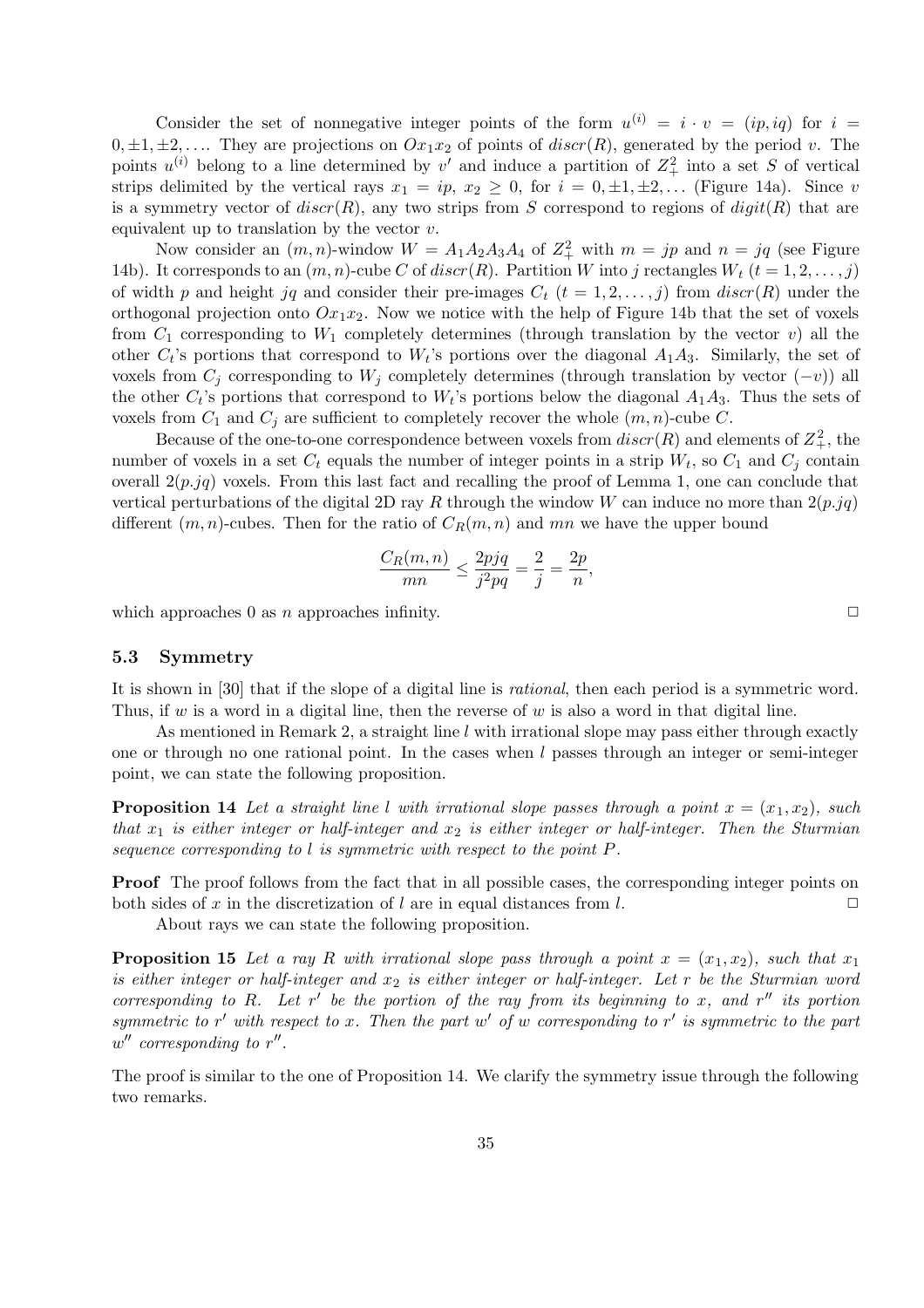Consider the set of nonnegative integer points of the form $u^{(i)} = i \cdot v = (ip, iq)$ for $i = 0, \pm 1, \pm 2, \ldots$. They are projections on $Ox_1x_2$ of points of $discr(R)$, generated by the period $v$. The points $u^{(i)}$ belong to a line determined by $v'$ and induce a partition of $Z_+^2$ into a set $S$ of vertical strips delimited by the vertical rays $x_1 = ip$, $x_2 \geq 0$, for $i = 0, \pm 1, \pm 2, \ldots$ (Figure 14a). Since $v$ is a symmetry vector of $discr(R)$, any two strips from $S$ correspond to regions of $digit(R)$ that are equivalent up to translation by the vector $v$.

Now consider an $(m,n)$-window $W = A_1A_2A_3A_4$ of $Z_+^2$ with $m = jp$ and $n = jq$ (see Figure 14b). It corresponds to an $(m,n)$-cube $C$ of $discr(R)$. Partition $W$ into $j$ rectangles $W_t$ $(t = 1, 2, \ldots, j)$ of width $p$ and height $jq$ and consider their pre-images $C_t$ $(t = 1, 2, \ldots, j)$ from $discr(R)$ under the orthogonal projection onto $Ox_1x_2$. Now we notice with the help of Figure 14b that the set of voxels from $C_1$ corresponding to $W_1$ completely determines (through translation by the vector $v$) all the other $C_t$'s portions that correspond to $W_t$'s portions over the diagonal $A_1A_3$. Similarly, the set of voxels from $C_j$ corresponding to $W_j$ completely determines (through translation by vector $(-v)$) all the other $C_t$'s portions that correspond to $W_t$'s portions below the diagonal $A_1A_3$. Thus the sets of voxels from $C_1$ and $C_j$ are sufficient to completely recover the whole $(m,n)$-cube $C$.

Because of the one-to-one correspondence between voxels from $discr(R)$ and elements of $Z_+^2$, the number of voxels in a set $C_t$ equals the number of integer points in a strip $W_t$, so $C_1$ and $C_j$ contain overall $2(p.jq)$ voxels. From this last fact and recalling the proof of Lemma 1, one can conclude that vertical perturbations of the digital 2D ray $R$ through the window $W$ can induce no more than $2(p.jq)$ different $(m,n)$-cubes. Then for the ratio of $C_R(m,n)$ and $mn$ we have the upper bound

$$\frac{C_R(m,n)}{mn} \leq \frac{2pjq}{j^2pq} = \frac{2}{j} = \frac{2p}{n},$$

which approaches 0 as $n$ approaches infinity. $\square$

### 5.3 Symmetry

It is shown in [30] that if the slope of a digital line is *rational*, then each period is a symmetric word. Thus, if $w$ is a word in a digital line, then the reverse of $w$ is also a word in that digital line.

As mentioned in Remark 2, a straight line $l$ with irrational slope may pass either through exactly one or through no one rational point. In the cases when $l$ passes through an integer or semi-integer point, we can state the following proposition.

**Proposition 14** *Let a straight line $l$ with irrational slope passes through a point $x = (x_1, x_2)$, such that $x_1$ is either integer or half-integer and $x_2$ is either integer or half-integer. Then the Sturmian sequence corresponding to $l$ is symmetric with respect to the point $P$.*

**Proof** The proof follows from the fact that in all possible cases, the corresponding integer points on both sides of $x$ in the discretization of $l$ are in equal distances from $l$. $\square$

About rays we can state the following proposition.

**Proposition 15** *Let a ray $R$ with irrational slope pass through a point $x = (x_1, x_2)$, such that $x_1$ is either integer or half-integer and $x_2$ is either integer or half-integer. Let $r$ be the Sturmian word corresponding to $R$. Let $r'$ be the portion of the ray from its beginning to $x$, and $r''$ its portion symmetric to $r'$ with respect to $x$. Then the part $w'$ of $w$ corresponding to $r'$ is symmetric to the part $w''$ corresponding to $r''$.*

The proof is similar to the one of Proposition 14. We clarify the symmetry issue through the following two remarks.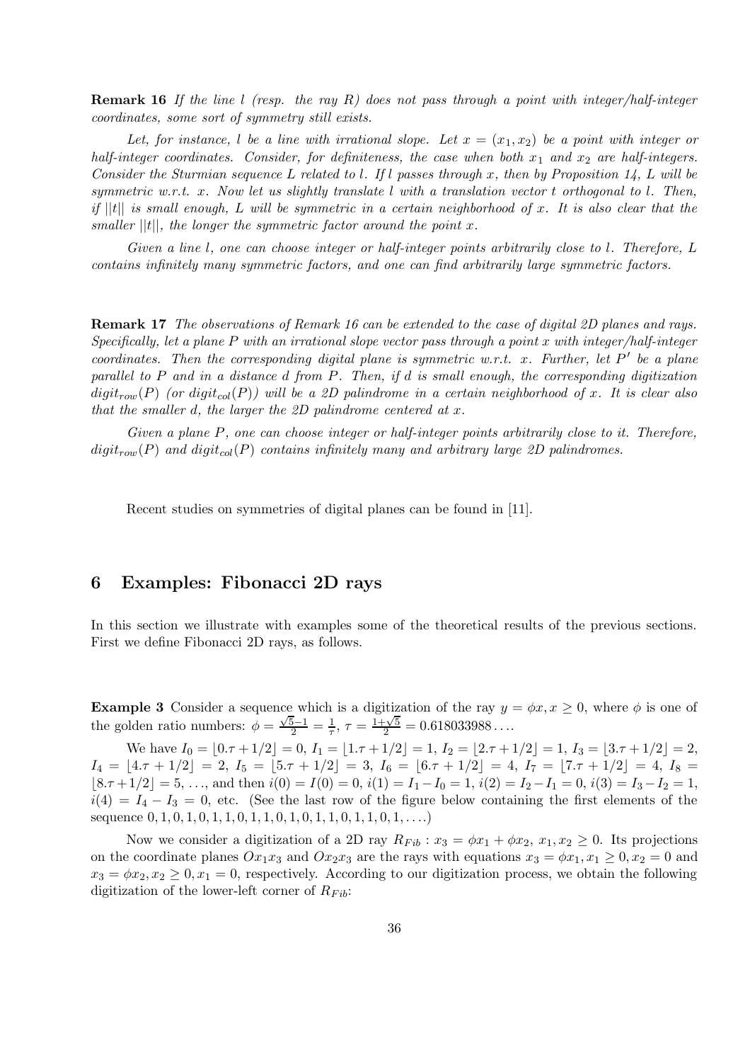**Remark 16** *If the line $l$ (resp. the ray $R$) does not pass through a point with integer/half-integer coordinates, some sort of symmetry still exists.*

*Let, for instance, $l$ be a line with irrational slope. Let $x = (x_1, x_2)$ be a point with integer or half-integer coordinates. Consider, for definiteness, the case when both $x_1$ and $x_2$ are half-integers. Consider the Sturmian sequence $L$ related to $l$. If $l$ passes through $x$, then by Proposition 14, $L$ will be symmetric w.r.t. $x$. Now let us slightly translate $l$ with a translation vector $t$ orthogonal to $l$. Then, if $||t||$ is small enough, $L$ will be symmetric in a certain neighborhood of $x$. It is also clear that the smaller $||t||$, the longer the symmetric factor around the point $x$.*

*Given a line $l$, one can choose integer or half-integer points arbitrarily close to $l$. Therefore, $L$ contains infinitely many symmetric factors, and one can find arbitrarily large symmetric factors.*

**Remark 17** *The observations of Remark 16 can be extended to the case of digital 2D planes and rays. Specifically, let a plane $P$ with an irrational slope vector pass through a point $x$ with integer/half-integer coordinates. Then the corresponding digital plane is symmetric w.r.t. $x$. Further, let $P'$ be a plane parallel to $P$ and in a distance $d$ from $P$. Then, if $d$ is small enough, the corresponding digitization $digit_{row}(P)$ (or $digit_{col}(P)$) will be a 2D palindrome in a certain neighborhood of $x$. It is clear also that the smaller $d$, the larger the 2D palindrome centered at $x$.*

*Given a plane $P$, one can choose integer or half-integer points arbitrarily close to it. Therefore, $digit_{row}(P)$ and $digit_{col}(P)$ contains infinitely many and arbitrary large 2D palindromes.*

Recent studies on symmetries of digital planes can be found in [11].

## 6 Examples: Fibonacci 2D rays

In this section we illustrate with examples some of the theoretical results of the previous sections. First we define Fibonacci 2D rays, as follows.

**Example 3** Consider a sequence which is a digitization of the ray $y = \phi x, x \geq 0$, where $\phi$ is one of the golden ratio numbers: $\phi = \frac{\sqrt{5}-1}{2} = \frac{1}{\tau}$, $\tau = \frac{1+\sqrt{5}}{2} = 0.618033988\ldots$.

We have $I_0 = \lfloor 0.\tau + 1/2 \rfloor = 0$, $I_1 = \lfloor 1.\tau + 1/2 \rfloor = 1$, $I_2 = \lfloor 2.\tau + 1/2 \rfloor = 1$, $I_3 = \lfloor 3.\tau + 1/2 \rfloor = 2$, $I_4 = \lfloor 4.\tau + 1/2 \rfloor = 2$, $I_5 = \lfloor 5.\tau + 1/2 \rfloor = 3$, $I_6 = \lfloor 6.\tau + 1/2 \rfloor = 4$, $I_7 = \lfloor 7.\tau + 1/2 \rfloor = 4$, $I_8 = \lfloor 8.\tau + 1/2 \rfloor = 5$, $\ldots$, and then $i(0) = I(0) = 0$, $i(1) = I_1 - I_0 = 1$, $i(2) = I_2 - I_1 = 0$, $i(3) = I_3 - I_2 = 1$, $i(4) = I_4 - I_3 = 0$, etc. (See the last row of the figure below containing the first elements of the sequence $0, 1, 0, 1, 0, 1, 1, 0, 1, 1, 0, 1, 0, 1, 1, 0, 1, 1, 0, 1, \ldots$.)

Now we consider a digitization of a 2D ray $R_{Fib} : x_3 = \phi x_1 + \phi x_2$, $x_1, x_2 \geq 0$. Its projections on the coordinate planes $Ox_1x_3$ and $Ox_2x_3$ are the rays with equations $x_3 = \phi x_1, x_1 \geq 0, x_2 = 0$ and $x_3 = \phi x_2, x_2 \geq 0, x_1 = 0$, respectively. According to our digitization process, we obtain the following digitization of the lower-left corner of $R_{Fib}$: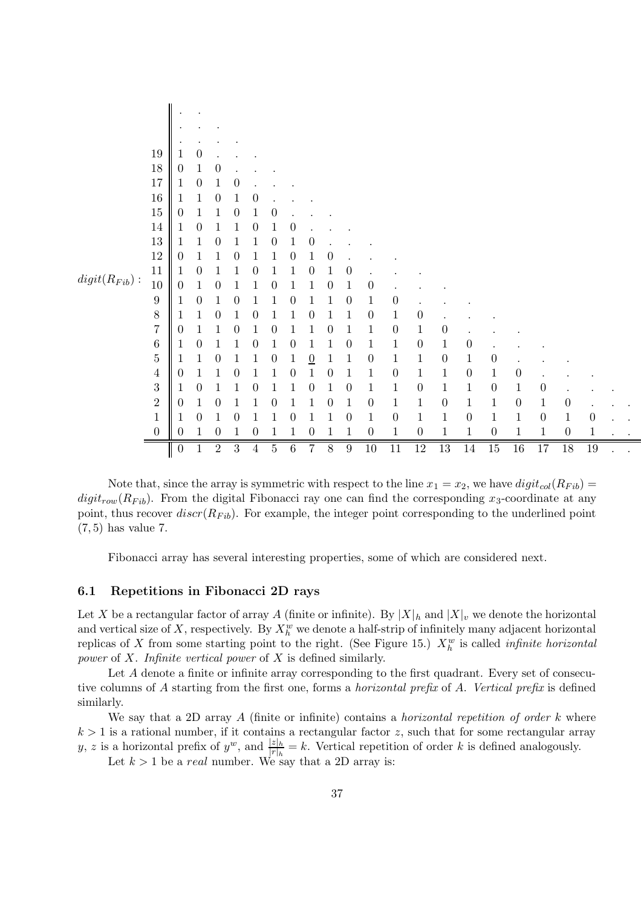$digit(R_{Fib})$ :

| | | | | | | | | | | | | | | | | | | | | | |
|---|---|---|---|---|---|---|---|---|---|---|---|---|---|---|---|---|---|---|---|---|---|
| | . | . | | | | | | | | | | | | | | | | | | | |
| | . | . | . | | | | | | | | | | | | | | | | | | |
| | . | . | . | . | | | | | | | | | | | | | | | | | |
| 19 | 1 | 0 | . | . | . | | | | | | | | | | | | | | | | |
| 18 | 0 | 1 | 0 | . | . | . | | | | | | | | | | | | | | | |
| 17 | 1 | 0 | 1 | 0 | . | . | . | | | | | | | | | | | | | | |
| 16 | 1 | 1 | 0 | 1 | 0 | . | . | . | | | | | | | | | | | | | |
| 15 | 0 | 1 | 1 | 0 | 1 | 0 | . | . | . | | | | | | | | | | | | |
| 14 | 1 | 0 | 1 | 1 | 0 | 1 | 0 | . | . | . | | | | | | | | | | | |
| 13 | 1 | 1 | 0 | 1 | 1 | 0 | 1 | 0 | . | . | . | | | | | | | | | | |
| 12 | 0 | 1 | 1 | 0 | 1 | 1 | 0 | 1 | 0 | . | . | . | | | | | | | | | |
| 11 | 1 | 0 | 1 | 1 | 0 | 1 | 1 | 0 | 1 | 0 | . | . | . | | | | | | | | |
| 10 | 0 | 1 | 0 | 1 | 1 | 0 | 1 | 1 | 0 | 1 | 0 | . | . | . | | | | | | | |
| 9 | 1 | 0 | 1 | 0 | 1 | 1 | 0 | 1 | 1 | 0 | 1 | 0 | . | . | . | | | | | | |
| 8 | 1 | 1 | 0 | 1 | 0 | 1 | 1 | 0 | 1 | 1 | 0 | 1 | 0 | . | . | . | | | | | |
| 7 | 0 | 1 | 1 | 0 | 1 | 0 | 1 | 1 | 0 | 1 | 1 | 0 | 1 | 0 | . | . | . | | | | |
| 6 | 1 | 0 | 1 | 1 | 0 | 1 | 0 | 1 | 1 | 0 | 1 | 1 | 0 | 1 | 0 | . | . | . | | | |
| 5 | 1 | 1 | 0 | 1 | 1 | 0 | 1 | <u>0</u> | 1 | 1 | 0 | 1 | 1 | 0 | 1 | 0 | . | . | . | | |
| 4 | 0 | 1 | 1 | 0 | 1 | 1 | 0 | 1 | 0 | 1 | 1 | 0 | 1 | 1 | 0 | 1 | 0 | . | . | . | |
| 3 | 1 | 0 | 1 | 1 | 0 | 1 | 1 | 0 | 1 | 0 | 1 | 1 | 0 | 1 | 1 | 0 | 1 | 0 | . | . | . |
| 2 | 0 | 1 | 0 | 1 | 1 | 0 | 1 | 1 | 0 | 1 | 0 | 1 | 1 | 0 | 1 | 1 | 0 | 1 | 0 | . | . . |
| 1 | 1 | 0 | 1 | 0 | 1 | 1 | 0 | 1 | 1 | 0 | 1 | 0 | 1 | 1 | 0 | 1 | 1 | 0 | 1 | 0 | . . |
| 0 | 0 | 1 | 0 | 1 | 0 | 1 | 1 | 0 | 1 | 1 | 0 | 1 | 0 | 1 | 1 | 0 | 1 | 1 | 0 | 1 | . . |
| | 0 | 1 | 2 | 3 | 4 | 5 | 6 | 7 | 8 | 9 | 10 | 11 | 12 | 13 | 14 | 15 | 16 | 17 | 18 | 19 | . . |

Note that, since the array is symmetric with respect to the line $x_1 = x_2$, we have $digit_{col}(R_{Fib}) = digit_{row}(R_{Fib})$. From the digital Fibonacci ray one can find the corresponding $x_3$-coordinate at any point, thus recover $discr(R_{Fib})$. For example, the integer point corresponding to the underlined point $(7, 5)$ has value 7.

Fibonacci array has several interesting properties, some of which are considered next.

### 6.1 Repetitions in Fibonacci 2D rays

Let $X$ be a rectangular factor of array $A$ (finite or infinite). By $|X|_h$ and $|X|_v$ we denote the horizontal and vertical size of $X$, respectively. By $X_h^w$ we denote a half-strip of infinitely many adjacent horizontal replicas of $X$ from some starting point to the right. (See Figure 15.) $X_h^w$ is called *infinite horizontal power* of $X$. *Infinite vertical power* of $X$ is defined similarly.

Let $A$ denote a finite or infinite array corresponding to the first quadrant. Every set of consecutive columns of $A$ starting from the first one, forms a *horizontal prefix* of $A$. *Vertical prefix* is defined similarly.

We say that a 2D array $A$ (finite or infinite) contains a *horizontal repetition of order $k$* where $k > 1$ is a rational number, if it contains a rectangular factor $z$, such that for some rectangular array $y$, $z$ is a horizontal prefix of $y^w$, and $\frac{|z|_h}{|r|_h} = k$. Vertical repetition of order $k$ is defined analogously.

Let $k > 1$ be a *real* number. We say that a 2D array is: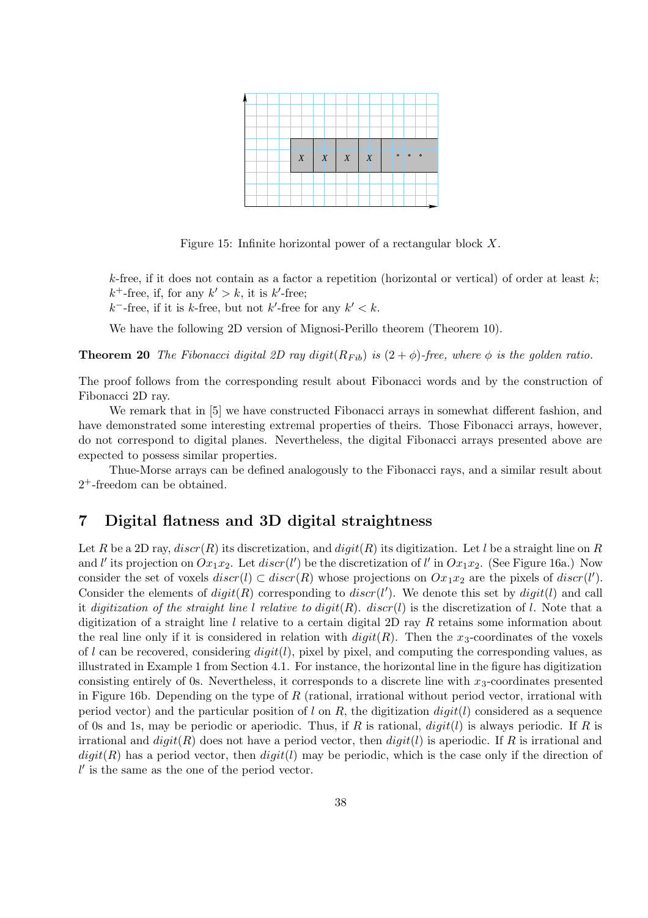Figure 15: Infinite horizontal power of a rectangular block $X$.

$k$-free, if it does not contain as a factor a repetition (horizontal or vertical) of order at least $k$;
$k^+$-free, if, for any $k' > k$, it is $k'$-free;
$k^-$-free, if it is $k$-free, but not $k'$-free for any $k' < k$.

We have the following 2D version of Mignosi-Perillo theorem (Theorem 10).

**Theorem 20** *The Fibonacci digital 2D ray $digit(R_{Fib})$ is $(2+\phi)$-free, where $\phi$ is the golden ratio.*

The proof follows from the corresponding result about Fibonacci words and by the construction of Fibonacci 2D ray.

We remark that in [5] we have constructed Fibonacci arrays in somewhat different fashion, and have demonstrated some interesting extremal properties of theirs. Those Fibonacci arrays, however, do not correspond to digital planes. Nevertheless, the digital Fibonacci arrays presented above are expected to possess similar properties.

Thue-Morse arrays can be defined analogously to the Fibonacci rays, and a similar result about $2^+$-freedom can be obtained.

## 7 Digital flatness and 3D digital straightness

Let $R$ be a 2D ray, $discr(R)$ its discretization, and $digit(R)$ its digitization. Let $l$ be a straight line on $R$ and $l'$ its projection on $Ox_1x_2$. Let $discr(l')$ be the discretization of $l'$ in $Ox_1x_2$. (See Figure 16a.) Now consider the set of voxels $discr(l) \subset discr(R)$ whose projections on $Ox_1x_2$ are the pixels of $discr(l')$. Consider the elements of $digit(R)$ corresponding to $discr(l')$. We denote this set by $digit(l)$ and call it *digitization of the straight line $l$ relative to $digit(R)$*. $discr(l)$ is the discretization of $l$. Note that a digitization of a straight line $l$ relative to a certain digital 2D ray $R$ retains some information about the real line only if it is considered in relation with $digit(R)$. Then the $x_3$-coordinates of the voxels of $l$ can be recovered, considering $digit(l)$, pixel by pixel, and computing the corresponding values, as illustrated in Example 1 from Section 4.1. For instance, the horizontal line in the figure has digitization consisting entirely of 0s. Nevertheless, it corresponds to a discrete line with $x_3$-coordinates presented in Figure 16b. Depending on the type of $R$ (rational, irrational without period vector, irrational with period vector) and the particular position of $l$ on $R$, the digitization $digit(l)$ considered as a sequence of 0s and 1s, may be periodic or aperiodic. Thus, if $R$ is rational, $digit(l)$ is always periodic. If $R$ is irrational and $digit(R)$ does not have a period vector, then $digit(l)$ is aperiodic. If $R$ is irrational and $digit(R)$ has a period vector, then $digit(l)$ may be periodic, which is the case only if the direction of $l'$ is the same as the one of the period vector.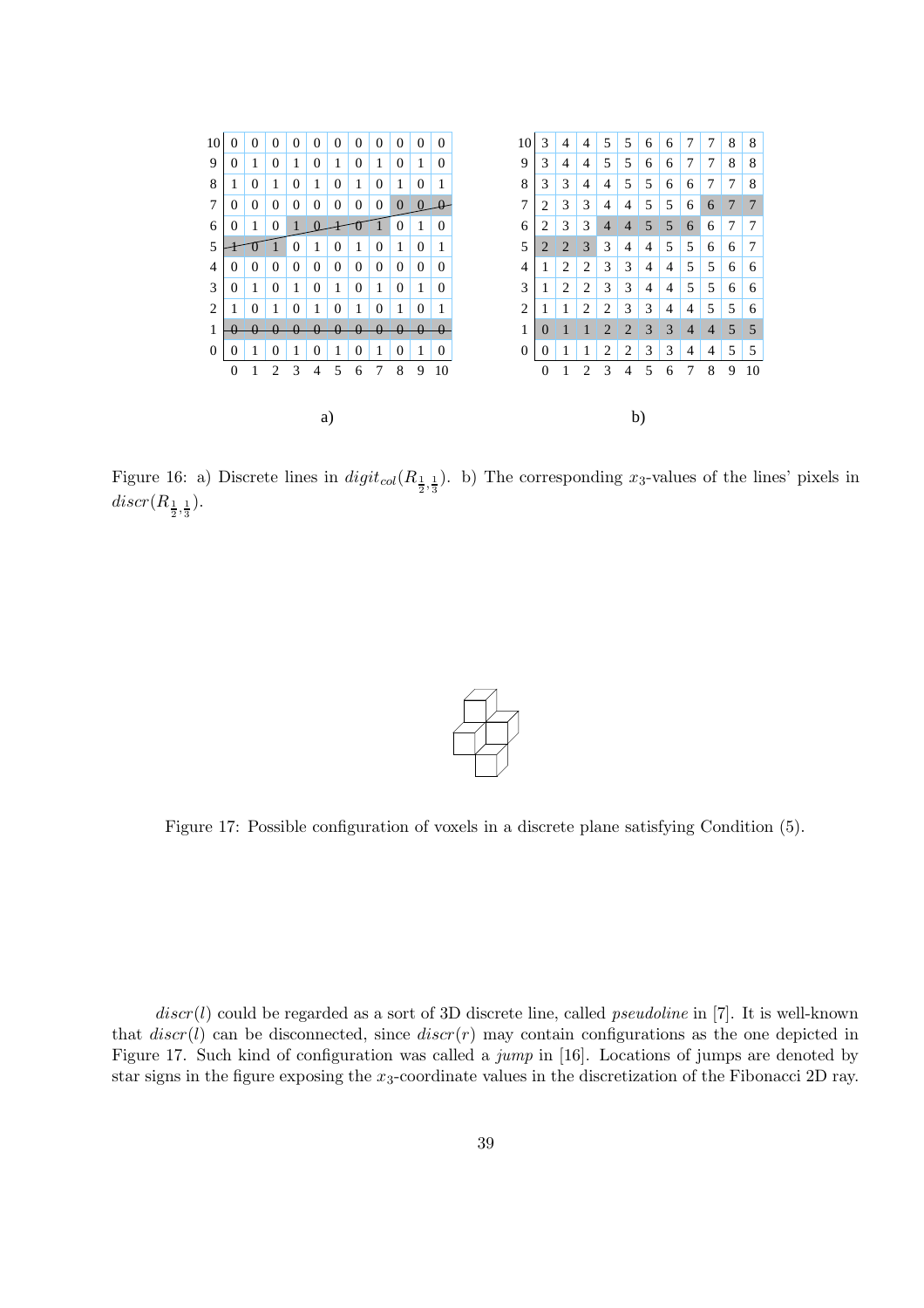Figure 16: a) Discrete lines in $digit_{col}(R_{\frac{1}{2},\frac{1}{3}})$. b) The corresponding $x_3$-values of the lines' pixels in $discr(R_{\frac{1}{2},\frac{1}{3}})$.

Figure 17: Possible configuration of voxels in a discrete plane satisfying Condition (5).

$discr(l)$ could be regarded as a sort of 3D discrete line, called *pseudoline* in [7]. It is well-known that $discr(l)$ can be disconnected, since $discr(r)$ may contain configurations as the one depicted in Figure 17. Such kind of configuration was called a *jump* in [16]. Locations of jumps are denoted by star signs in the figure exposing the $x_3$-coordinate values in the discretization of the Fibonacci 2D ray.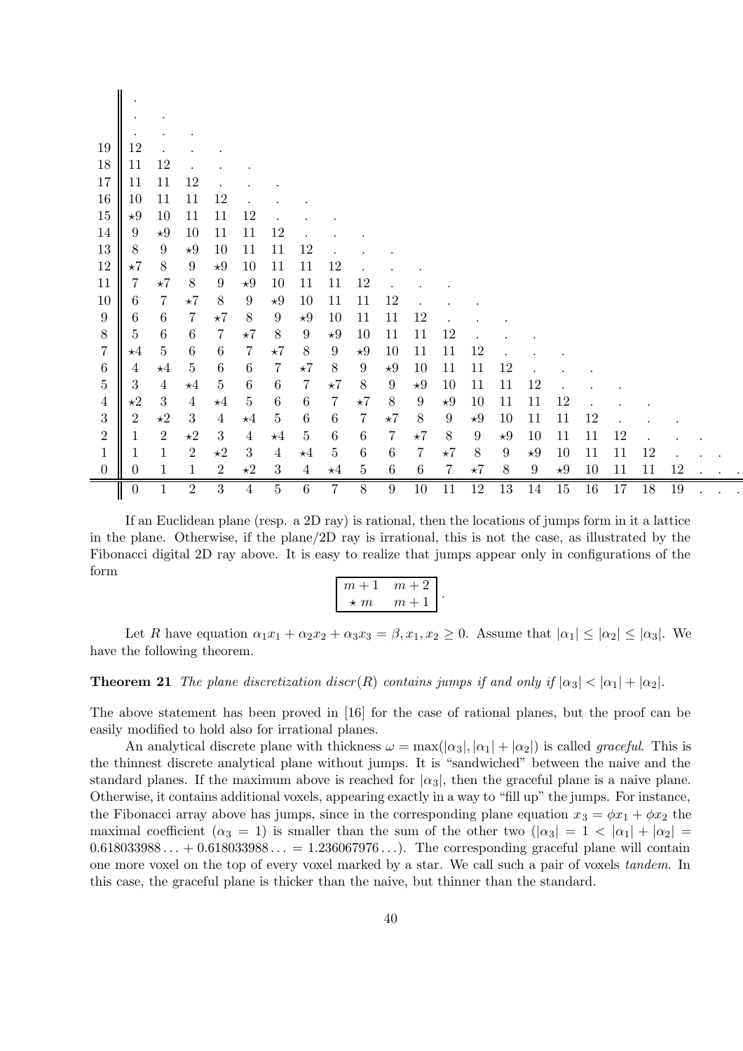| | | | | | | | | | | | | | | | | | | | | | | |
|---|---|---|---|---|---|---|---|---|---|---|---|---|---|---|---|---|---|---|---|---|---|---|
| | . | | | | | | | | | | | | | | | | | | | | | |
| | . | . | | | | | | | | | | | | | | | | | | | | |
| | . | . | . | | | | | | | | | | | | | | | | | | | |
| 19 | 12 | . | . | . | | | | | | | | | | | | | | | | | | |
| 18 | 11 | 12 | . | . | . | | | | | | | | | | | | | | | | | |
| 17 | 11 | 11 | 12 | . | . | . | | | | | | | | | | | | | | | | |
| 16 | 10 | 11 | 11 | 12 | . | . | . | | | | | | | | | | | | | | | |
| 15 | ⋆9 | 10 | 11 | 11 | 12 | . | . | . | | | | | | | | | | | | | | |
| 14 | 9 | ⋆9 | 10 | 11 | 11 | 12 | . | . | . | | | | | | | | | | | | | |
| 13 | 8 | 9 | ⋆9 | 10 | 11 | 11 | 12 | . | . | . | | | | | | | | | | | | |
| 12 | ⋆7 | 8 | 9 | ⋆9 | 10 | 11 | 11 | 12 | . | . | . | | | | | | | | | | | |
| 11 | 7 | ⋆7 | 8 | 9 | ⋆9 | 10 | 11 | 11 | 12 | . | . | . | | | | | | | | | | |
| 10 | 6 | 7 | ⋆7 | 8 | 9 | ⋆9 | 10 | 11 | 11 | 12 | . | . | . | | | | | | | | | |
| 9 | 6 | 6 | 7 | ⋆7 | 8 | 9 | ⋆9 | 10 | 11 | 11 | 12 | . | . | . | | | | | | | | |
| 8 | 5 | 6 | 6 | 7 | ⋆7 | 8 | 9 | ⋆9 | 10 | 11 | 11 | 12 | . | . | . | | | | | | | |
| 7 | ⋆4 | 5 | 6 | 6 | 7 | ⋆7 | 8 | 9 | ⋆9 | 10 | 11 | 11 | 12 | . | . | . | | | | | | |
| 6 | 4 | ⋆4 | 5 | 6 | 6 | 7 | ⋆7 | 8 | 9 | ⋆9 | 10 | 11 | 11 | 12 | . | . | . | | | | | |
| 5 | 3 | 4 | ⋆4 | 5 | 6 | 6 | 7 | ⋆7 | 8 | 9 | ⋆9 | 10 | 11 | 11 | 12 | . | . | . | | | | |
| 4 | ⋆2 | 3 | 4 | ⋆4 | 5 | 6 | 6 | 7 | ⋆7 | 8 | 9 | ⋆9 | 10 | 11 | 11 | 12 | . | . | . | | | |
| 3 | 2 | ⋆2 | 3 | 4 | ⋆4 | 5 | 6 | 6 | 7 | ⋆7 | 8 | 9 | ⋆9 | 10 | 11 | 11 | 12 | . | . | . | | |
| 2 | 1 | 2 | ⋆2 | 3 | 4 | ⋆4 | 5 | 6 | 6 | 7 | ⋆7 | 8 | 9 | ⋆9 | 10 | 11 | 11 | 12 | . | . | . | |
| 1 | 1 | 1 | 2 | ⋆2 | 3 | 4 | ⋆4 | 5 | 6 | 6 | 7 | ⋆7 | 8 | 9 | ⋆9 | 10 | 11 | 11 | 12 | . | . | . |
| 0 | 0 | 1 | 1 | 2 | ⋆2 | 3 | 4 | ⋆4 | 5 | 6 | 6 | 7 | ⋆7 | 8 | 9 | ⋆9 | 10 | 11 | 11 | 12 | . | . |
| | 0 | 1 | 2 | 3 | 4 | 5 | 6 | 7 | 8 | 9 | 10 | 11 | 12 | 13 | 14 | 15 | 16 | 17 | 18 | 19 | . | . |

If an Euclidean plane (resp. a 2D ray) is rational, then the locations of jumps form in it a lattice in the plane. Otherwise, if the plane/2D ray is irrational, this is not the case, as illustrated by the Fibonacci digital 2D ray above. It is easy to realize that jumps appear only in configurations of the form

$$\boxed{\begin{array}{cc} m+1 & m+2 \\ \star\, m & m+1 \end{array}}\,.$$

Let $R$ have equation $\alpha_1 x_1 + \alpha_2 x_2 + \alpha_3 x_3 = \beta, x_1, x_2 \geq 0$. Assume that $|\alpha_1| \leq |\alpha_2| \leq |\alpha_3|$. We have the following theorem.

**Theorem 21** *The plane discretization $discr(R)$ contains jumps if and only if $|\alpha_3| < |\alpha_1| + |\alpha_2|$.*

The above statement has been proved in [16] for the case of rational planes, but the proof can be easily modified to hold also for irrational planes.

An analytical discrete plane with thickness $\omega = \max(|\alpha_3|, |\alpha_1| + |\alpha_2|)$ is called *graceful*. This is the thinnest discrete analytical plane without jumps. It is "sandwiched" between the naive and the standard planes. If the maximum above is reached for $|\alpha_3|$, then the graceful plane is a naive plane. Otherwise, it contains additional voxels, appearing exactly in a way to "fill up" the jumps. For instance, the Fibonacci array above has jumps, since in the corresponding plane equation $x_3 = \phi x_1 + \phi x_2$ the maximal coefficient ($\alpha_3 = 1$) is smaller than the sum of the other two ($|\alpha_3| = 1 < |\alpha_1| + |\alpha_2| = 0.618033988\ldots + 0.618033988\ldots = 1.236067976\ldots$). The corresponding graceful plane will contain one more voxel on the top of every voxel marked by a star. We call such a pair of voxels *tandem*. In this case, the graceful plane is thicker than the naive, but thinner than the standard.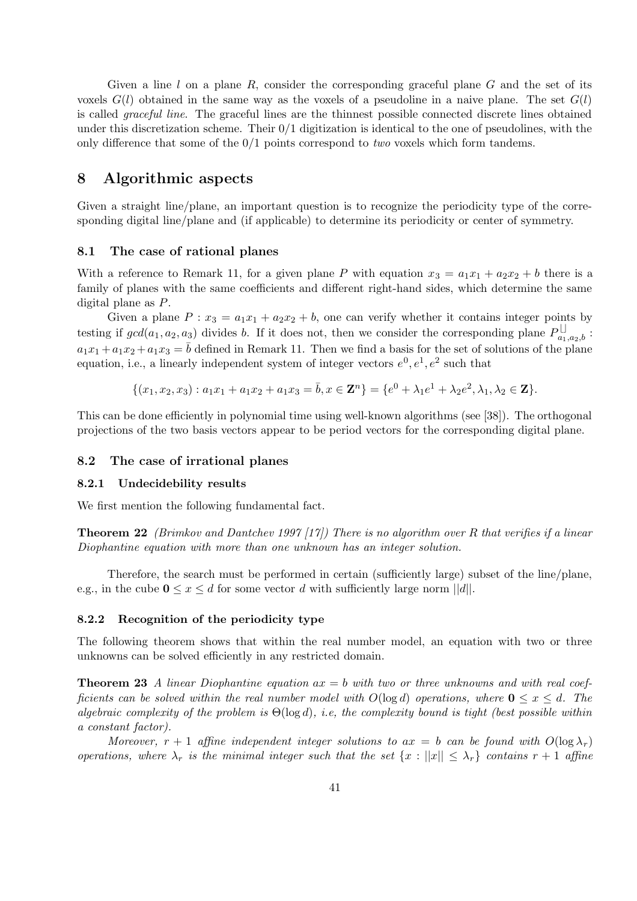Given a line $l$ on a plane $R$, consider the corresponding graceful plane $G$ and the set of its voxels $G(l)$ obtained in the same way as the voxels of a pseudoline in a naive plane. The set $G(l)$ is called *graceful line*. The graceful lines are the thinnest possible connected discrete lines obtained under this discretization scheme. Their 0/1 digitization is identical to the one of pseudolines, with the only difference that some of the 0/1 points correspond to *two* voxels which form tandems.

# 8 Algorithmic aspects

Given a straight line/plane, an important question is to recognize the periodicity type of the corresponding digital line/plane and (if applicable) to determine its periodicity or center of symmetry.

## 8.1 The case of rational planes

With a reference to Remark 11, for a given plane $P$ with equation $x_3 = a_1x_1 + a_2x_2 + b$ there is a family of planes with the same coefficients and different right-hand sides, which determine the same digital plane as $P$.

Given a plane $P : x_3 = a_1x_1 + a_2x_2 + b$, one can verify whether it contains integer points by testing if $gcd(a_1, a_2, a_3)$ divides $b$. If it does not, then we consider the corresponding plane $P^{\sqcup}_{a_1,a_2,b}$ : $a_1x_1 + a_1x_2 + a_1x_3 = \bar{b}$ defined in Remark 11. Then we find a basis for the set of solutions of the plane equation, i.e., a linearly independent system of integer vectors $e^0, e^1, e^2$ such that

$$\{(x_1, x_2, x_3) : a_1x_1 + a_1x_2 + a_1x_3 = \bar{b}, x \in \mathbf{Z}^n\} = \{e^0 + \lambda_1 e^1 + \lambda_2 e^2, \lambda_1, \lambda_2 \in \mathbf{Z}\}.$$

This can be done efficiently in polynomial time using well-known algorithms (see [38]). The orthogonal projections of the two basis vectors appear to be period vectors for the corresponding digital plane.

## 8.2 The case of irrational planes

### 8.2.1 Undecidebility results

We first mention the following fundamental fact.

**Theorem 22** *(Brimkov and Dantchev 1997 [17]) There is no algorithm over R that verifies if a linear Diophantine equation with more than one unknown has an integer solution.*

Therefore, the search must be performed in certain (sufficiently large) subset of the line/plane, e.g., in the cube $\mathbf{0} \leq x \leq d$ for some vector $d$ with sufficiently large norm $||d||$.

### 8.2.2 Recognition of the periodicity type

The following theorem shows that within the real number model, an equation with two or three unknowns can be solved efficiently in any restricted domain.

**Theorem 23** *A linear Diophantine equation $ax = b$ with two or three unknowns and with real coefficients can be solved within the real number model with $O(\log d)$ operations, where $\mathbf{0} \leq x \leq d$. The algebraic complexity of the problem is $\Theta(\log d)$, i.e, the complexity bound is tight (best possible within a constant factor).*

*Moreover, $r + 1$ affine independent integer solutions to $ax = b$ can be found with $O(\log \lambda_r)$ operations, where $\lambda_r$ is the minimal integer such that the set $\{x : ||x|| \leq \lambda_r\}$ contains $r + 1$ affine*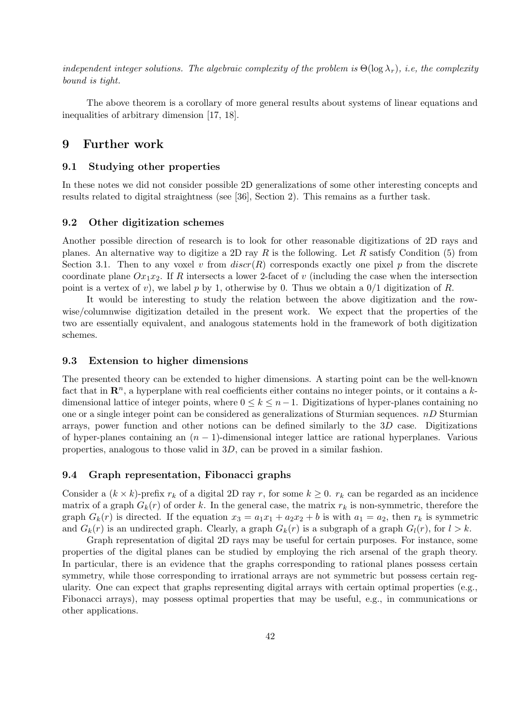*independent integer solutions. The algebraic complexity of the problem is $\Theta(\log \lambda_r)$, i.e, the complexity bound is tight.*

The above theorem is a corollary of more general results about systems of linear equations and inequalities of arbitrary dimension [17, 18].

# 9 Further work

## 9.1 Studying other properties

In these notes we did not consider possible 2D generalizations of some other interesting concepts and results related to digital straightness (see [36], Section 2). This remains as a further task.

## 9.2 Other digitization schemes

Another possible direction of research is to look for other reasonable digitizations of 2D rays and planes. An alternative way to digitize a 2D ray $R$ is the following. Let $R$ satisfy Condition (5) from Section 3.1. Then to any voxel $v$ from $discr(R)$ corresponds exactly one pixel $p$ from the discrete coordinate plane $Ox_1x_2$. If $R$ intersects a lower 2-facet of $v$ (including the case when the intersection point is a vertex of $v$), we label $p$ by 1, otherwise by 0. Thus we obtain a 0/1 digitization of $R$.

It would be interesting to study the relation between the above digitization and the row-wise/columnwise digitization detailed in the present work. We expect that the properties of the two are essentially equivalent, and analogous statements hold in the framework of both digitization schemes.

## 9.3 Extension to higher dimensions

The presented theory can be extended to higher dimensions. A starting point can be the well-known fact that in $\mathbf{R}^n$, a hyperplane with real coefficients either contains no integer points, or it contains a $k$-dimensional lattice of integer points, where $0 \leq k \leq n-1$. Digitizations of hyper-planes containing no one or a single integer point can be considered as generalizations of Sturmian sequences. $nD$ Sturmian arrays, power function and other notions can be defined similarly to the $3D$ case. Digitizations of hyper-planes containing an $(n-1)$-dimensional integer lattice are rational hyperplanes. Various properties, analogous to those valid in $3D$, can be proved in a similar fashion.

## 9.4 Graph representation, Fibonacci graphs

Consider a $(k \times k)$-prefix $r_k$ of a digital 2D ray $r$, for some $k \geq 0$. $r_k$ can be regarded as an incidence matrix of a graph $G_k(r)$ of order $k$. In the general case, the matrix $r_k$ is non-symmetric, therefore the graph $G_k(r)$ is directed. If the equation $x_3 = a_1x_1 + a_2x_2 + b$ is with $a_1 = a_2$, then $r_k$ is symmetric and $G_k(r)$ is an undirected graph. Clearly, a graph $G_k(r)$ is a subgraph of a graph $G_l(r)$, for $l > k$.

Graph representation of digital 2D rays may be useful for certain purposes. For instance, some properties of the digital planes can be studied by employing the rich arsenal of the graph theory. In particular, there is an evidence that the graphs corresponding to rational planes possess certain symmetry, while those corresponding to irrational arrays are not symmetric but possess certain regularity. One can expect that graphs representing digital arrays with certain optimal properties (e.g., Fibonacci arrays), may possess optimal properties that may be useful, e.g., in communications or other applications.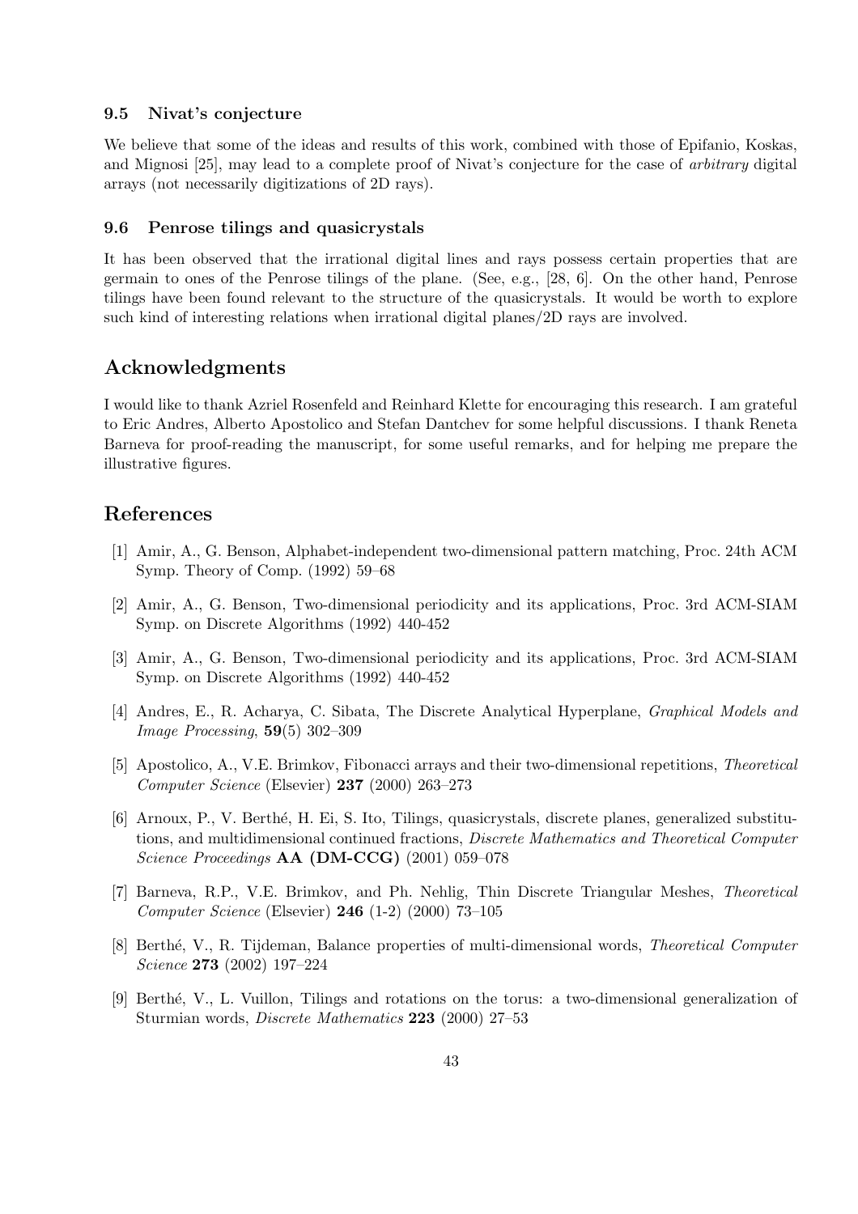### 9.5 Nivat's conjecture

We believe that some of the ideas and results of this work, combined with those of Epifanio, Koskas, and Mignosi [25], may lead to a complete proof of Nivat's conjecture for the case of *arbitrary* digital arrays (not necessarily digitizations of 2D rays).

### 9.6 Penrose tilings and quasicrystals

It has been observed that the irrational digital lines and rays possess certain properties that are germain to ones of the Penrose tilings of the plane. (See, e.g., [28, 6]. On the other hand, Penrose tilings have been found relevant to the structure of the quasicrystals. It would be worth to explore such kind of interesting relations when irrational digital planes/2D rays are involved.

## Acknowledgments

I would like to thank Azriel Rosenfeld and Reinhard Klette for encouraging this research. I am grateful to Eric Andres, Alberto Apostolico and Stefan Dantchev for some helpful discussions. I thank Reneta Barneva for proof-reading the manuscript, for some useful remarks, and for helping me prepare the illustrative figures.

## References

[1] Amir, A., G. Benson, Alphabet-independent two-dimensional pattern matching, Proc. 24th ACM Symp. Theory of Comp. (1992) 59–68

[2] Amir, A., G. Benson, Two-dimensional periodicity and its applications, Proc. 3rd ACM-SIAM Symp. on Discrete Algorithms (1992) 440-452

[3] Amir, A., G. Benson, Two-dimensional periodicity and its applications, Proc. 3rd ACM-SIAM Symp. on Discrete Algorithms (1992) 440-452

[4] Andres, E., R. Acharya, C. Sibata, The Discrete Analytical Hyperplane, *Graphical Models and Image Processing*, **59**(5) 302–309

[5] Apostolico, A., V.E. Brimkov, Fibonacci arrays and their two-dimensional repetitions, *Theoretical Computer Science* (Elsevier) **237** (2000) 263–273

[6] Arnoux, P., V. Berthé, H. Ei, S. Ito, Tilings, quasicrystals, discrete planes, generalized substitutions, and multidimensional continued fractions, *Discrete Mathematics and Theoretical Computer Science Proceedings* **AA (DM-CCG)** (2001) 059–078

[7] Barneva, R.P., V.E. Brimkov, and Ph. Nehlig, Thin Discrete Triangular Meshes, *Theoretical Computer Science* (Elsevier) **246** (1-2) (2000) 73–105

[8] Berthé, V., R. Tijdeman, Balance properties of multi-dimensional words, *Theoretical Computer Science* **273** (2002) 197–224

[9] Berthé, V., L. Vuillon, Tilings and rotations on the torus: a two-dimensional generalization of Sturmian words, *Discrete Mathematics* **223** (2000) 27–53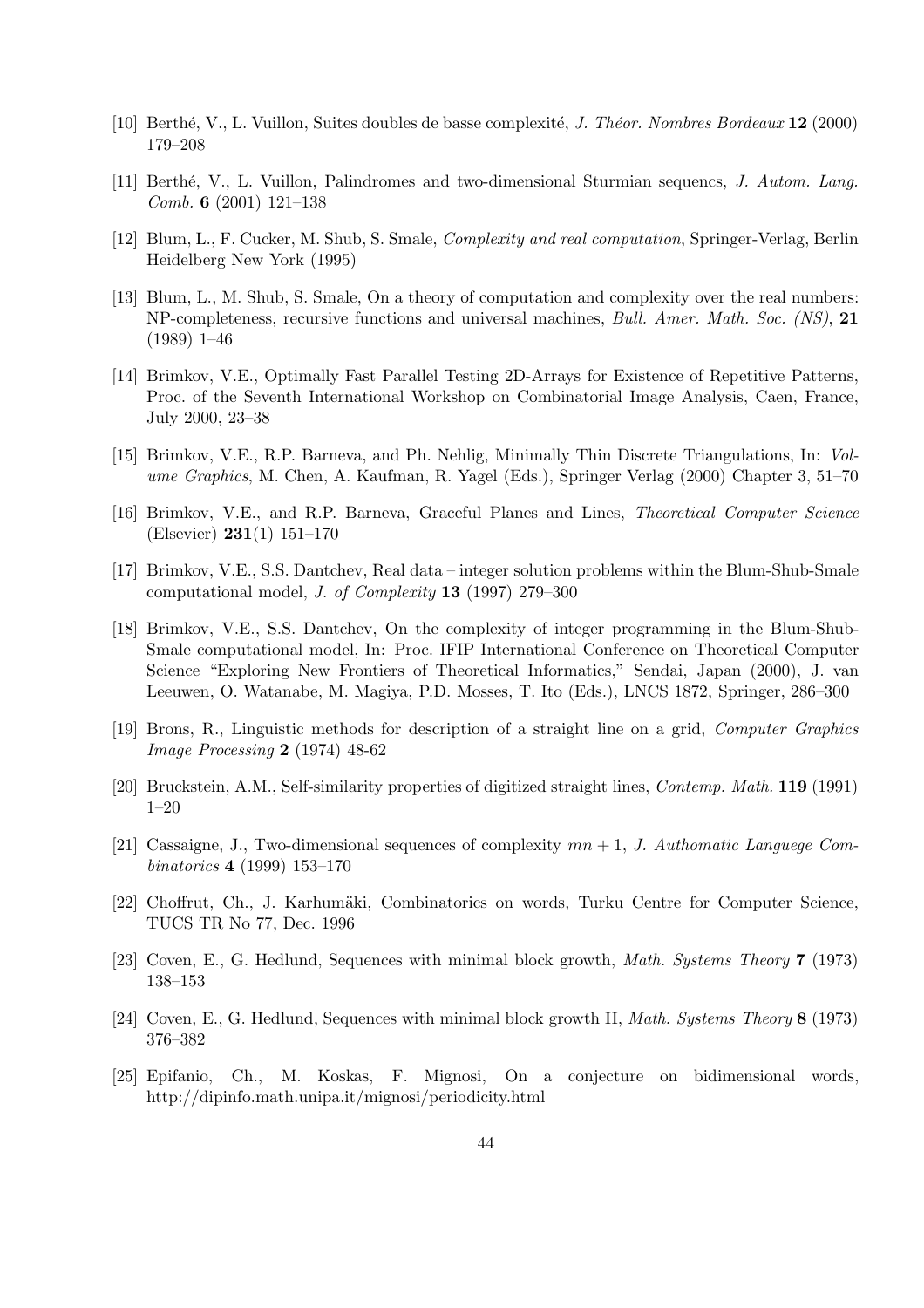[10] Berthé, V., L. Vuillon, Suites doubles de basse complexité, *J. Théor. Nombres Bordeaux* **12** (2000) 179–208

[11] Berthé, V., L. Vuillon, Palindromes and two-dimensional Sturmian sequencs, *J. Autom. Lang. Comb.* **6** (2001) 121–138

[12] Blum, L., F. Cucker, M. Shub, S. Smale, *Complexity and real computation*, Springer-Verlag, Berlin Heidelberg New York (1995)

[13] Blum, L., M. Shub, S. Smale, On a theory of computation and complexity over the real numbers: NP-completeness, recursive functions and universal machines, *Bull. Amer. Math. Soc. (NS)*, **21** (1989) 1–46

[14] Brimkov, V.E., Optimally Fast Parallel Testing 2D-Arrays for Existence of Repetitive Patterns, Proc. of the Seventh International Workshop on Combinatorial Image Analysis, Caen, France, July 2000, 23–38

[15] Brimkov, V.E., R.P. Barneva, and Ph. Nehlig, Minimally Thin Discrete Triangulations, In: *Volume Graphics*, M. Chen, A. Kaufman, R. Yagel (Eds.), Springer Verlag (2000) Chapter 3, 51–70

[16] Brimkov, V.E., and R.P. Barneva, Graceful Planes and Lines, *Theoretical Computer Science* (Elsevier) **231**(1) 151–170

[17] Brimkov, V.E., S.S. Dantchev, Real data – integer solution problems within the Blum-Shub-Smale computational model, *J. of Complexity* **13** (1997) 279–300

[18] Brimkov, V.E., S.S. Dantchev, On the complexity of integer programming in the Blum-Shub-Smale computational model, In: Proc. IFIP International Conference on Theoretical Computer Science "Exploring New Frontiers of Theoretical Informatics," Sendai, Japan (2000), J. van Leeuwen, O. Watanabe, M. Magiya, P.D. Mosses, T. Ito (Eds.), LNCS 1872, Springer, 286–300

[19] Brons, R., Linguistic methods for description of a straight line on a grid, *Computer Graphics Image Processing* **2** (1974) 48-62

[20] Bruckstein, A.M., Self-similarity properties of digitized straight lines, *Contemp. Math.* **119** (1991) 1–20

[21] Cassaigne, J., Two-dimensional sequences of complexity $mn + 1$, *J. Authomatic Languege Combinatorics* **4** (1999) 153–170

[22] Choffrut, Ch., J. Karhumäki, Combinatorics on words, Turku Centre for Computer Science, TUCS TR No 77, Dec. 1996

[23] Coven, E., G. Hedlund, Sequences with minimal block growth, *Math. Systems Theory* **7** (1973) 138–153

[24] Coven, E., G. Hedlund, Sequences with minimal block growth II, *Math. Systems Theory* **8** (1973) 376–382

[25] Epifanio, Ch., M. Koskas, F. Mignosi, On a conjecture on bidimensional words, http://dipinfo.math.unipa.it/mignosi/periodicity.html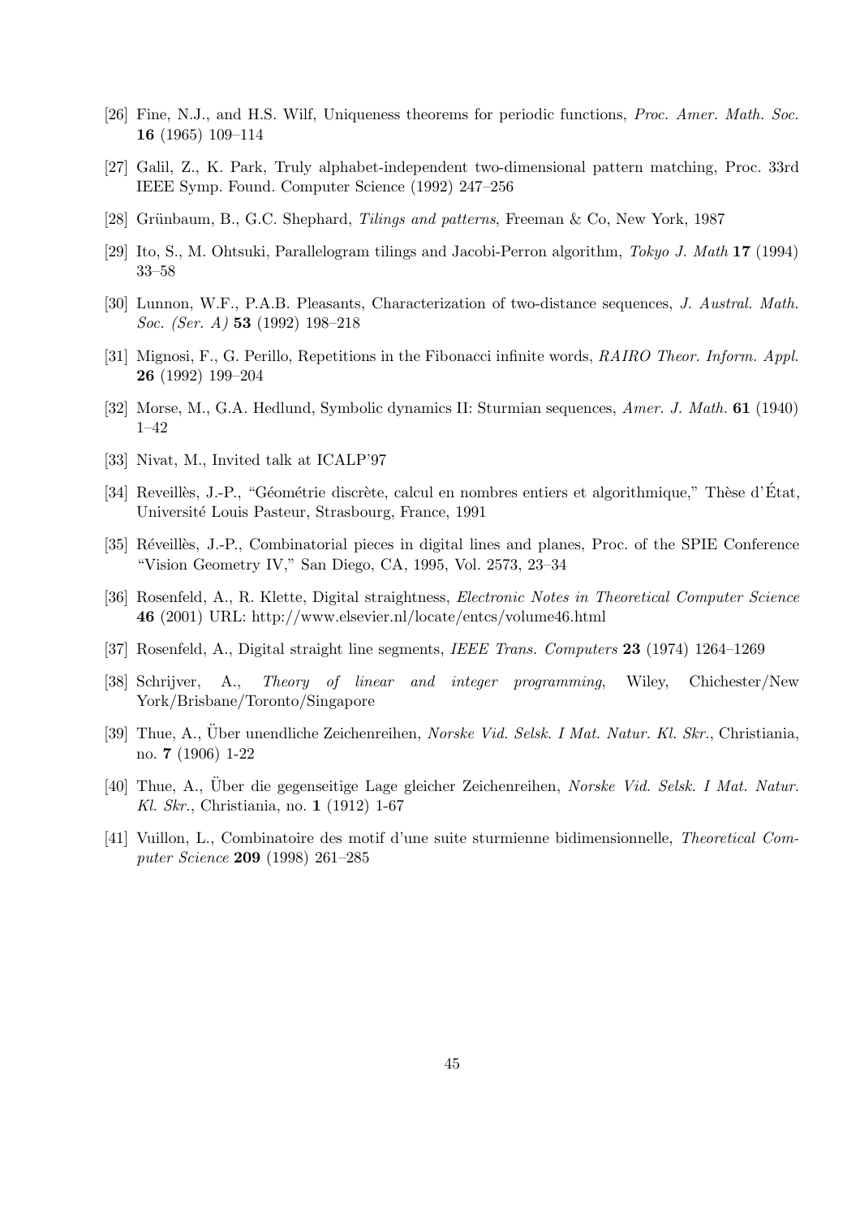[26] Fine, N.J., and H.S. Wilf, Uniqueness theorems for periodic functions, *Proc. Amer. Math. Soc.* **16** (1965) 109–114

[27] Galil, Z., K. Park, Truly alphabet-independent two-dimensional pattern matching, Proc. 33rd IEEE Symp. Found. Computer Science (1992) 247–256

[28] Grünbaum, B., G.C. Shephard, *Tilings and patterns*, Freeman & Co, New York, 1987

[29] Ito, S., M. Ohtsuki, Parallelogram tilings and Jacobi-Perron algorithm, *Tokyo J. Math* **17** (1994) 33–58

[30] Lunnon, W.F., P.A.B. Pleasants, Characterization of two-distance sequences, *J. Austral. Math. Soc. (Ser. A)* **53** (1992) 198–218

[31] Mignosi, F., G. Perillo, Repetitions in the Fibonacci infinite words, *RAIRO Theor. Inform. Appl.* **26** (1992) 199–204

[32] Morse, M., G.A. Hedlund, Symbolic dynamics II: Sturmian sequences, *Amer. J. Math.* **61** (1940) 1–42

[33] Nivat, M., Invited talk at ICALP'97

[34] Reveillès, J.-P., "Géométrie discrète, calcul en nombres entiers et algorithmique," Thèse d'État, Université Louis Pasteur, Strasbourg, France, 1991

[35] Réveillès, J.-P., Combinatorial pieces in digital lines and planes, Proc. of the SPIE Conference "Vision Geometry IV," San Diego, CA, 1995, Vol. 2573, 23–34

[36] Rosenfeld, A., R. Klette, Digital straightness, *Electronic Notes in Theoretical Computer Science* **46** (2001) URL: http://www.elsevier.nl/locate/entcs/volume46.html

[37] Rosenfeld, A., Digital straight line segments, *IEEE Trans. Computers* **23** (1974) 1264–1269

[38] Schrijver, A., *Theory of linear and integer programming*, Wiley, Chichester/New York/Brisbane/Toronto/Singapore

[39] Thue, A., Über unendliche Zeichenreihen, *Norske Vid. Selsk. I Mat. Natur. Kl. Skr.*, Christiania, no. **7** (1906) 1-22

[40] Thue, A., Über die gegenseitige Lage gleicher Zeichenreihen, *Norske Vid. Selsk. I Mat. Natur. Kl. Skr.*, Christiania, no. **1** (1912) 1-67

[41] Vuillon, L., Combinatoire des motif d'une suite sturmienne bidimensionnelle, *Theoretical Computer Science* **209** (1998) 261–285